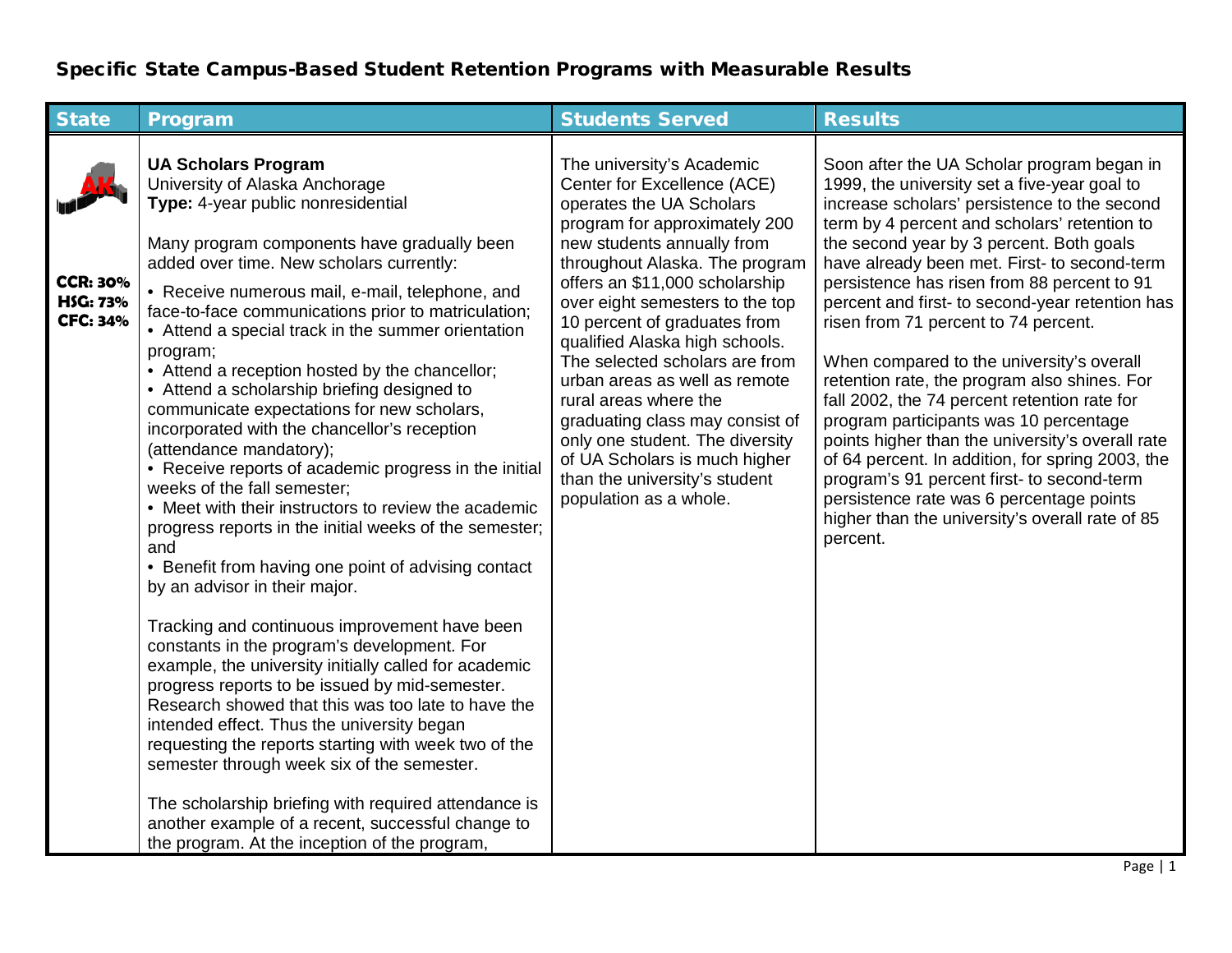# Specific State Campus-Based Student Retention Programs with Measurable Results

| State | Program | Students Served | Results |
|---|---|---|---|
| AK<br><br>**CCR: 30%**<br>**HSG: 73%**<br>**CFC: 34%** | **UA Scholars Program**<br>University of Alaska Anchorage<br>**Type:** 4-year public nonresidential<br><br>Many program components have gradually been added over time. New scholars currently:<br><br>• Receive numerous mail, e-mail, telephone, and face-to-face communications prior to matriculation;<br>• Attend a special track in the summer orientation program;<br>• Attend a reception hosted by the chancellor;<br>• Attend a scholarship briefing designed to communicate expectations for new scholars, incorporated with the chancellor's reception (attendance mandatory);<br>• Receive reports of academic progress in the initial weeks of the fall semester;<br>• Meet with their instructors to review the academic progress reports in the initial weeks of the semester; and<br>• Benefit from having one point of advising contact by an advisor in their major.<br><br>Tracking and continuous improvement have been constants in the program's development. For example, the university initially called for academic progress reports to be issued by mid-semester. Research showed that this was too late to have the intended effect. Thus the university began requesting the reports starting with week two of the semester through week six of the semester.<br><br>The scholarship briefing with required attendance is another example of a recent, successful change to the program. At the inception of the program, | The university's Academic Center for Excellence (ACE) operates the UA Scholars program for approximately 200 new students annually from throughout Alaska. The program offers an $11,000 scholarship over eight semesters to the top 10 percent of graduates from qualified Alaska high schools. The selected scholars are from urban areas as well as remote rural areas where the graduating class may consist of only one student. The diversity of UA Scholars is much higher than the university's student population as a whole. | Soon after the UA Scholar program began in 1999, the university set a five-year goal to increase scholars' persistence to the second term by 4 percent and scholars' retention to the second year by 3 percent. Both goals have already been met. First- to second-term persistence has risen from 88 percent to 91 percent and first- to second-year retention has risen from 71 percent to 74 percent.<br><br>When compared to the university's overall retention rate, the program also shines. For fall 2002, the 74 percent retention rate for program participants was 10 percentage points higher than the university's overall rate of 64 percent. In addition, for spring 2003, the program's 91 percent first- to second-term persistence rate was 6 percentage points higher than the university's overall rate of 85 percent. |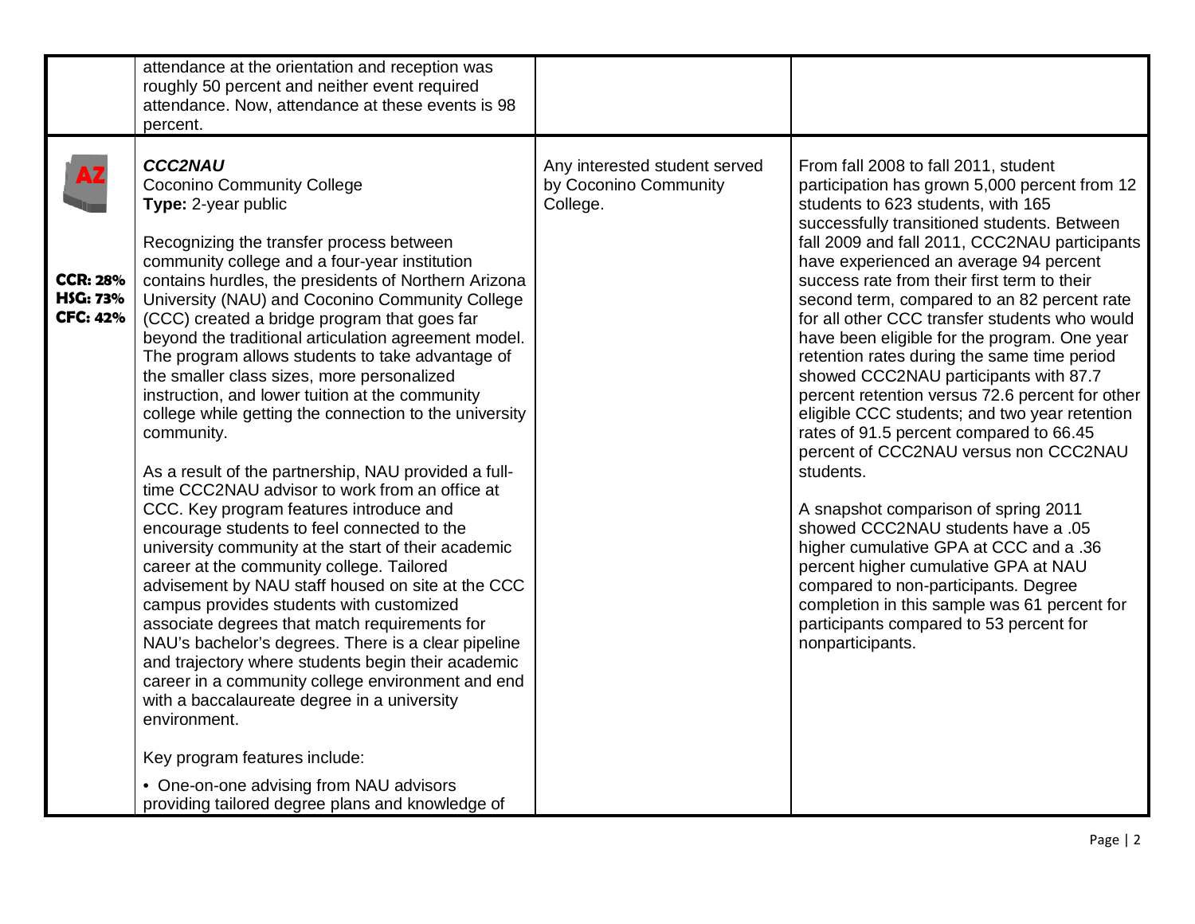| | | | |
|---|---|---|---|
| | attendance at the orientation and reception was roughly 50 percent and neither event required attendance. Now, attendance at these events is 98 percent. | | |
| AZ<br><br>**CCR: 28%**<br>**HSG: 73%**<br>**CFC: 42%** | ***CCC2NAU***<br>Coconino Community College<br>**Type:** 2-year public<br><br>Recognizing the transfer process between community college and a four-year institution contains hurdles, the presidents of Northern Arizona University (NAU) and Coconino Community College (CCC) created a bridge program that goes far beyond the traditional articulation agreement model. The program allows students to take advantage of the smaller class sizes, more personalized instruction, and lower tuition at the community college while getting the connection to the university community.<br><br>As a result of the partnership, NAU provided a full-time CCC2NAU advisor to work from an office at CCC. Key program features introduce and encourage students to feel connected to the university community at the start of their academic career at the community college. Tailored advisement by NAU staff housed on site at the CCC campus provides students with customized associate degrees that match requirements for NAU's bachelor's degrees. There is a clear pipeline and trajectory where students begin their academic career in a community college environment and end with a baccalaureate degree in a university environment.<br><br>Key program features include:<br><br>• One-on-one advising from NAU advisors providing tailored degree plans and knowledge of | Any interested student served by Coconino Community College. | From fall 2008 to fall 2011, student participation has grown 5,000 percent from 12 students to 623 students, with 165 successfully transitioned students. Between fall 2009 and fall 2011, CCC2NAU participants have experienced an average 94 percent success rate from their first term to their second term, compared to an 82 percent rate for all other CCC transfer students who would have been eligible for the program. One year retention rates during the same time period showed CCC2NAU participants with 87.7 percent retention versus 72.6 percent for other eligible CCC students; and two year retention rates of 91.5 percent compared to 66.45 percent of CCC2NAU versus non CCC2NAU students.<br><br>A snapshot comparison of spring 2011 showed CCC2NAU students have a .05 higher cumulative GPA at CCC and a .36 percent higher cumulative GPA at NAU compared to non-participants. Degree completion in this sample was 61 percent for participants compared to 53 percent for nonparticipants. |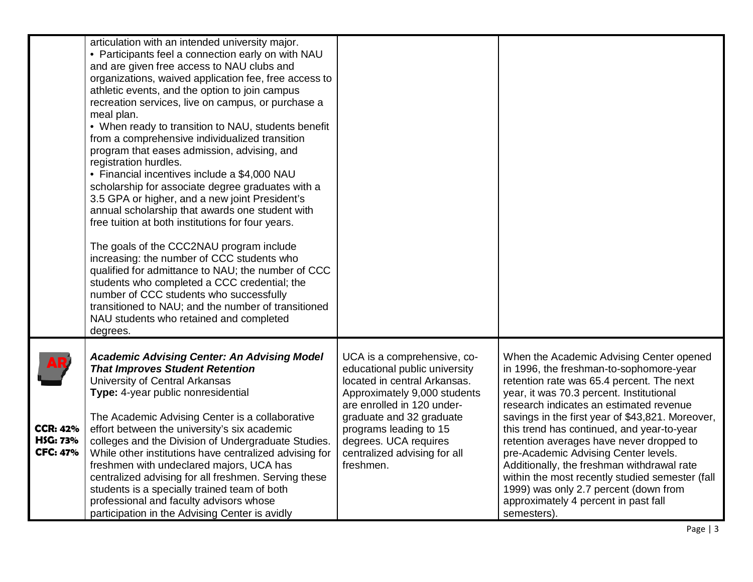| | | | |
|---|---|---|---|
| | articulation with an intended university major.<br>• Participants feel a connection early on with NAU and are given free access to NAU clubs and organizations, waived application fee, free access to athletic events, and the option to join campus recreation services, live on campus, or purchase a meal plan.<br>• When ready to transition to NAU, students benefit from a comprehensive individualized transition program that eases admission, advising, and registration hurdles.<br>• Financial incentives include a $4,000 NAU scholarship for associate degree graduates with a 3.5 GPA or higher, and a new joint President's annual scholarship that awards one student with free tuition at both institutions for four years.<br><br>The goals of the CCC2NAU program include increasing: the number of CCC students who qualified for admittance to NAU; the number of CCC students who completed a CCC credential; the number of CCC students who successfully transitioned to NAU; and the number of transitioned NAU students who retained and completed degrees. | | |
| AR<br><br>**CCR: 42%**<br>**HSG: 73%**<br>**CFC: 47%** | ***Academic Advising Center: An Advising Model That Improves Student Retention***<br>University of Central Arkansas<br>**Type:** 4-year public nonresidential<br><br>The Academic Advising Center is a collaborative effort between the university's six academic colleges and the Division of Undergraduate Studies. While other institutions have centralized advising for freshmen with undeclared majors, UCA has centralized advising for all freshmen. Serving these students is a specially trained team of both professional and faculty advisors whose participation in the Advising Center is avidly | UCA is a comprehensive, co-educational public university located in central Arkansas. Approximately 9,000 students are enrolled in 120 under-graduate and 32 graduate programs leading to 15 degrees. UCA requires centralized advising for all freshmen. | When the Academic Advising Center opened in 1996, the freshman-to-sophomore-year retention rate was 65.4 percent. The next year, it was 70.3 percent. Institutional research indicates an estimated revenue savings in the first year of $43,821. Moreover, this trend has continued, and year-to-year retention averages have never dropped to pre-Academic Advising Center levels. Additionally, the freshman withdrawal rate within the most recently studied semester (fall 1999) was only 2.7 percent (down from approximately 4 percent in past fall semesters). |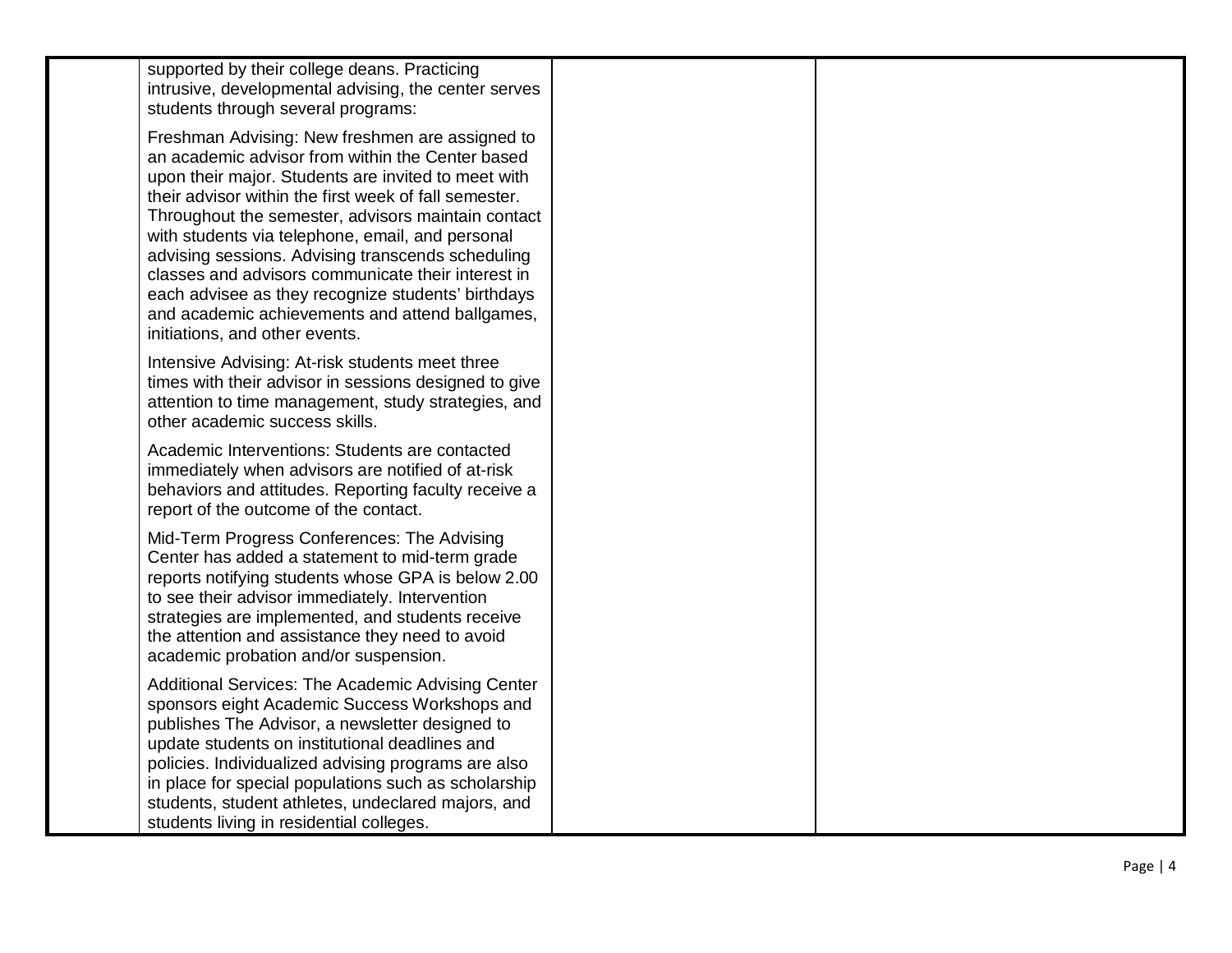| | | | |
|---|---|---|---|
| | supported by their college deans. Practicing intrusive, developmental advising, the center serves students through several programs:<br><br>Freshman Advising: New freshmen are assigned to an academic advisor from within the Center based upon their major. Students are invited to meet with their advisor within the first week of fall semester. Throughout the semester, advisors maintain contact with students via telephone, email, and personal advising sessions. Advising transcends scheduling classes and advisors communicate their interest in each advisee as they recognize students' birthdays and academic achievements and attend ballgames, initiations, and other events.<br><br>Intensive Advising: At-risk students meet three times with their advisor in sessions designed to give attention to time management, study strategies, and other academic success skills.<br><br>Academic Interventions: Students are contacted immediately when advisors are notified of at-risk behaviors and attitudes. Reporting faculty receive a report of the outcome of the contact.<br><br>Mid-Term Progress Conferences: The Advising Center has added a statement to mid-term grade reports notifying students whose GPA is below 2.00 to see their advisor immediately. Intervention strategies are implemented, and students receive the attention and assistance they need to avoid academic probation and/or suspension.<br><br>Additional Services: The Academic Advising Center sponsors eight Academic Success Workshops and publishes The Advisor, a newsletter designed to update students on institutional deadlines and policies. Individualized advising programs are also in place for special populations such as scholarship students, student athletes, undeclared majors, and students living in residential colleges. | | |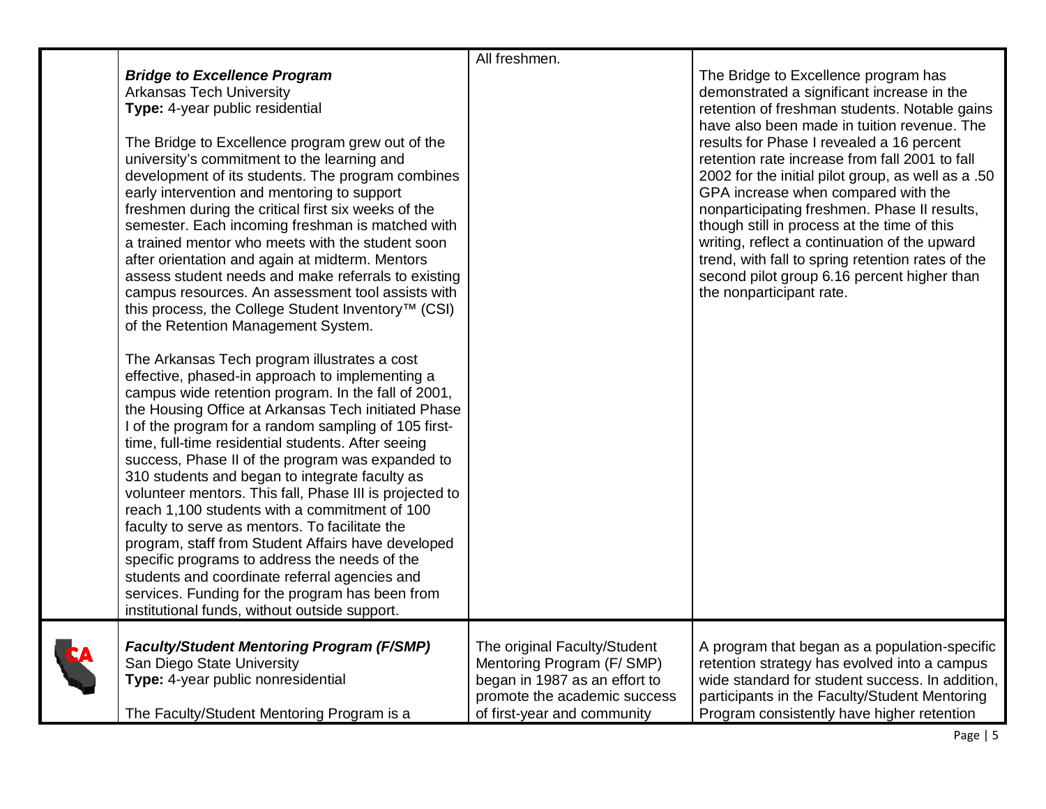| | | | |
|---|---|---|---|
| | ***Bridge to Excellence Program*** <br> Arkansas Tech University <br> **Type:** 4-year public residential <br><br> The Bridge to Excellence program grew out of the university's commitment to the learning and development of its students. The program combines early intervention and mentoring to support freshmen during the critical first six weeks of the semester. Each incoming freshman is matched with a trained mentor who meets with the student soon after orientation and again at midterm. Mentors assess student needs and make referrals to existing campus resources. An assessment tool assists with this process, the College Student Inventory™ (CSI) of the Retention Management System. <br><br> The Arkansas Tech program illustrates a cost effective, phased-in approach to implementing a campus wide retention program. In the fall of 2001, the Housing Office at Arkansas Tech initiated Phase I of the program for a random sampling of 105 first-time, full-time residential students. After seeing success, Phase II of the program was expanded to 310 students and began to integrate faculty as volunteer mentors. This fall, Phase III is projected to reach 1,100 students with a commitment of 100 faculty to serve as mentors. To facilitate the program, staff from Student Affairs have developed specific programs to address the needs of the students and coordinate referral agencies and services. Funding for the program has been from institutional funds, without outside support. | All freshmen. | The Bridge to Excellence program has demonstrated a significant increase in the retention of freshman students. Notable gains have also been made in tuition revenue. The results for Phase I revealed a 16 percent retention rate increase from fall 2001 to fall 2002 for the initial pilot group, as well as a .50 GPA increase when compared with the nonparticipating freshmen. Phase II results, though still in process at the time of this writing, reflect a continuation of the upward trend, with fall to spring retention rates of the second pilot group 6.16 percent higher than the nonparticipant rate. |
| CA | ***Faculty/Student Mentoring Program (F/SMP)*** <br> San Diego State University <br> **Type:** 4-year public nonresidential <br><br> The Faculty/Student Mentoring Program is a | The original Faculty/Student Mentoring Program (F/ SMP) began in 1987 as an effort to promote the academic success of first-year and community | A program that began as a population-specific retention strategy has evolved into a campus wide standard for student success. In addition, participants in the Faculty/Student Mentoring Program consistently have higher retention |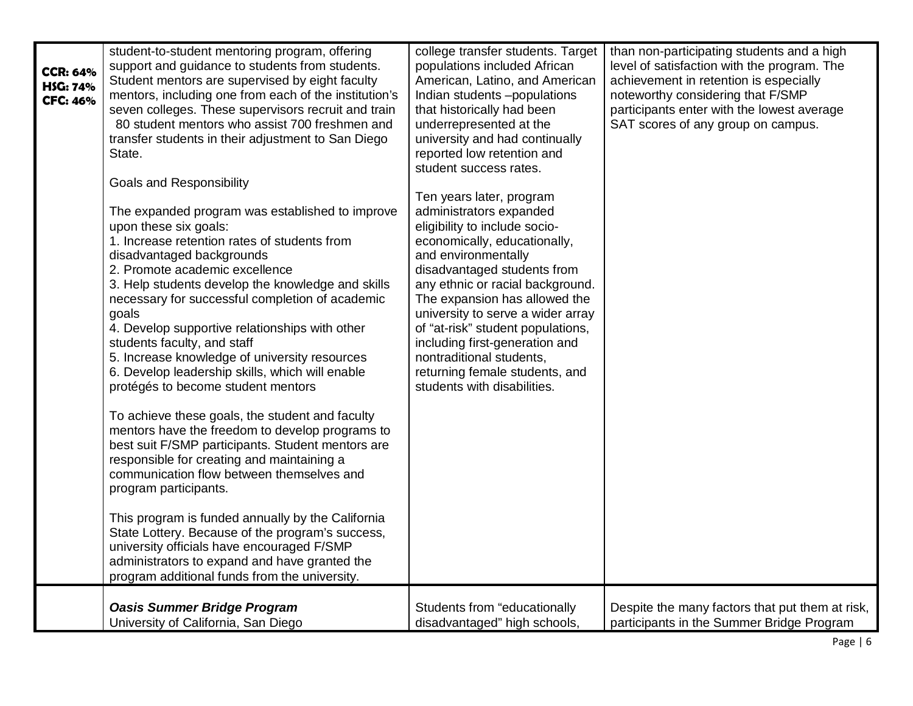| | | | |
|---|---|---|---|
| **CCR: 64%**<br>**HSG: 74%**<br>**CFC: 46%** | student-to-student mentoring program, offering support and guidance to students from students. Student mentors are supervised by eight faculty mentors, including one from each of the institution's seven colleges. These supervisors recruit and train 80 student mentors who assist 700 freshmen and transfer students in their adjustment to San Diego State.<br><br>Goals and Responsibility<br><br>The expanded program was established to improve upon these six goals:<br>1. Increase retention rates of students from disadvantaged backgrounds<br>2. Promote academic excellence<br>3. Help students develop the knowledge and skills necessary for successful completion of academic goals<br>4. Develop supportive relationships with other students faculty, and staff<br>5. Increase knowledge of university resources<br>6. Develop leadership skills, which will enable protégés to become student mentors<br><br>To achieve these goals, the student and faculty mentors have the freedom to develop programs to best suit F/SMP participants. Student mentors are responsible for creating and maintaining a communication flow between themselves and program participants.<br><br>This program is funded annually by the California State Lottery. Because of the program's success, university officials have encouraged F/SMP administrators to expand and have granted the program additional funds from the university. | college transfer students. Target populations included African American, Latino, and American Indian students –populations that historically had been underrepresented at the university and had continually reported low retention and student success rates.<br><br>Ten years later, program administrators expanded eligibility to include socio-economically, educationally, and environmentally disadvantaged students from any ethnic or racial background. The expansion has allowed the university to serve a wider array of "at-risk" student populations, including first-generation and nontraditional students, returning female students, and students with disabilities. | than non-participating students and a high level of satisfaction with the program. The achievement in retention is especially noteworthy considering that F/SMP participants enter with the lowest average SAT scores of any group on campus. |
| | ***Oasis Summer Bridge Program***<br>University of California, San Diego | Students from "educationally disadvantaged" high schools, | Despite the many factors that put them at risk, participants in the Summer Bridge Program |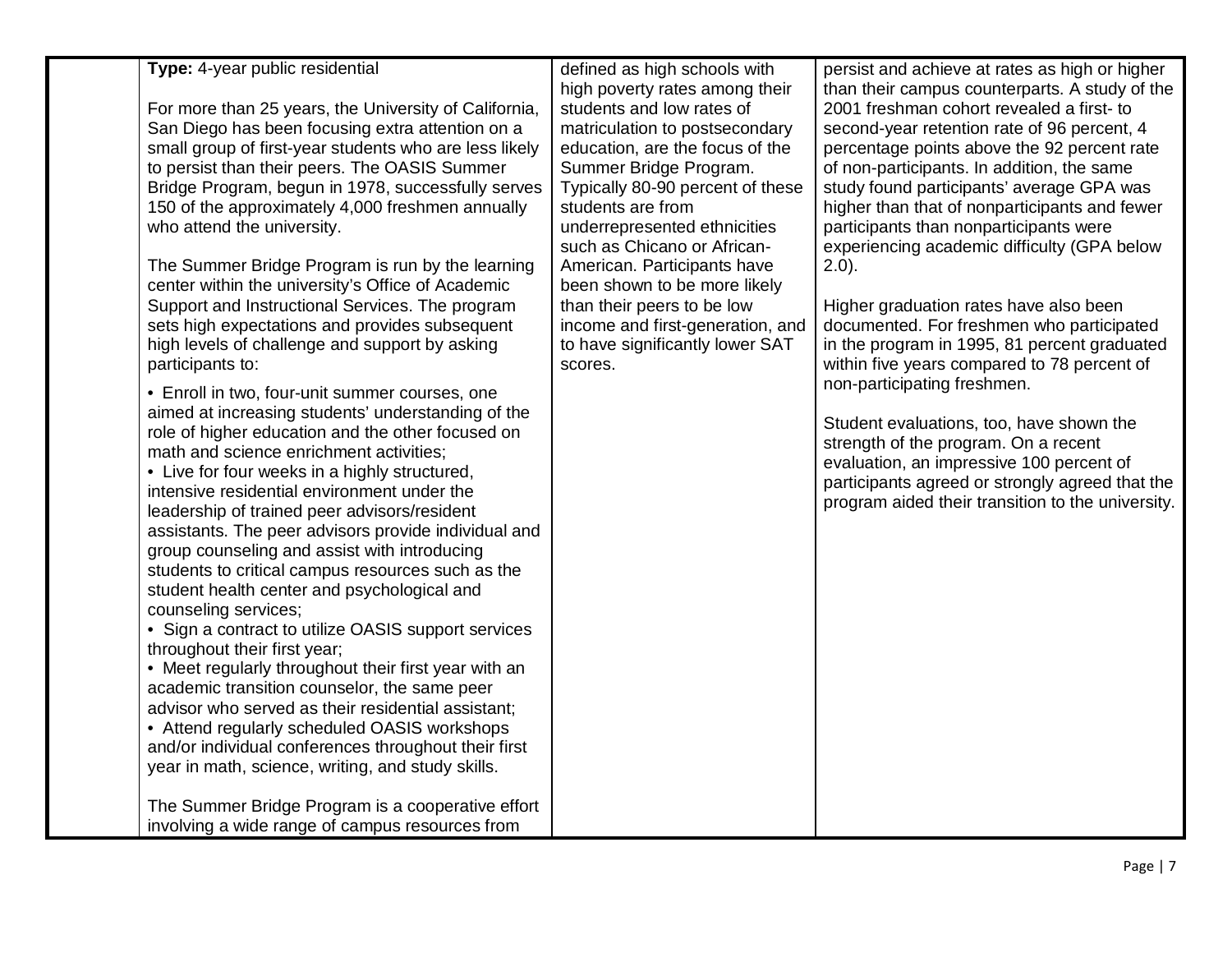| | | | |
|---|---|---|---|
| | **Type:** 4-year public residential<br><br>For more than 25 years, the University of California, San Diego has been focusing extra attention on a small group of first-year students who are less likely to persist than their peers. The OASIS Summer Bridge Program, begun in 1978, successfully serves 150 of the approximately 4,000 freshmen annually who attend the university.<br><br>The Summer Bridge Program is run by the learning center within the university's Office of Academic Support and Instructional Services. The program sets high expectations and provides subsequent high levels of challenge and support by asking participants to:<br><br>• Enroll in two, four-unit summer courses, one aimed at increasing students' understanding of the role of higher education and the other focused on math and science enrichment activities;<br>• Live for four weeks in a highly structured, intensive residential environment under the leadership of trained peer advisors/resident assistants. The peer advisors provide individual and group counseling and assist with introducing students to critical campus resources such as the student health center and psychological and counseling services;<br>• Sign a contract to utilize OASIS support services throughout their first year;<br>• Meet regularly throughout their first year with an academic transition counselor, the same peer advisor who served as their residential assistant;<br>• Attend regularly scheduled OASIS workshops and/or individual conferences throughout their first year in math, science, writing, and study skills.<br><br>The Summer Bridge Program is a cooperative effort involving a wide range of campus resources from | defined as high schools with high poverty rates among their students and low rates of matriculation to postsecondary education, are the focus of the Summer Bridge Program. Typically 80-90 percent of these students are from underrepresented ethnicities such as Chicano or African-American. Participants have been shown to be more likely than their peers to be low income and first-generation, and to have significantly lower SAT scores. | persist and achieve at rates as high or higher than their campus counterparts. A study of the 2001 freshman cohort revealed a first- to second-year retention rate of 96 percent, 4 percentage points above the 92 percent rate of non-participants. In addition, the same study found participants' average GPA was higher than that of nonparticipants and fewer participants than nonparticipants were experiencing academic difficulty (GPA below 2.0).<br><br>Higher graduation rates have also been documented. For freshmen who participated in the program in 1995, 81 percent graduated within five years compared to 78 percent of non-participating freshmen.<br><br>Student evaluations, too, have shown the strength of the program. On a recent evaluation, an impressive 100 percent of participants agreed or strongly agreed that the program aided their transition to the university. |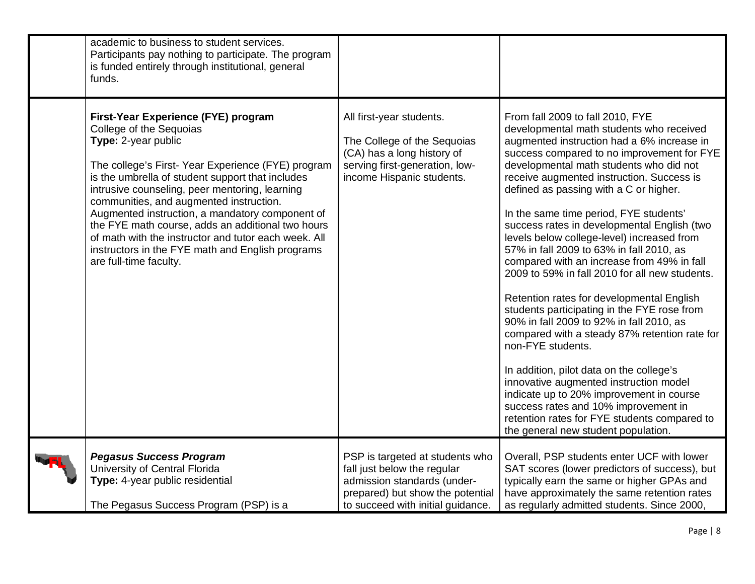|  | Program | Target Population | Outcomes |
|---|---|---|---|
|  | academic to business to student services. Participants pay nothing to participate. The program is funded entirely through institutional, general funds. |  |  |
|  | **First-Year Experience (FYE) program**<br>College of the Sequoias<br>**Type:** 2-year public<br><br>The college's First- Year Experience (FYE) program is the umbrella of student support that includes intrusive counseling, peer mentoring, learning communities, and augmented instruction. Augmented instruction, a mandatory component of the FYE math course, adds an additional two hours of math with the instructor and tutor each week. All instructors in the FYE math and English programs are full-time faculty. | All first-year students.<br><br>The College of the Sequoias (CA) has a long history of serving first-generation, low-income Hispanic students. | From fall 2009 to fall 2010, FYE developmental math students who received augmented instruction had a 6% increase in success compared to no improvement for FYE developmental math students who did not receive augmented instruction. Success is defined as passing with a C or higher.<br><br>In the same time period, FYE students' success rates in developmental English (two levels below college-level) increased from 57% in fall 2009 to 63% in fall 2010, as compared with an increase from 49% in fall 2009 to 59% in fall 2010 for all new students.<br><br>Retention rates for developmental English students participating in the FYE rose from 90% in fall 2009 to 92% in fall 2010, as compared with a steady 87% retention rate for non-FYE students.<br><br>In addition, pilot data on the college's innovative augmented instruction model indicate up to 20% improvement in course success rates and 10% improvement in retention rates for FYE students compared to the general new student population. |
| FL | ***Pegasus Success Program***<br>University of Central Florida<br>**Type:** 4-year public residential<br><br>The Pegasus Success Program (PSP) is a | PSP is targeted at students who fall just below the regular admission standards (under-prepared) but show the potential to succeed with initial guidance. | Overall, PSP students enter UCF with lower SAT scores (lower predictors of success), but typically earn the same or higher GPAs and have approximately the same retention rates as regularly admitted students. Since 2000, |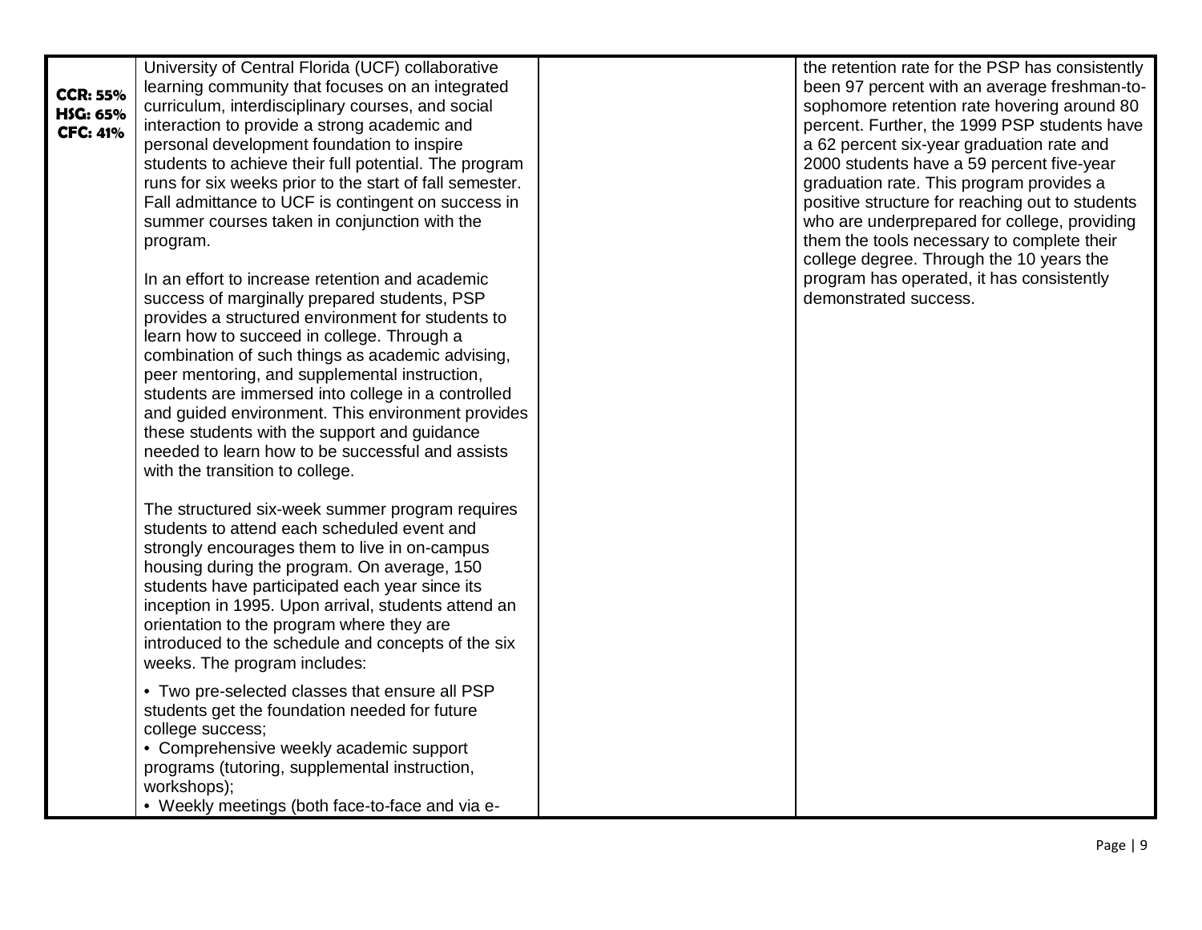| | | | |
|---|---|---|---|
| **CCR: 55%**<br>**HSG: 65%**<br>**CFC: 41%** | University of Central Florida (UCF) collaborative learning community that focuses on an integrated curriculum, interdisciplinary courses, and social interaction to provide a strong academic and personal development foundation to inspire students to achieve their full potential. The program runs for six weeks prior to the start of fall semester. Fall admittance to UCF is contingent on success in summer courses taken in conjunction with the program.<br><br>In an effort to increase retention and academic success of marginally prepared students, PSP provides a structured environment for students to learn how to succeed in college. Through a combination of such things as academic advising, peer mentoring, and supplemental instruction, students are immersed into college in a controlled and guided environment. This environment provides these students with the support and guidance needed to learn how to be successful and assists with the transition to college.<br><br>The structured six-week summer program requires students to attend each scheduled event and strongly encourages them to live in on-campus housing during the program. On average, 150 students have participated each year since its inception in 1995. Upon arrival, students attend an orientation to the program where they are introduced to the schedule and concepts of the six weeks. The program includes:<br><br>• Two pre-selected classes that ensure all PSP students get the foundation needed for future college success;<br>• Comprehensive weekly academic support programs (tutoring, supplemental instruction, workshops);<br>• Weekly meetings (both face-to-face and via e- | | the retention rate for the PSP has consistently been 97 percent with an average freshman-to-sophomore retention rate hovering around 80 percent. Further, the 1999 PSP students have a 62 percent six-year graduation rate and 2000 students have a 59 percent five-year graduation rate. This program provides a positive structure for reaching out to students who are underprepared for college, providing them the tools necessary to complete their college degree. Through the 10 years the program has operated, it has consistently demonstrated success. |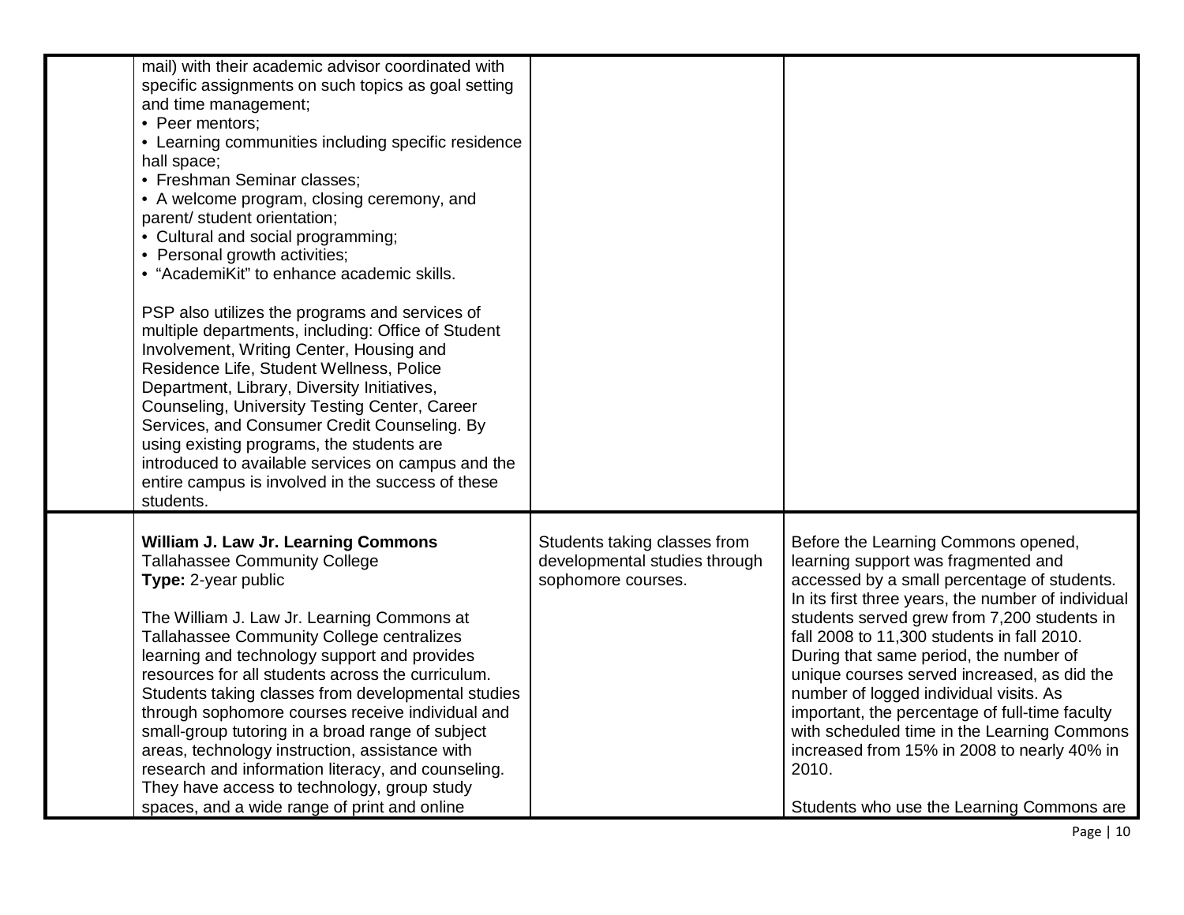| | | | |
|---|---|---|---|
| | mail) with their academic advisor coordinated with specific assignments on such topics as goal setting and time management;<br>• Peer mentors;<br>• Learning communities including specific residence hall space;<br>• Freshman Seminar classes;<br>• A welcome program, closing ceremony, and parent/ student orientation;<br>• Cultural and social programming;<br>• Personal growth activities;<br>• "AcademiKit" to enhance academic skills.<br><br>PSP also utilizes the programs and services of multiple departments, including: Office of Student Involvement, Writing Center, Housing and Residence Life, Student Wellness, Police Department, Library, Diversity Initiatives, Counseling, University Testing Center, Career Services, and Consumer Credit Counseling. By using existing programs, the students are introduced to available services on campus and the entire campus is involved in the success of these students. | | |
| | **William J. Law Jr. Learning Commons**<br>Tallahassee Community College<br>**Type:** 2-year public<br><br>The William J. Law Jr. Learning Commons at Tallahassee Community College centralizes learning and technology support and provides resources for all students across the curriculum. Students taking classes from developmental studies through sophomore courses receive individual and small-group tutoring in a broad range of subject areas, technology instruction, assistance with research and information literacy, and counseling. They have access to technology, group study spaces, and a wide range of print and online | Students taking classes from developmental studies through sophomore courses. | Before the Learning Commons opened, learning support was fragmented and accessed by a small percentage of students. In its first three years, the number of individual students served grew from 7,200 students in fall 2008 to 11,300 students in fall 2010. During that same period, the number of unique courses served increased, as did the number of logged individual visits. As important, the percentage of full-time faculty with scheduled time in the Learning Commons increased from 15% in 2008 to nearly 40% in 2010.<br><br>Students who use the Learning Commons are |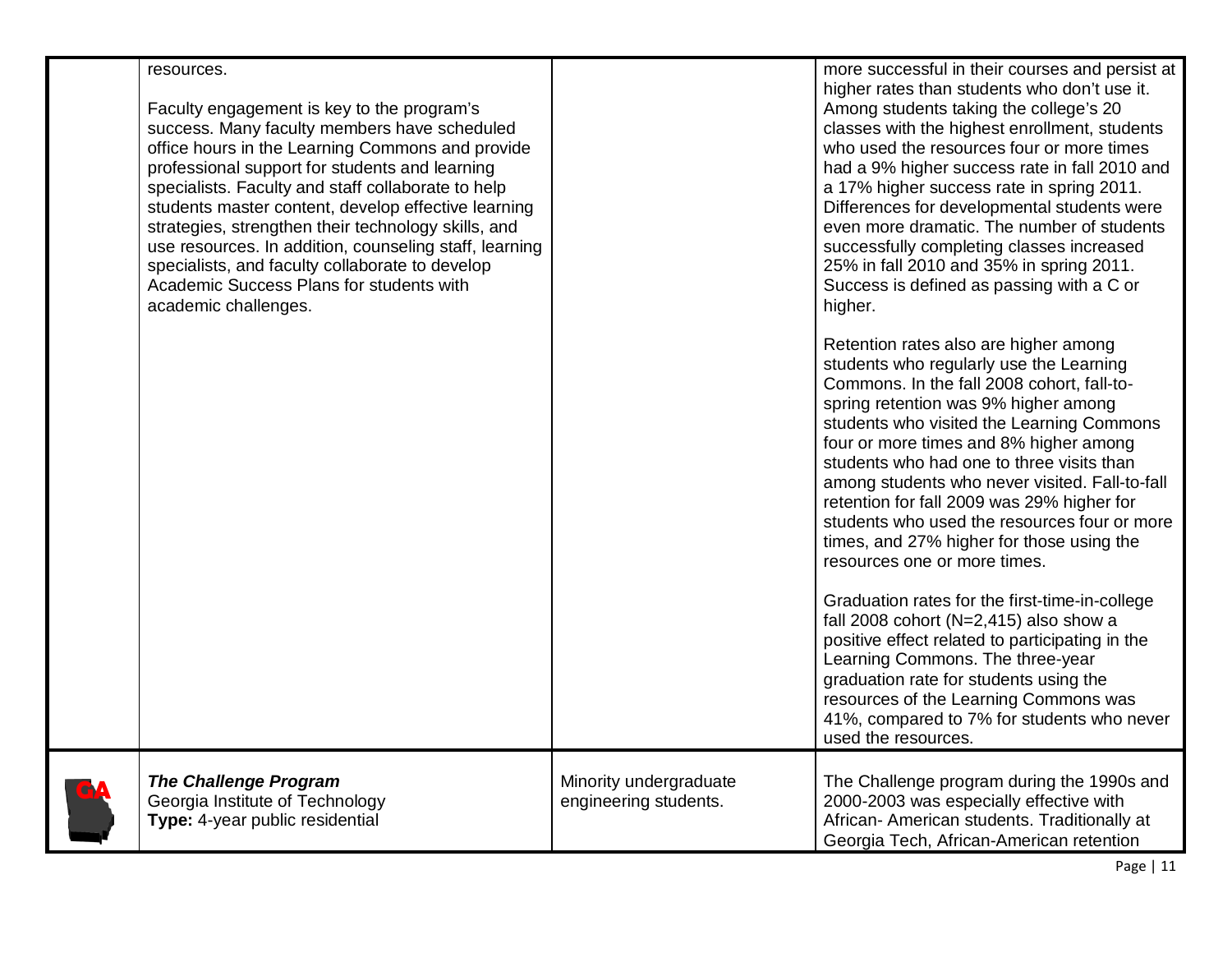| | | | |
|---|---|---|---|
| | resources.<br><br>Faculty engagement is key to the program's success. Many faculty members have scheduled office hours in the Learning Commons and provide professional support for students and learning specialists. Faculty and staff collaborate to help students master content, develop effective learning strategies, strengthen their technology skills, and use resources. In addition, counseling staff, learning specialists, and faculty collaborate to develop Academic Success Plans for students with academic challenges. | | more successful in their courses and persist at higher rates than students who don't use it. Among students taking the college's 20 classes with the highest enrollment, students who used the resources four or more times had a 9% higher success rate in fall 2010 and a 17% higher success rate in spring 2011. Differences for developmental students were even more dramatic. The number of students successfully completing classes increased 25% in fall 2010 and 35% in spring 2011. Success is defined as passing with a C or higher.<br><br>Retention rates also are higher among students who regularly use the Learning Commons. In the fall 2008 cohort, fall-to-spring retention was 9% higher among students who visited the Learning Commons four or more times and 8% higher among students who had one to three visits than among students who never visited. Fall-to-fall retention for fall 2009 was 29% higher for students who used the resources four or more times, and 27% higher for those using the resources one or more times.<br><br>Graduation rates for the first-time-in-college fall 2008 cohort (N=2,415) also show a positive effect related to participating in the Learning Commons. The three-year graduation rate for students using the resources of the Learning Commons was 41%, compared to 7% for students who never used the resources. |
| GA | ***The Challenge Program***<br>Georgia Institute of Technology<br>**Type:** 4-year public residential | Minority undergraduate engineering students. | The Challenge program during the 1990s and 2000-2003 was especially effective with African- American students. Traditionally at Georgia Tech, African-American retention |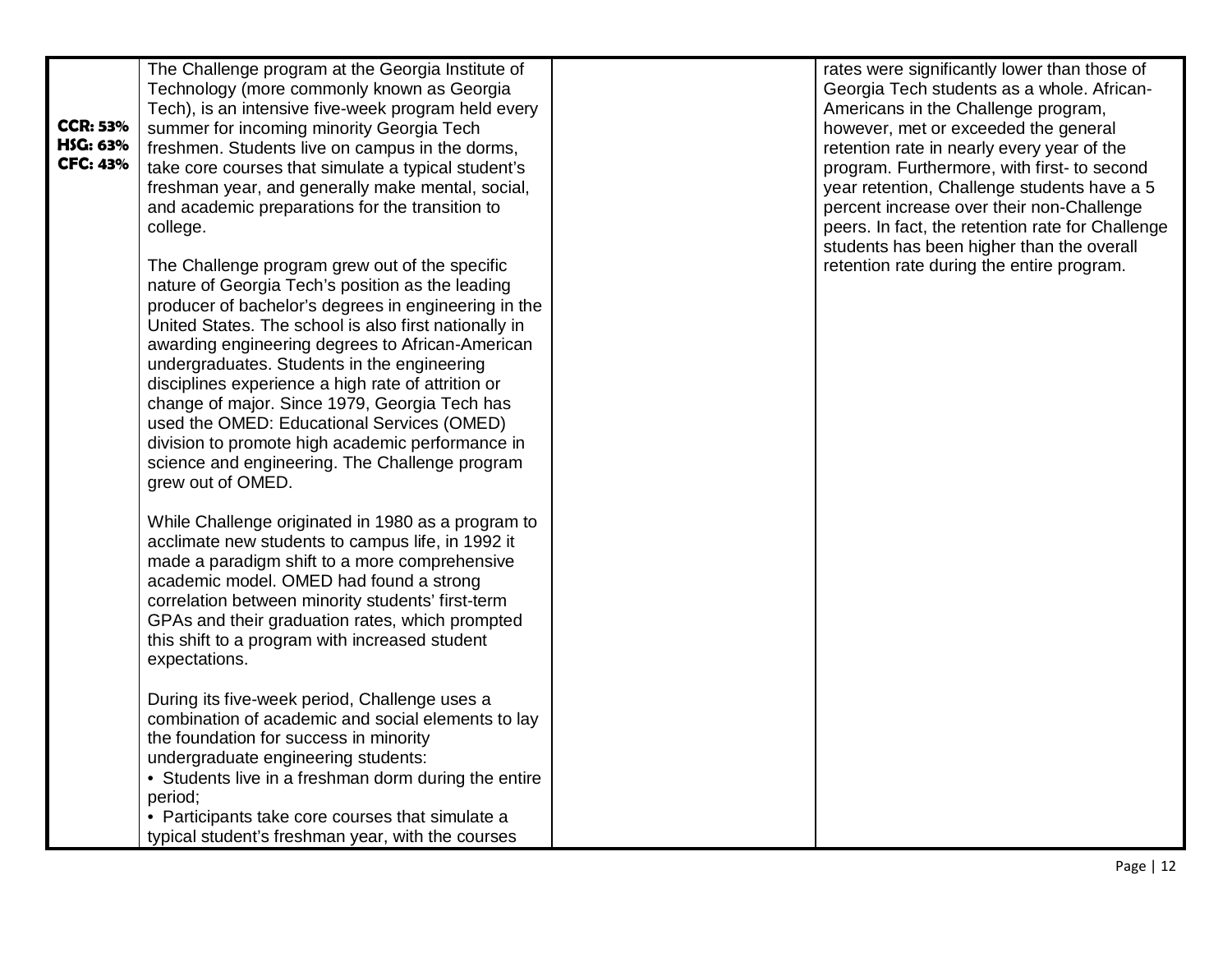| | | | |
|---|---|---|---|
| **CCR: 53%** **HSG: 63%** **CFC: 43%** | The Challenge program at the Georgia Institute of Technology (more commonly known as Georgia Tech), is an intensive five-week program held every summer for incoming minority Georgia Tech freshmen. Students live on campus in the dorms, take core courses that simulate a typical student's freshman year, and generally make mental, social, and academic preparations for the transition to college.<br><br>The Challenge program grew out of the specific nature of Georgia Tech's position as the leading producer of bachelor's degrees in engineering in the United States. The school is also first nationally in awarding engineering degrees to African-American undergraduates. Students in the engineering disciplines experience a high rate of attrition or change of major. Since 1979, Georgia Tech has used the OMED: Educational Services (OMED) division to promote high academic performance in science and engineering. The Challenge program grew out of OMED.<br><br>While Challenge originated in 1980 as a program to acclimate new students to campus life, in 1992 it made a paradigm shift to a more comprehensive academic model. OMED had found a strong correlation between minority students' first-term GPAs and their graduation rates, which prompted this shift to a program with increased student expectations.<br><br>During its five-week period, Challenge uses a combination of academic and social elements to lay the foundation for success in minority undergraduate engineering students:<br>• Students live in a freshman dorm during the entire period;<br>• Participants take core courses that simulate a typical student's freshman year, with the courses | | rates were significantly lower than those of Georgia Tech students as a whole. African-Americans in the Challenge program, however, met or exceeded the general retention rate in nearly every year of the program. Furthermore, with first- to second year retention, Challenge students have a 5 percent increase over their non-Challenge peers. In fact, the retention rate for Challenge students has been higher than the overall retention rate during the entire program. |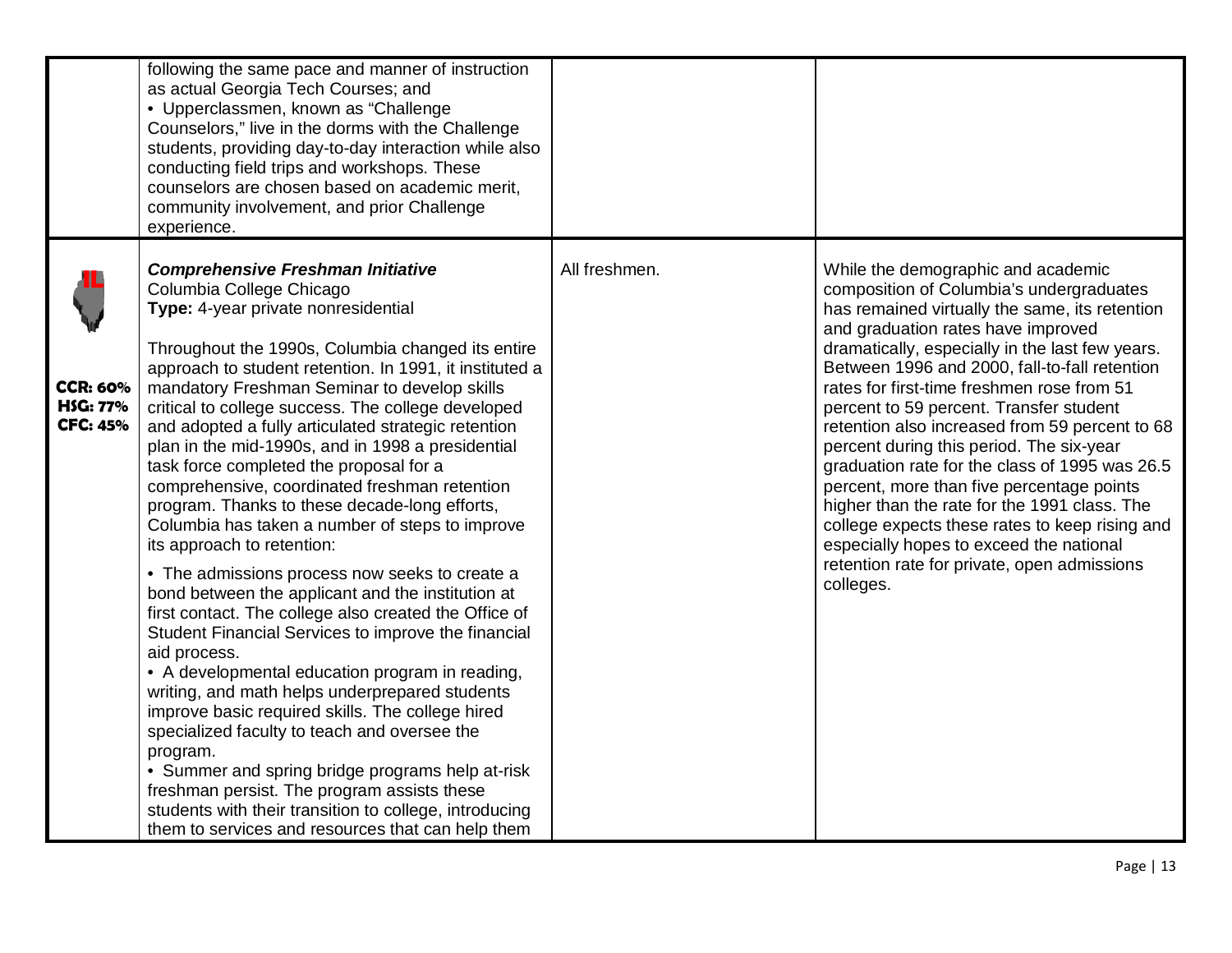| | | | |
|---|---|---|---|
| | following the same pace and manner of instruction as actual Georgia Tech Courses; and<br>• Upperclassmen, known as "Challenge Counselors," live in the dorms with the Challenge students, providing day-to-day interaction while also conducting field trips and workshops. These counselors are chosen based on academic merit, community involvement, and prior Challenge experience. | | |
| IL<br><br>**CCR: 60%**<br>**HSG: 77%**<br>**CFC: 45%** | ***Comprehensive Freshman Initiative***<br>Columbia College Chicago<br>**Type:** 4-year private nonresidential<br><br>Throughout the 1990s, Columbia changed its entire approach to student retention. In 1991, it instituted a mandatory Freshman Seminar to develop skills critical to college success. The college developed and adopted a fully articulated strategic retention plan in the mid-1990s, and in 1998 a presidential task force completed the proposal for a comprehensive, coordinated freshman retention program. Thanks to these decade-long efforts, Columbia has taken a number of steps to improve its approach to retention:<br><br>• The admissions process now seeks to create a bond between the applicant and the institution at first contact. The college also created the Office of Student Financial Services to improve the financial aid process.<br>• A developmental education program in reading, writing, and math helps underprepared students improve basic required skills. The college hired specialized faculty to teach and oversee the program.<br>• Summer and spring bridge programs help at-risk freshman persist. The program assists these students with their transition to college, introducing them to services and resources that can help them | All freshmen. | While the demographic and academic composition of Columbia's undergraduates has remained virtually the same, its retention and graduation rates have improved dramatically, especially in the last few years. Between 1996 and 2000, fall-to-fall retention rates for first-time freshmen rose from 51 percent to 59 percent. Transfer student retention also increased from 59 percent to 68 percent during this period. The six-year graduation rate for the class of 1995 was 26.5 percent, more than five percentage points higher than the rate for the 1991 class. The college expects these rates to keep rising and especially hopes to exceed the national retention rate for private, open admissions colleges. |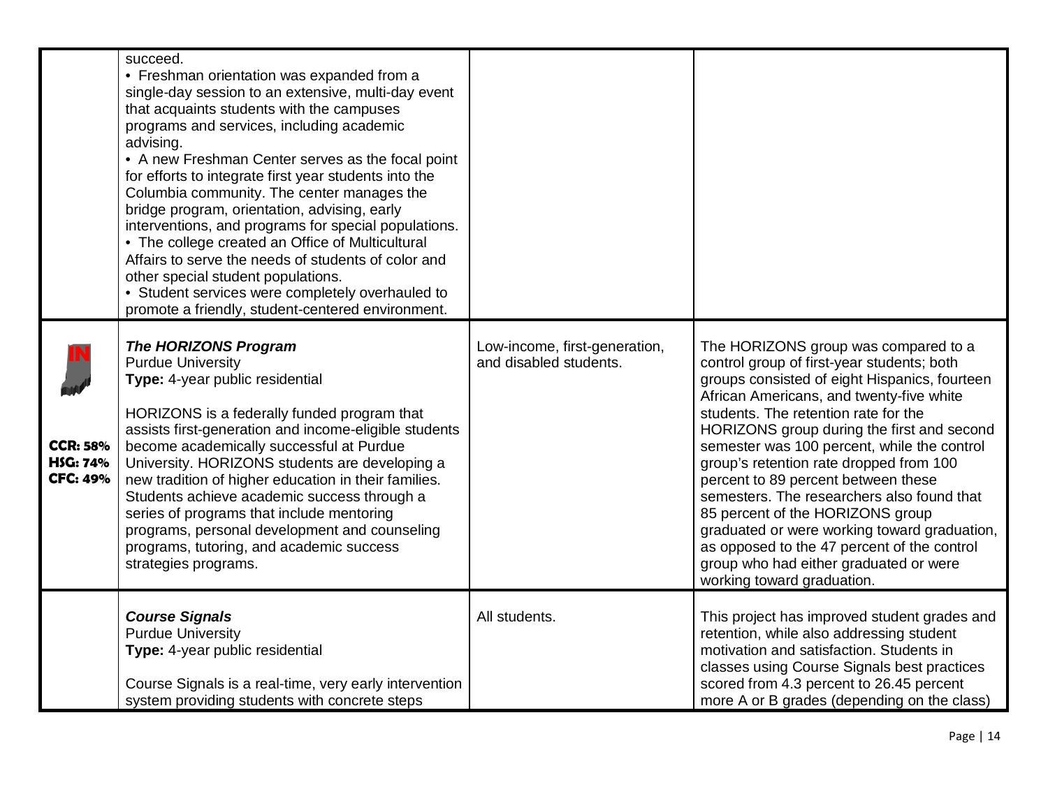| | | | |
|---|---|---|---|
| | succeed.<br>• Freshman orientation was expanded from a single-day session to an extensive, multi-day event that acquaints students with the campuses programs and services, including academic advising.<br>• A new Freshman Center serves as the focal point for efforts to integrate first year students into the Columbia community. The center manages the bridge program, orientation, advising, early interventions, and programs for special populations.<br>• The college created an Office of Multicultural Affairs to serve the needs of students of color and other special student populations.<br>• Student services were completely overhauled to promote a friendly, student-centered environment. | | |
| IN<br>**CCR: 58%**<br>**HSG: 74%**<br>**CFC: 49%** | ***The HORIZONS Program***<br>Purdue University<br>**Type:** 4-year public residential<br><br>HORIZONS is a federally funded program that assists first-generation and income-eligible students become academically successful at Purdue University. HORIZONS students are developing a new tradition of higher education in their families. Students achieve academic success through a series of programs that include mentoring programs, personal development and counseling programs, tutoring, and academic success strategies programs. | Low-income, first-generation, and disabled students. | The HORIZONS group was compared to a control group of first-year students; both groups consisted of eight Hispanics, fourteen African Americans, and twenty-five white students. The retention rate for the HORIZONS group during the first and second semester was 100 percent, while the control group's retention rate dropped from 100 percent to 89 percent between these semesters. The researchers also found that 85 percent of the HORIZONS group graduated or were working toward graduation, as opposed to the 47 percent of the control group who had either graduated or were working toward graduation. |
| | ***Course Signals***<br>Purdue University<br>**Type:** 4-year public residential<br><br>Course Signals is a real-time, very early intervention system providing students with concrete steps | All students. | This project has improved student grades and retention, while also addressing student motivation and satisfaction. Students in classes using Course Signals best practices scored from 4.3 percent to 26.45 percent more A or B grades (depending on the class) |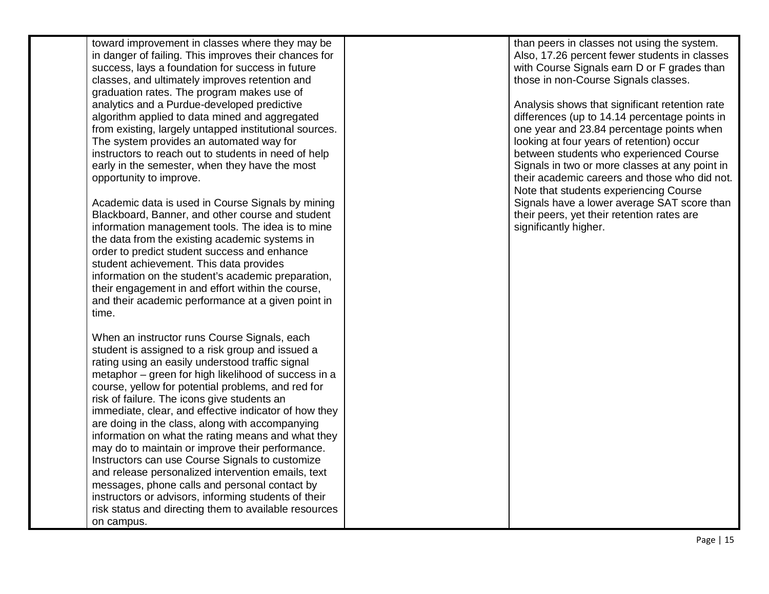| | | | |
|---|---|---|---|
| | toward improvement in classes where they may be in danger of failing. This improves their chances for success, lays a foundation for success in future classes, and ultimately improves retention and graduation rates. The program makes use of analytics and a Purdue-developed predictive algorithm applied to data mined and aggregated from existing, largely untapped institutional sources. The system provides an automated way for instructors to reach out to students in need of help early in the semester, when they have the most opportunity to improve.<br><br>Academic data is used in Course Signals by mining Blackboard, Banner, and other course and student information management tools. The idea is to mine the data from the existing academic systems in order to predict student success and enhance student achievement. This data provides information on the student's academic preparation, their engagement in and effort within the course, and their academic performance at a given point in time.<br><br>When an instructor runs Course Signals, each student is assigned to a risk group and issued a rating using an easily understood traffic signal metaphor – green for high likelihood of success in a course, yellow for potential problems, and red for risk of failure. The icons give students an immediate, clear, and effective indicator of how they are doing in the class, along with accompanying information on what the rating means and what they may do to maintain or improve their performance. Instructors can use Course Signals to customize and release personalized intervention emails, text messages, phone calls and personal contact by instructors or advisors, informing students of their risk status and directing them to available resources on campus. | | than peers in classes not using the system. Also, 17.26 percent fewer students in classes with Course Signals earn D or F grades than those in non-Course Signals classes.<br><br>Analysis shows that significant retention rate differences (up to 14.14 percentage points in one year and 23.84 percentage points when looking at four years of retention) occur between students who experienced Course Signals in two or more classes at any point in their academic careers and those who did not. Note that students experiencing Course Signals have a lower average SAT score than their peers, yet their retention rates are significantly higher. |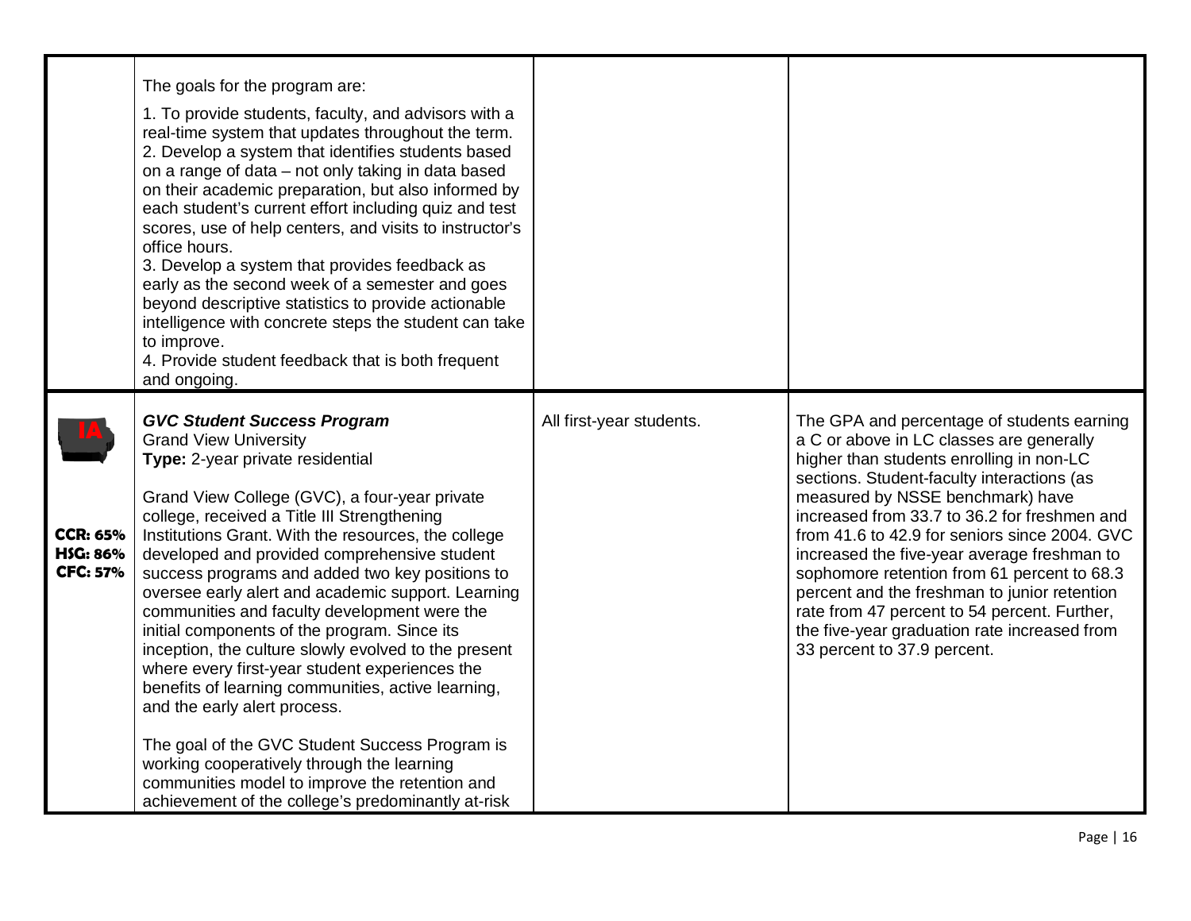| | | | |
|---|---|---|---|
| | The goals for the program are:<br><br>1. To provide students, faculty, and advisors with a real-time system that updates throughout the term.<br>2. Develop a system that identifies students based on a range of data – not only taking in data based on their academic preparation, but also informed by each student's current effort including quiz and test scores, use of help centers, and visits to instructor's office hours.<br>3. Develop a system that provides feedback as early as the second week of a semester and goes beyond descriptive statistics to provide actionable intelligence with concrete steps the student can take to improve.<br>4. Provide student feedback that is both frequent and ongoing. | | |
| **IA**<br><br>**CCR: 65%**<br>**HSG: 86%**<br>**CFC: 57%** | ***GVC Student Success Program***<br>Grand View University<br>**Type:** 2-year private residential<br><br>Grand View College (GVC), a four-year private college, received a Title III Strengthening Institutions Grant. With the resources, the college developed and provided comprehensive student success programs and added two key positions to oversee early alert and academic support. Learning communities and faculty development were the initial components of the program. Since its inception, the culture slowly evolved to the present where every first-year student experiences the benefits of learning communities, active learning, and the early alert process.<br><br>The goal of the GVC Student Success Program is working cooperatively through the learning communities model to improve the retention and achievement of the college's predominantly at-risk | All first-year students. | The GPA and percentage of students earning a C or above in LC classes are generally higher than students enrolling in non-LC sections. Student-faculty interactions (as measured by NSSE benchmark) have increased from 33.7 to 36.2 for freshmen and from 41.6 to 42.9 for seniors since 2004. GVC increased the five-year average freshman to sophomore retention from 61 percent to 68.3 percent and the freshman to junior retention rate from 47 percent to 54 percent. Further, the five-year graduation rate increased from 33 percent to 37.9 percent. |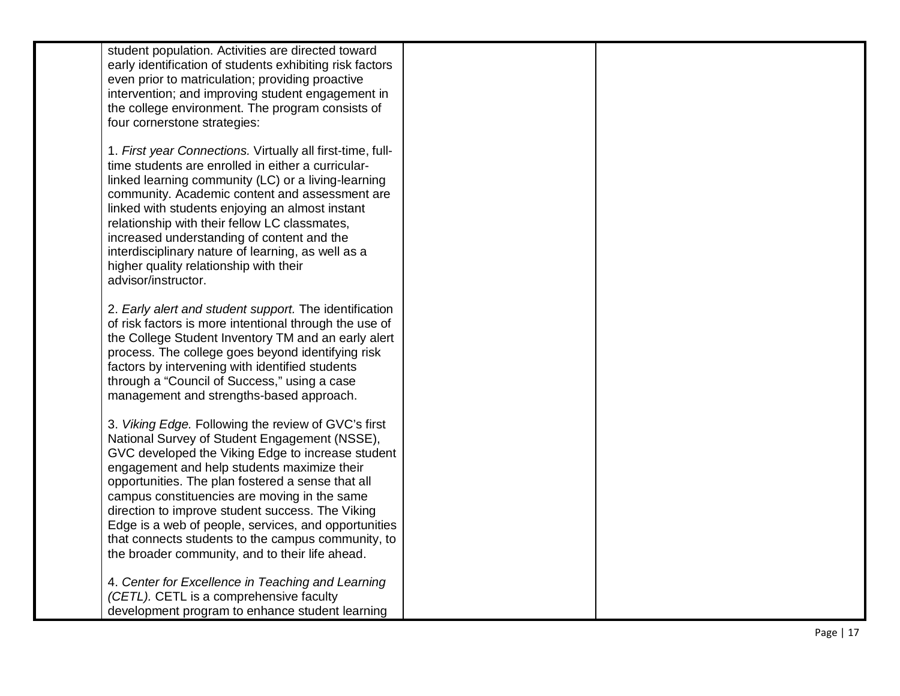| | | | |
|---|---|---|---|
| | student population. Activities are directed toward early identification of students exhibiting risk factors even prior to matriculation; providing proactive intervention; and improving student engagement in the college environment. The program consists of four cornerstone strategies:<br><br>1. *First year Connections.* Virtually all first-time, full-time students are enrolled in either a curricular-linked learning community (LC) or a living-learning community. Academic content and assessment are linked with students enjoying an almost instant relationship with their fellow LC classmates, increased understanding of content and the interdisciplinary nature of learning, as well as a higher quality relationship with their advisor/instructor.<br><br>2. *Early alert and student support.* The identification of risk factors is more intentional through the use of the College Student Inventory TM and an early alert process. The college goes beyond identifying risk factors by intervening with identified students through a "Council of Success," using a case management and strengths-based approach.<br><br>3. *Viking Edge.* Following the review of GVC's first National Survey of Student Engagement (NSSE), GVC developed the Viking Edge to increase student engagement and help students maximize their opportunities. The plan fostered a sense that all campus constituencies are moving in the same direction to improve student success. The Viking Edge is a web of people, services, and opportunities that connects students to the campus community, to the broader community, and to their life ahead.<br><br>4. *Center for Excellence in Teaching and Learning (CETL).* CETL is a comprehensive faculty development program to enhance student learning | | |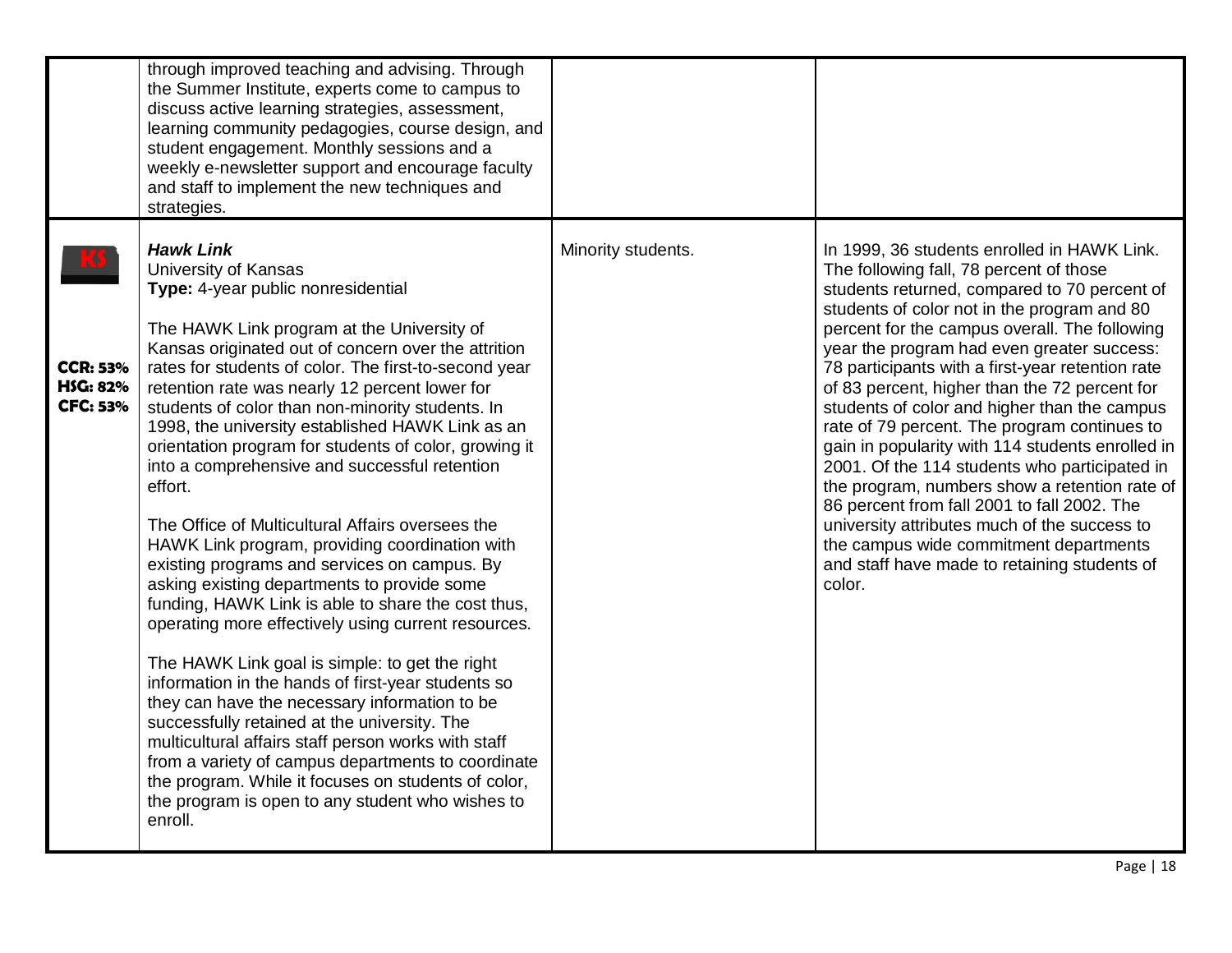| | | | |
|---|---|---|---|
| | through improved teaching and advising. Through the Summer Institute, experts come to campus to discuss active learning strategies, assessment, learning community pedagogies, course design, and student engagement. Monthly sessions and a weekly e-newsletter support and encourage faculty and staff to implement the new techniques and strategies. | | |
| KS<br><br>**CCR: 53%**<br>**HSG: 82%**<br>**CFC: 53%** | ***Hawk Link***<br>University of Kansas<br>**Type:** 4-year public nonresidential<br><br>The HAWK Link program at the University of Kansas originated out of concern over the attrition rates for students of color. The first-to-second year retention rate was nearly 12 percent lower for students of color than non-minority students. In 1998, the university established HAWK Link as an orientation program for students of color, growing it into a comprehensive and successful retention effort.<br><br>The Office of Multicultural Affairs oversees the HAWK Link program, providing coordination with existing programs and services on campus. By asking existing departments to provide some funding, HAWK Link is able to share the cost thus, operating more effectively using current resources.<br><br>The HAWK Link goal is simple: to get the right information in the hands of first-year students so they can have the necessary information to be successfully retained at the university. The multicultural affairs staff person works with staff from a variety of campus departments to coordinate the program. While it focuses on students of color, the program is open to any student who wishes to enroll. | Minority students. | In 1999, 36 students enrolled in HAWK Link. The following fall, 78 percent of those students returned, compared to 70 percent of students of color not in the program and 80 percent for the campus overall. The following year the program had even greater success: 78 participants with a first-year retention rate of 83 percent, higher than the 72 percent for students of color and higher than the campus rate of 79 percent. The program continues to gain in popularity with 114 students enrolled in 2001. Of the 114 students who participated in the program, numbers show a retention rate of 86 percent from fall 2001 to fall 2002. The university attributes much of the success to the campus wide commitment departments and staff have made to retaining students of color. |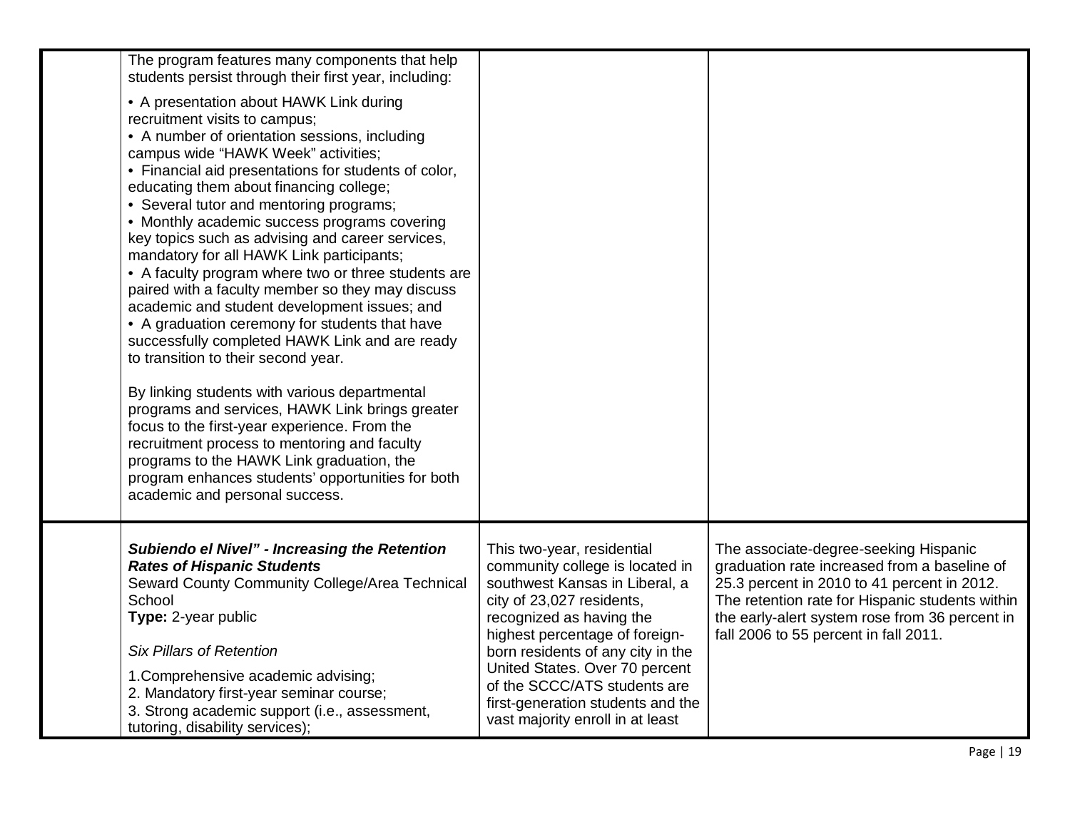| | | | |
|---|---|---|---|
| | The program features many components that help students persist through their first year, including:<br><br>• A presentation about HAWK Link during recruitment visits to campus;<br>• A number of orientation sessions, including campus wide "HAWK Week" activities;<br>• Financial aid presentations for students of color, educating them about financing college;<br>• Several tutor and mentoring programs;<br>• Monthly academic success programs covering key topics such as advising and career services, mandatory for all HAWK Link participants;<br>• A faculty program where two or three students are paired with a faculty member so they may discuss academic and student development issues; and<br>• A graduation ceremony for students that have successfully completed HAWK Link and are ready to transition to their second year.<br><br>By linking students with various departmental programs and services, HAWK Link brings greater focus to the first-year experience. From the recruitment process to mentoring and faculty programs to the HAWK Link graduation, the program enhances students' opportunities for both academic and personal success. | | |
| | ***Subiendo el Nivel" - Increasing the Retention Rates of Hispanic Students***<br>Seward County Community College/Area Technical School<br>**Type:** 2-year public<br><br>*Six Pillars of Retention*<br><br>1.Comprehensive academic advising;<br>2. Mandatory first-year seminar course;<br>3. Strong academic support (i.e., assessment, tutoring, disability services); | This two-year, residential community college is located in southwest Kansas in Liberal, a city of 23,027 residents, recognized as having the highest percentage of foreign-born residents of any city in the United States. Over 70 percent of the SCCC/ATS students are first-generation students and the vast majority enroll in at least | The associate-degree-seeking Hispanic graduation rate increased from a baseline of 25.3 percent in 2010 to 41 percent in 2012. The retention rate for Hispanic students within the early-alert system rose from 36 percent in fall 2006 to 55 percent in fall 2011. |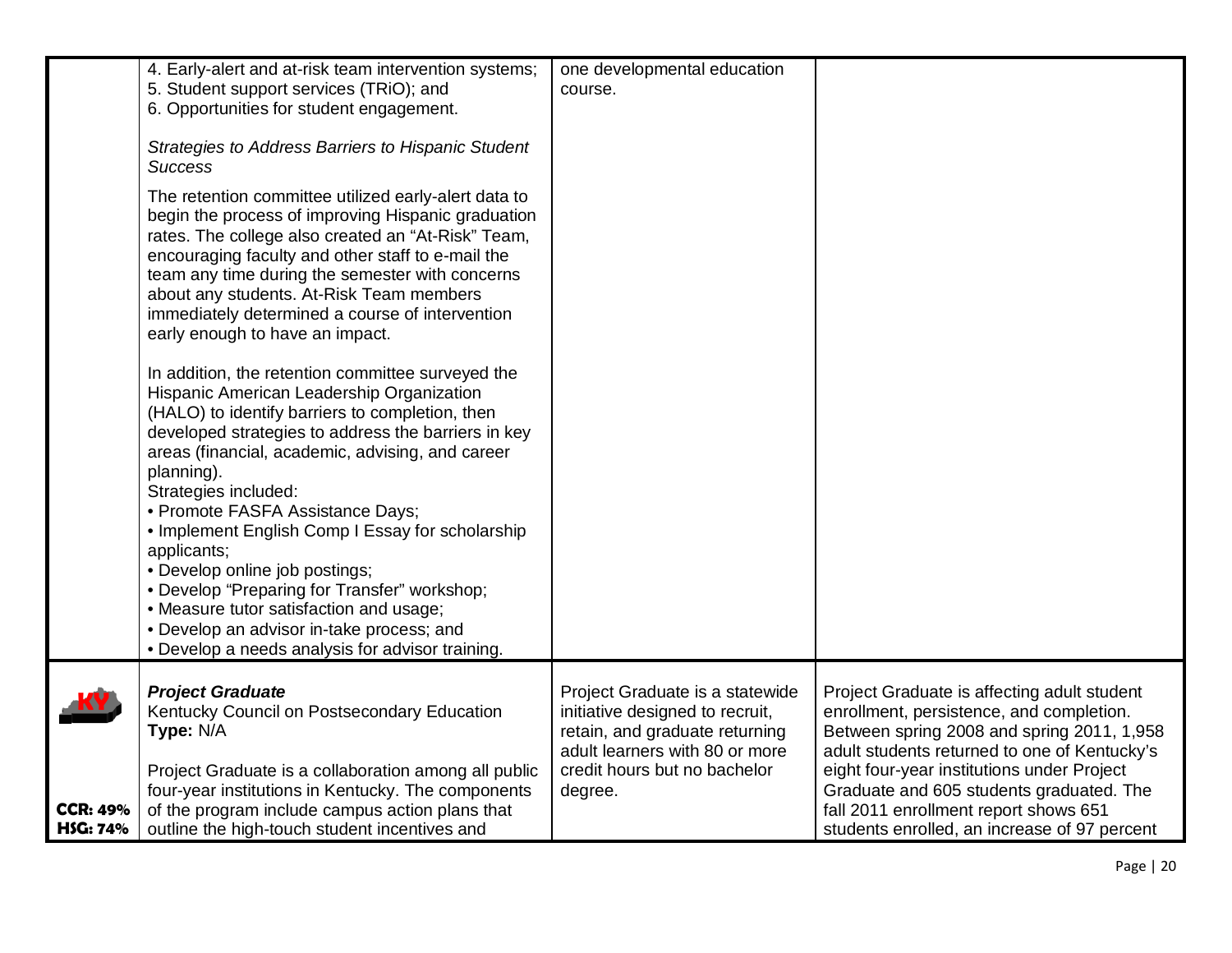| | | | |
|---|---|---|---|
| | 4. Early-alert and at-risk team intervention systems;<br>5. Student support services (TRiO); and<br>6. Opportunities for student engagement.<br><br>*Strategies to Address Barriers to Hispanic Student Success*<br><br>The retention committee utilized early-alert data to begin the process of improving Hispanic graduation rates. The college also created an "At-Risk" Team, encouraging faculty and other staff to e-mail the team any time during the semester with concerns about any students. At-Risk Team members immediately determined a course of intervention early enough to have an impact.<br><br>In addition, the retention committee surveyed the Hispanic American Leadership Organization (HALO) to identify barriers to completion, then developed strategies to address the barriers in key areas (financial, academic, advising, and career planning).<br>Strategies included:<br>• Promote FASFA Assistance Days;<br>• Implement English Comp I Essay for scholarship applicants;<br>• Develop online job postings;<br>• Develop "Preparing for Transfer" workshop;<br>• Measure tutor satisfaction and usage;<br>• Develop an advisor in-take process; and<br>• Develop a needs analysis for advisor training. | one developmental education course. | |
| KY<br><br>**CCR: 49%**<br>**HSG: 74%** | ***Project Graduate***<br>Kentucky Council on Postsecondary Education<br>**Type:** N/A<br><br>Project Graduate is a collaboration among all public four-year institutions in Kentucky. The components of the program include campus action plans that outline the high-touch student incentives and | Project Graduate is a statewide initiative designed to recruit, retain, and graduate returning adult learners with 80 or more credit hours but no bachelor degree. | Project Graduate is affecting adult student enrollment, persistence, and completion. Between spring 2008 and spring 2011, 1,958 adult students returned to one of Kentucky's eight four-year institutions under Project Graduate and 605 students graduated. The fall 2011 enrollment report shows 651 students enrolled, an increase of 97 percent |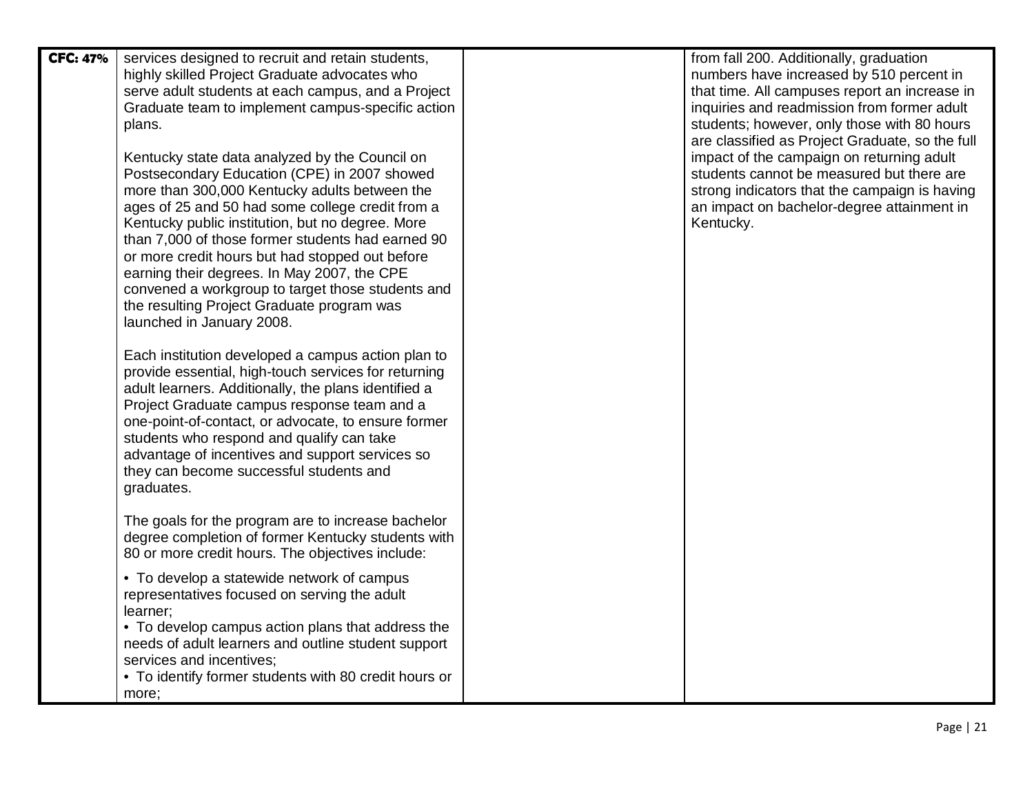| CFC: 47% | services designed to recruit and retain students, highly skilled Project Graduate advocates who serve adult students at each campus, and a Project Graduate team to implement campus-specific action plans.<br><br>Kentucky state data analyzed by the Council on Postsecondary Education (CPE) in 2007 showed more than 300,000 Kentucky adults between the ages of 25 and 50 had some college credit from a Kentucky public institution, but no degree. More than 7,000 of those former students had earned 90 or more credit hours but had stopped out before earning their degrees. In May 2007, the CPE convened a workgroup to target those students and the resulting Project Graduate program was launched in January 2008.<br><br>Each institution developed a campus action plan to provide essential, high-touch services for returning adult learners. Additionally, the plans identified a Project Graduate campus response team and a one-point-of-contact, or advocate, to ensure former students who respond and qualify can take advantage of incentives and support services so they can become successful students and graduates.<br><br>The goals for the program are to increase bachelor degree completion of former Kentucky students with 80 or more credit hours. The objectives include:<br><br>• To develop a statewide network of campus representatives focused on serving the adult learner;<br>• To develop campus action plans that address the needs of adult learners and outline student support services and incentives;<br>• To identify former students with 80 credit hours or more; | | from fall 200. Additionally, graduation numbers have increased by 510 percent in that time. All campuses report an increase in inquiries and readmission from former adult students; however, only those with 80 hours are classified as Project Graduate, so the full impact of the campaign on returning adult students cannot be measured but there are strong indicators that the campaign is having an impact on bachelor-degree attainment in Kentucky. |
|---|---|---|---|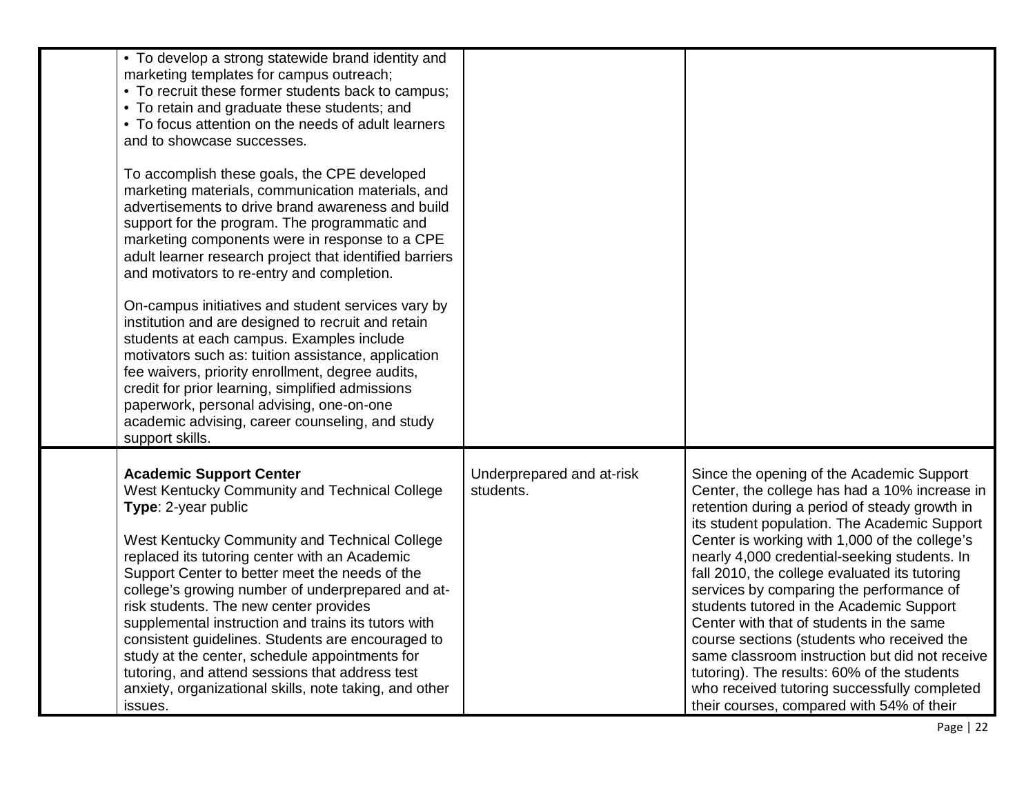| | | | |
|---|---|---|---|
| | • To develop a strong statewide brand identity and marketing templates for campus outreach;<br>• To recruit these former students back to campus;<br>• To retain and graduate these students; and<br>• To focus attention on the needs of adult learners and to showcase successes.<br><br>To accomplish these goals, the CPE developed marketing materials, communication materials, and advertisements to drive brand awareness and build support for the program. The programmatic and marketing components were in response to a CPE adult learner research project that identified barriers and motivators to re-entry and completion.<br><br>On-campus initiatives and student services vary by institution and are designed to recruit and retain students at each campus. Examples include motivators such as: tuition assistance, application fee waivers, priority enrollment, degree audits, credit for prior learning, simplified admissions paperwork, personal advising, one-on-one academic advising, career counseling, and study support skills. | | |
| | **Academic Support Center**<br>West Kentucky Community and Technical College<br>**Type**: 2-year public<br><br>West Kentucky Community and Technical College replaced its tutoring center with an Academic Support Center to better meet the needs of the college's growing number of underprepared and at-risk students. The new center provides supplemental instruction and trains its tutors with consistent guidelines. Students are encouraged to study at the center, schedule appointments for tutoring, and attend sessions that address test anxiety, organizational skills, note taking, and other issues. | Underprepared and at-risk students. | Since the opening of the Academic Support Center, the college has had a 10% increase in retention during a period of steady growth in its student population. The Academic Support Center is working with 1,000 of the college's nearly 4,000 credential-seeking students. In fall 2010, the college evaluated its tutoring services by comparing the performance of students tutored in the Academic Support Center with that of students in the same course sections (students who received the same classroom instruction but did not receive tutoring). The results: 60% of the students who received tutoring successfully completed their courses, compared with 54% of their |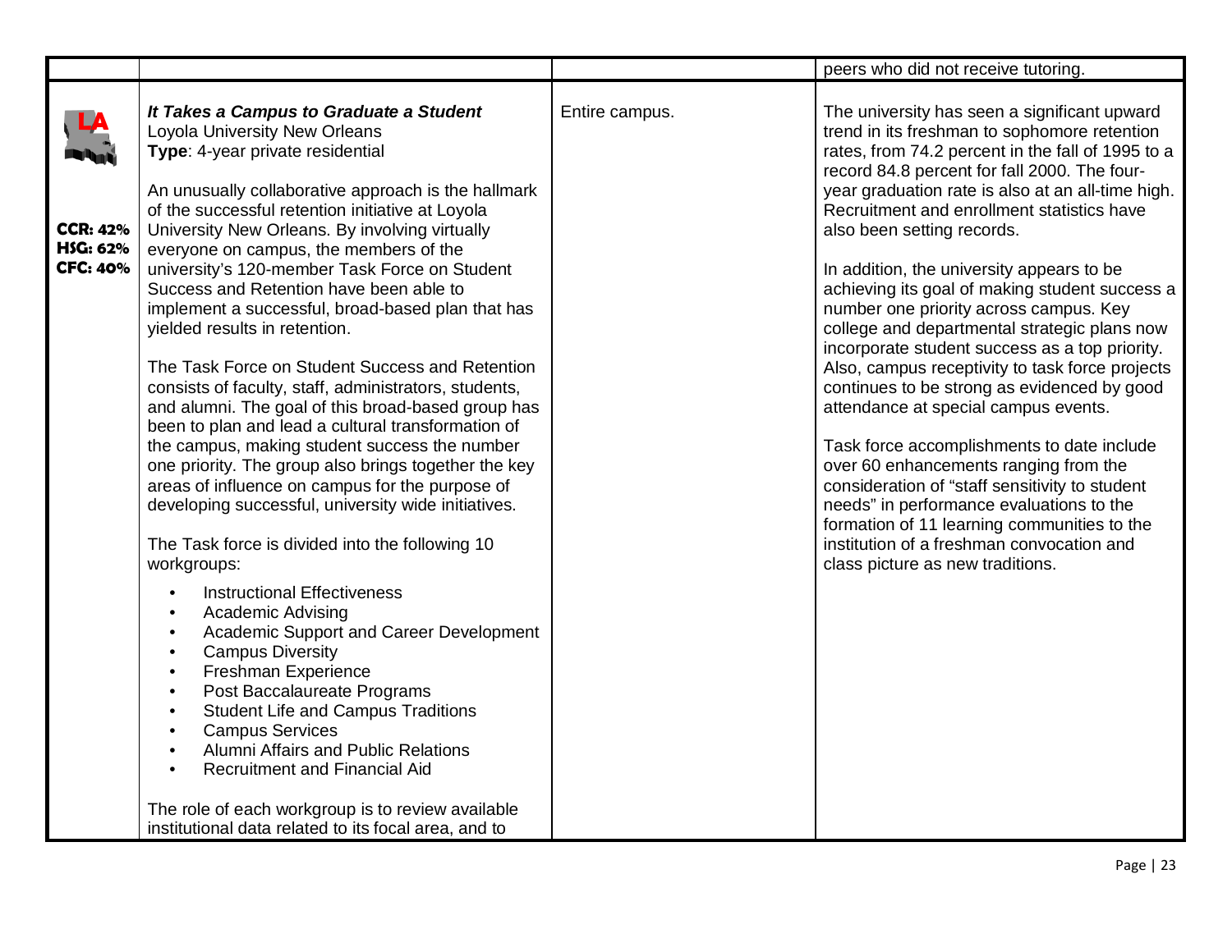| | | | |
|---|---|---|---|
| | | | peers who did not receive tutoring. |
| LA<br><br>**CCR: 42%**<br>**HSG: 62%**<br>**CFC: 40%** | ***It Takes a Campus to Graduate a Student***<br>Loyola University New Orleans<br>**Type**: 4-year private residential<br><br>An unusually collaborative approach is the hallmark of the successful retention initiative at Loyola University New Orleans. By involving virtually everyone on campus, the members of the university's 120-member Task Force on Student Success and Retention have been able to implement a successful, broad-based plan that has yielded results in retention.<br><br>The Task Force on Student Success and Retention consists of faculty, staff, administrators, students, and alumni. The goal of this broad-based group has been to plan and lead a cultural transformation of the campus, making student success the number one priority. The group also brings together the key areas of influence on campus for the purpose of developing successful, university wide initiatives.<br><br>The Task force is divided into the following 10 workgroups:<br><br>• Instructional Effectiveness<br>• Academic Advising<br>• Academic Support and Career Development<br>• Campus Diversity<br>• Freshman Experience<br>• Post Baccalaureate Programs<br>• Student Life and Campus Traditions<br>• Campus Services<br>• Alumni Affairs and Public Relations<br>• Recruitment and Financial Aid<br><br>The role of each workgroup is to review available institutional data related to its focal area, and to | Entire campus. | The university has seen a significant upward trend in its freshman to sophomore retention rates, from 74.2 percent in the fall of 1995 to a record 84.8 percent for fall 2000. The four-year graduation rate is also at an all-time high. Recruitment and enrollment statistics have also been setting records.<br><br>In addition, the university appears to be achieving its goal of making student success a number one priority across campus. Key college and departmental strategic plans now incorporate student success as a top priority. Also, campus receptivity to task force projects continues to be strong as evidenced by good attendance at special campus events.<br><br>Task force accomplishments to date include over 60 enhancements ranging from the consideration of "staff sensitivity to student needs" in performance evaluations to the formation of 11 learning communities to the institution of a freshman convocation and class picture as new traditions. |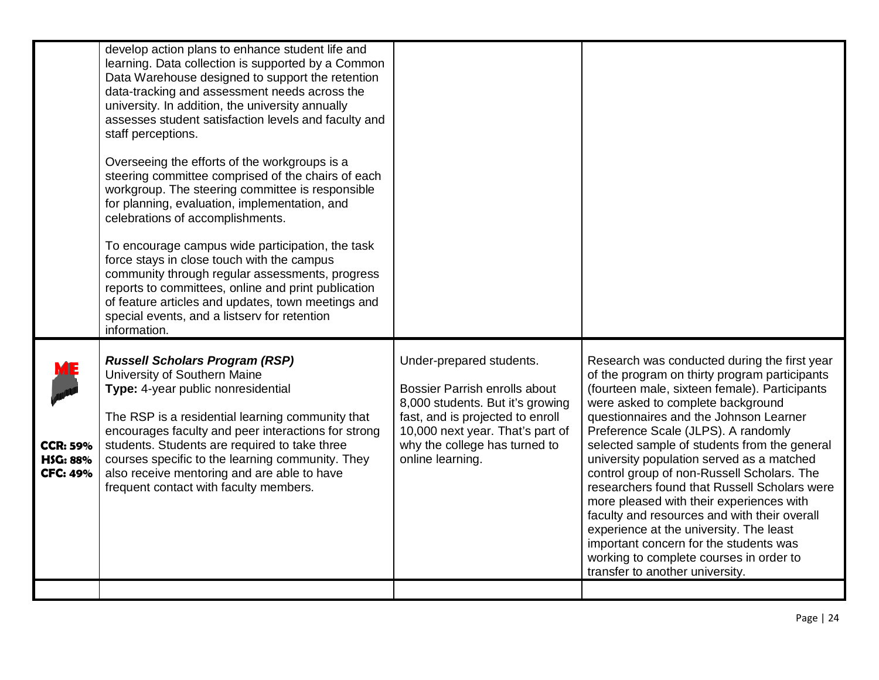| | | | |
|---|---|---|---|
| | develop action plans to enhance student life and learning. Data collection is supported by a Common Data Warehouse designed to support the retention data-tracking and assessment needs across the university. In addition, the university annually assesses student satisfaction levels and faculty and staff perceptions.<br><br>Overseeing the efforts of the workgroups is a steering committee comprised of the chairs of each workgroup. The steering committee is responsible for planning, evaluation, implementation, and celebrations of accomplishments.<br><br>To encourage campus wide participation, the task force stays in close touch with the campus community through regular assessments, progress reports to committees, online and print publication of feature articles and updates, town meetings and special events, and a listserv for retention information. | | |
| **ME**<br><br>**CCR: 59%**<br>**HSG: 88%**<br>**CFC: 49%** | ***Russell Scholars Program (RSP)***<br>University of Southern Maine<br>**Type:** 4-year public nonresidential<br><br>The RSP is a residential learning community that encourages faculty and peer interactions for strong students. Students are required to take three courses specific to the learning community. They also receive mentoring and are able to have frequent contact with faculty members. | Under-prepared students.<br><br>Bossier Parrish enrolls about 8,000 students. But it's growing fast, and is projected to enroll 10,000 next year. That's part of why the college has turned to online learning. | Research was conducted during the first year of the program on thirty program participants (fourteen male, sixteen female). Participants were asked to complete background questionnaires and the Johnson Learner Preference Scale (JLPS). A randomly selected sample of students from the general university population served as a matched control group of non-Russell Scholars. The researchers found that Russell Scholars were more pleased with their experiences with faculty and resources and with their overall experience at the university. The least important concern for the students was working to complete courses in order to transfer to another university. |
| | | | |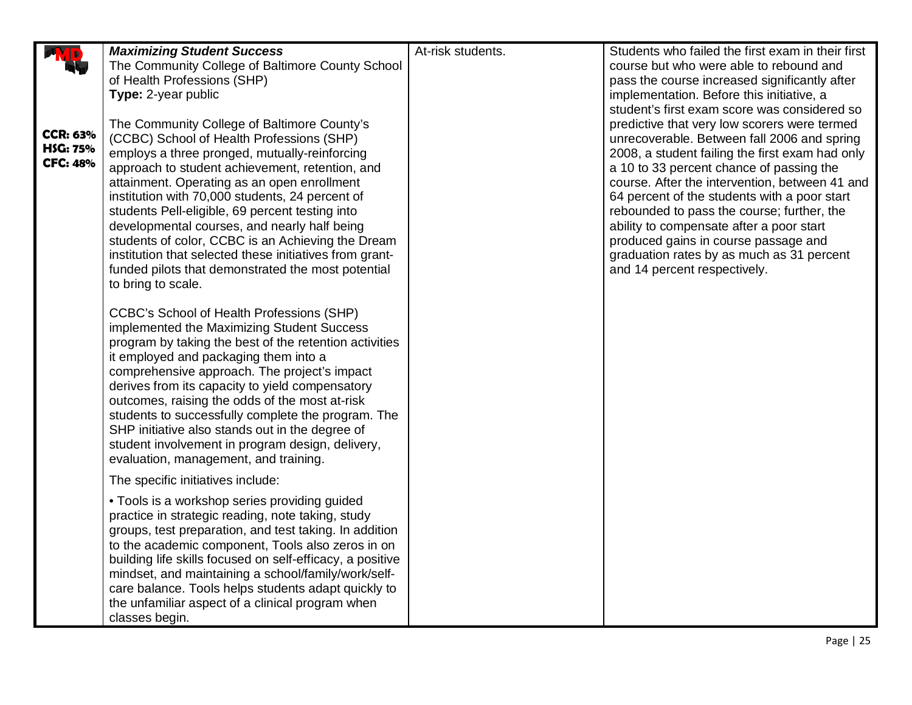| | | | |
|---|---|---|---|
| MD<br><br>**CCR: 63%**<br>**HSG: 75%**<br>**CFC: 48%** | ***Maximizing Student Success***<br>The Community College of Baltimore County School of Health Professions (SHP)<br>**Type:** 2-year public<br><br>The Community College of Baltimore County's (CCBC) School of Health Professions (SHP) employs a three pronged, mutually-reinforcing approach to student achievement, retention, and attainment. Operating as an open enrollment institution with 70,000 students, 24 percent of students Pell-eligible, 69 percent testing into developmental courses, and nearly half being students of color, CCBC is an Achieving the Dream institution that selected these initiatives from grant-funded pilots that demonstrated the most potential to bring to scale.<br><br>CCBC's School of Health Professions (SHP) implemented the Maximizing Student Success program by taking the best of the retention activities it employed and packaging them into a comprehensive approach. The project's impact derives from its capacity to yield compensatory outcomes, raising the odds of the most at-risk students to successfully complete the program. The SHP initiative also stands out in the degree of student involvement in program design, delivery, evaluation, management, and training.<br><br>The specific initiatives include:<br><br>• Tools is a workshop series providing guided practice in strategic reading, note taking, study groups, test preparation, and test taking. In addition to the academic component, Tools also zeros in on building life skills focused on self-efficacy, a positive mindset, and maintaining a school/family/work/self-care balance. Tools helps students adapt quickly to the unfamiliar aspect of a clinical program when classes begin. | At-risk students. | Students who failed the first exam in their first course but who were able to rebound and pass the course increased significantly after implementation. Before this initiative, a student's first exam score was considered so predictive that very low scorers were termed unrecoverable. Between fall 2006 and spring 2008, a student failing the first exam had only a 10 to 33 percent chance of passing the course. After the intervention, between 41 and 64 percent of the students with a poor start rebounded to pass the course; further, the ability to compensate after a poor start produced gains in course passage and graduation rates by as much as 31 percent and 14 percent respectively. |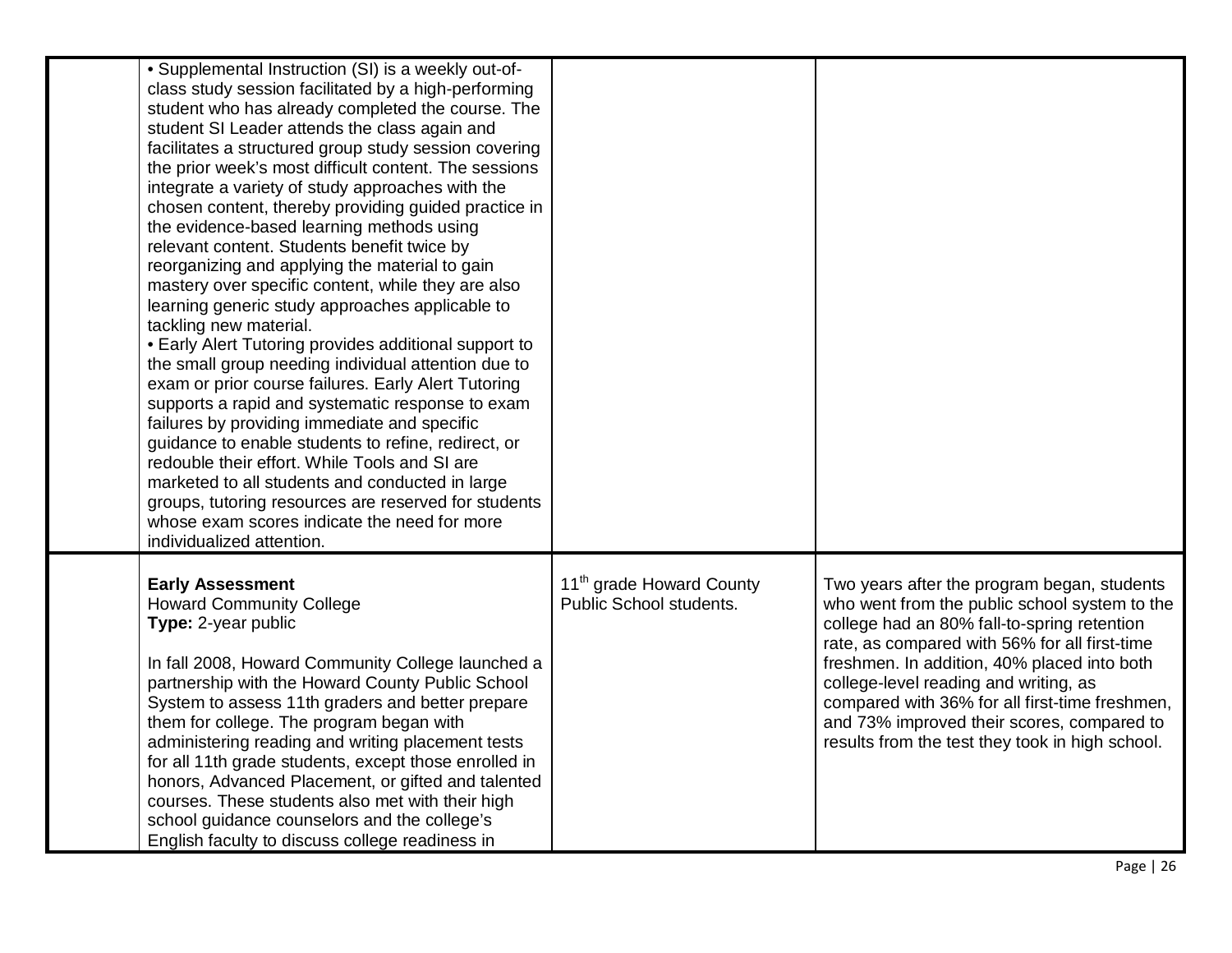| | | | |
|---|---|---|---|
| | • Supplemental Instruction (SI) is a weekly out-of-class study session facilitated by a high-performing student who has already completed the course. The student SI Leader attends the class again and facilitates a structured group study session covering the prior week's most difficult content. The sessions integrate a variety of study approaches with the chosen content, thereby providing guided practice in the evidence-based learning methods using relevant content. Students benefit twice by reorganizing and applying the material to gain mastery over specific content, while they are also learning generic study approaches applicable to tackling new material.<br>• Early Alert Tutoring provides additional support to the small group needing individual attention due to exam or prior course failures. Early Alert Tutoring supports a rapid and systematic response to exam failures by providing immediate and specific guidance to enable students to refine, redirect, or redouble their effort. While Tools and SI are marketed to all students and conducted in large groups, tutoring resources are reserved for students whose exam scores indicate the need for more individualized attention. | | |
| | **Early Assessment**<br>Howard Community College<br>**Type:** 2-year public<br><br>In fall 2008, Howard Community College launched a partnership with the Howard County Public School System to assess 11th graders and better prepare them for college. The program began with administering reading and writing placement tests for all 11th grade students, except those enrolled in honors, Advanced Placement, or gifted and talented courses. These students also met with their high school guidance counselors and the college's English faculty to discuss college readiness in | 11th grade Howard County Public School students. | Two years after the program began, students who went from the public school system to the college had an 80% fall-to-spring retention rate, as compared with 56% for all first-time freshmen. In addition, 40% placed into both college-level reading and writing, as compared with 36% for all first-time freshmen, and 73% improved their scores, compared to results from the test they took in high school. |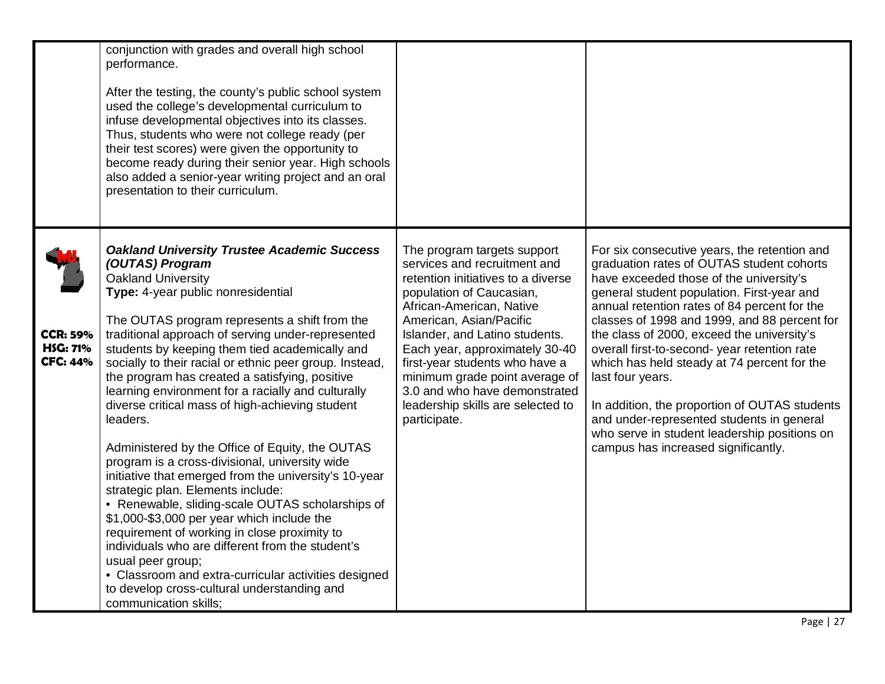| | | | |
|---|---|---|---|
| | conjunction with grades and overall high school performance.<br><br>After the testing, the county's public school system used the college's developmental curriculum to infuse developmental objectives into its classes. Thus, students who were not college ready (per their test scores) were given the opportunity to become ready during their senior year. High schools also added a senior-year writing project and an oral presentation to their curriculum. | | |
| MI<br><br>**CCR: 59%**<br>**HSG: 71%**<br>**CFC: 44%** | ***Oakland University Trustee Academic Success (OUTAS) Program***<br>Oakland University<br>**Type:** 4-year public nonresidential<br><br>The OUTAS program represents a shift from the traditional approach of serving under-represented students by keeping them tied academically and socially to their racial or ethnic peer group. Instead, the program has created a satisfying, positive learning environment for a racially and culturally diverse critical mass of high-achieving student leaders.<br><br>Administered by the Office of Equity, the OUTAS program is a cross-divisional, university wide initiative that emerged from the university's 10-year strategic plan. Elements include:<br>• Renewable, sliding-scale OUTAS scholarships of $1,000-$3,000 per year which include the requirement of working in close proximity to individuals who are different from the student's usual peer group;<br>• Classroom and extra-curricular activities designed to develop cross-cultural understanding and communication skills; | The program targets support services and recruitment and retention initiatives to a diverse population of Caucasian, African-American, Native American, Asian/Pacific Islander, and Latino students. Each year, approximately 30-40 first-year students who have a minimum grade point average of 3.0 and who have demonstrated leadership skills are selected to participate. | For six consecutive years, the retention and graduation rates of OUTAS student cohorts have exceeded those of the university's general student population. First-year and annual retention rates of 84 percent for the classes of 1998 and 1999, and 88 percent for the class of 2000, exceed the university's overall first-to-second- year retention rate which has held steady at 74 percent for the last four years.<br><br>In addition, the proportion of OUTAS students and under-represented students in general who serve in student leadership positions on campus has increased significantly. |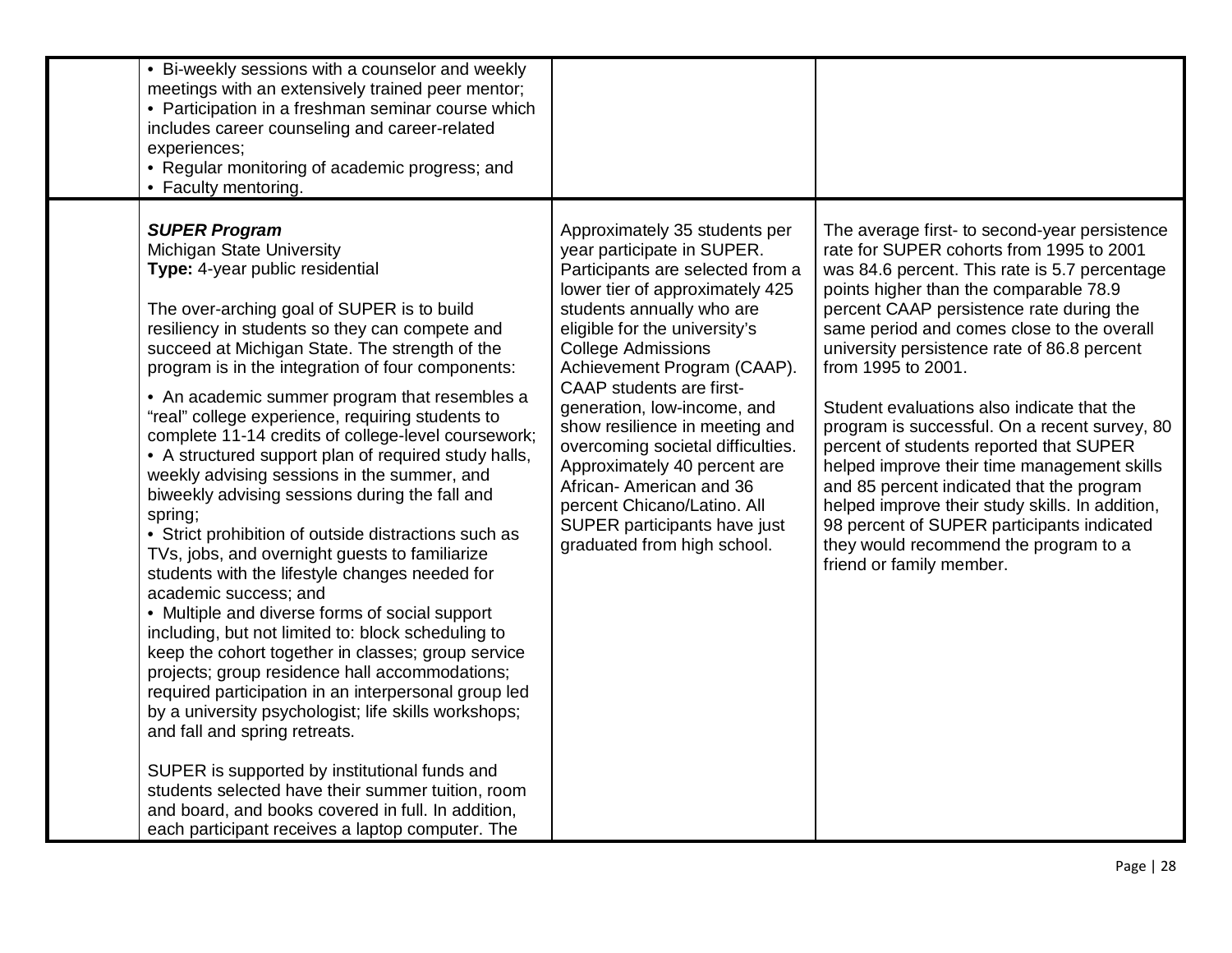| | | | |
|---|---|---|---|
| | • Bi-weekly sessions with a counselor and weekly meetings with an extensively trained peer mentor;<br>• Participation in a freshman seminar course which includes career counseling and career-related experiences;<br>• Regular monitoring of academic progress; and<br>• Faculty mentoring. | | |
| | ***SUPER Program***<br>Michigan State University<br>**Type:** 4-year public residential<br><br>The over-arching goal of SUPER is to build resiliency in students so they can compete and succeed at Michigan State. The strength of the program is in the integration of four components:<br><br>• An academic summer program that resembles a "real" college experience, requiring students to complete 11-14 credits of college-level coursework;<br>• A structured support plan of required study halls, weekly advising sessions in the summer, and biweekly advising sessions during the fall and spring;<br>• Strict prohibition of outside distractions such as TVs, jobs, and overnight guests to familiarize students with the lifestyle changes needed for academic success; and<br>• Multiple and diverse forms of social support including, but not limited to: block scheduling to keep the cohort together in classes; group service projects; group residence hall accommodations; required participation in an interpersonal group led by a university psychologist; life skills workshops; and fall and spring retreats.<br><br>SUPER is supported by institutional funds and students selected have their summer tuition, room and board, and books covered in full. In addition, each participant receives a laptop computer. The | Approximately 35 students per year participate in SUPER. Participants are selected from a lower tier of approximately 425 students annually who are eligible for the university's College Admissions Achievement Program (CAAP). CAAP students are first-generation, low-income, and show resilience in meeting and overcoming societal difficulties. Approximately 40 percent are African- American and 36 percent Chicano/Latino. All SUPER participants have just graduated from high school. | The average first- to second-year persistence rate for SUPER cohorts from 1995 to 2001 was 84.6 percent. This rate is 5.7 percentage points higher than the comparable 78.9 percent CAAP persistence rate during the same period and comes close to the overall university persistence rate of 86.8 percent from 1995 to 2001.<br><br>Student evaluations also indicate that the program is successful. On a recent survey, 80 percent of students reported that SUPER helped improve their time management skills and 85 percent indicated that the program helped improve their study skills. In addition, 98 percent of SUPER participants indicated they would recommend the program to a friend or family member. |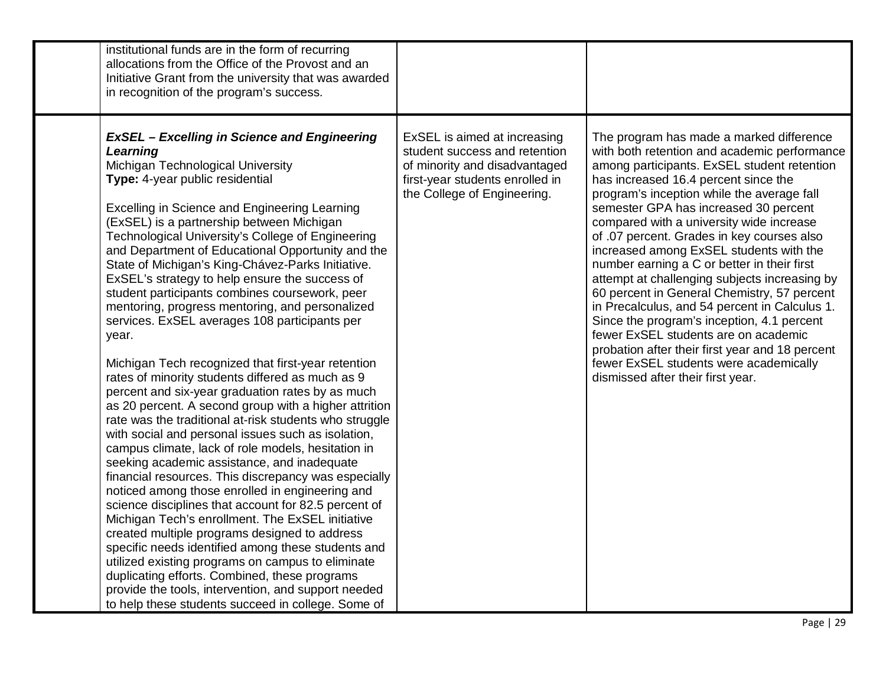| | | | |
|---|---|---|---|
| | institutional funds are in the form of recurring allocations from the Office of the Provost and an Initiative Grant from the university that was awarded in recognition of the program's success. | | |
| | ***ExSEL – Excelling in Science and Engineering Learning***<br>Michigan Technological University<br>**Type:** 4-year public residential<br><br>Excelling in Science and Engineering Learning (ExSEL) is a partnership between Michigan Technological University's College of Engineering and Department of Educational Opportunity and the State of Michigan's King-Chávez-Parks Initiative. ExSEL's strategy to help ensure the success of student participants combines coursework, peer mentoring, progress mentoring, and personalized services. ExSEL averages 108 participants per year.<br><br>Michigan Tech recognized that first-year retention rates of minority students differed as much as 9 percent and six-year graduation rates by as much as 20 percent. A second group with a higher attrition rate was the traditional at-risk students who struggle with social and personal issues such as isolation, campus climate, lack of role models, hesitation in seeking academic assistance, and inadequate financial resources. This discrepancy was especially noticed among those enrolled in engineering and science disciplines that account for 82.5 percent of Michigan Tech's enrollment. The ExSEL initiative created multiple programs designed to address specific needs identified among these students and utilized existing programs on campus to eliminate duplicating efforts. Combined, these programs provide the tools, intervention, and support needed to help these students succeed in college. Some of | ExSEL is aimed at increasing student success and retention of minority and disadvantaged first-year students enrolled in the College of Engineering. | The program has made a marked difference with both retention and academic performance among participants. ExSEL student retention has increased 16.4 percent since the program's inception while the average fall semester GPA has increased 30 percent compared with a university wide increase of .07 percent. Grades in key courses also increased among ExSEL students with the number earning a C or better in their first attempt at challenging subjects increasing by 60 percent in General Chemistry, 57 percent in Precalculus, and 54 percent in Calculus 1. Since the program's inception, 4.1 percent fewer ExSEL students are on academic probation after their first year and 18 percent fewer ExSEL students were academically dismissed after their first year. |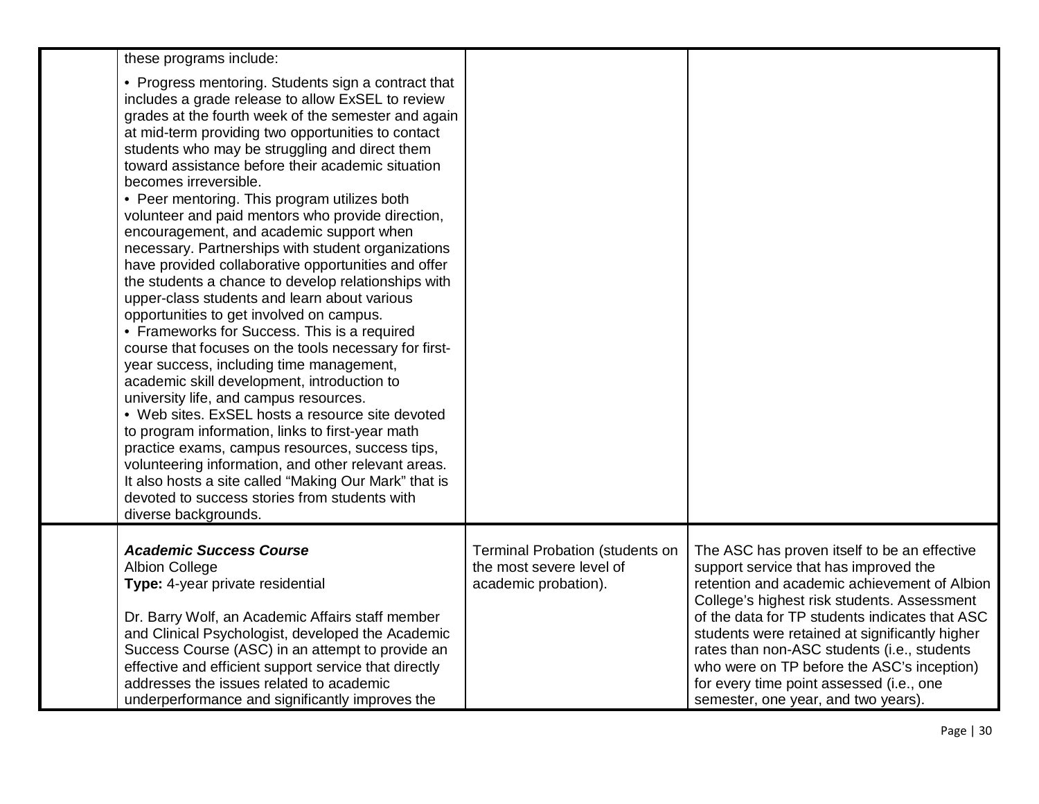| | | | |
|---|---|---|---|
| | these programs include:<br><br>• Progress mentoring. Students sign a contract that includes a grade release to allow ExSEL to review grades at the fourth week of the semester and again at mid-term providing two opportunities to contact students who may be struggling and direct them toward assistance before their academic situation becomes irreversible.<br>• Peer mentoring. This program utilizes both volunteer and paid mentors who provide direction, encouragement, and academic support when necessary. Partnerships with student organizations have provided collaborative opportunities and offer the students a chance to develop relationships with upper-class students and learn about various opportunities to get involved on campus.<br>• Frameworks for Success. This is a required course that focuses on the tools necessary for first-year success, including time management, academic skill development, introduction to university life, and campus resources.<br>• Web sites. ExSEL hosts a resource site devoted to program information, links to first-year math practice exams, campus resources, success tips, volunteering information, and other relevant areas. It also hosts a site called "Making Our Mark" that is devoted to success stories from students with diverse backgrounds. | | |
| | ***Academic Success Course***<br>Albion College<br>**Type:** 4-year private residential<br><br>Dr. Barry Wolf, an Academic Affairs staff member and Clinical Psychologist, developed the Academic Success Course (ASC) in an attempt to provide an effective and efficient support service that directly addresses the issues related to academic underperformance and significantly improves the | Terminal Probation (students on the most severe level of academic probation). | The ASC has proven itself to be an effective support service that has improved the retention and academic achievement of Albion College's highest risk students. Assessment of the data for TP students indicates that ASC students were retained at significantly higher rates than non-ASC students (i.e., students who were on TP before the ASC's inception) for every time point assessed (i.e., one semester, one year, and two years). |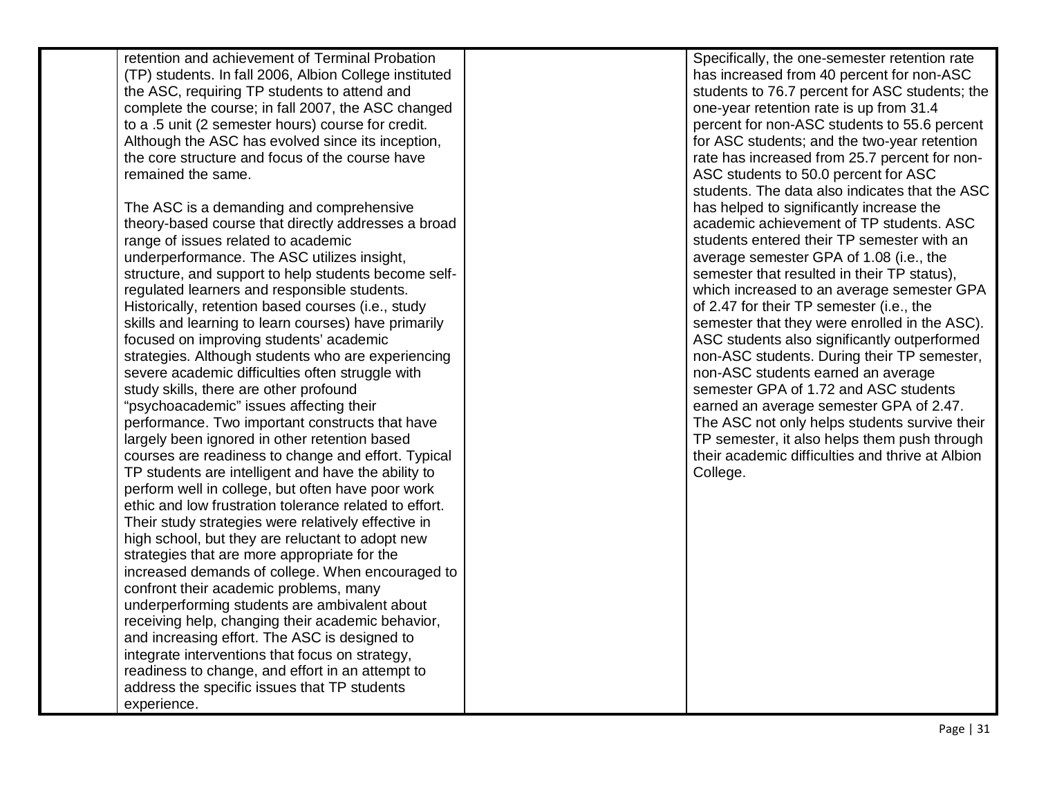| | | | |
|---|---|---|---|
| | retention and achievement of Terminal Probation (TP) students. In fall 2006, Albion College instituted the ASC, requiring TP students to attend and complete the course; in fall 2007, the ASC changed to a .5 unit (2 semester hours) course for credit. Although the ASC has evolved since its inception, the core structure and focus of the course have remained the same.<br><br>The ASC is a demanding and comprehensive theory-based course that directly addresses a broad range of issues related to academic underperformance. The ASC utilizes insight, structure, and support to help students become self-regulated learners and responsible students. Historically, retention based courses (i.e., study skills and learning to learn courses) have primarily focused on improving students' academic strategies. Although students who are experiencing severe academic difficulties often struggle with study skills, there are other profound "psychoacademic" issues affecting their performance. Two important constructs that have largely been ignored in other retention based courses are readiness to change and effort. Typical TP students are intelligent and have the ability to perform well in college, but often have poor work ethic and low frustration tolerance related to effort. Their study strategies were relatively effective in high school, but they are reluctant to adopt new strategies that are more appropriate for the increased demands of college. When encouraged to confront their academic problems, many underperforming students are ambivalent about receiving help, changing their academic behavior, and increasing effort. The ASC is designed to integrate interventions that focus on strategy, readiness to change, and effort in an attempt to address the specific issues that TP students experience. | | Specifically, the one-semester retention rate has increased from 40 percent for non-ASC students to 76.7 percent for ASC students; the one-year retention rate is up from 31.4 percent for non-ASC students to 55.6 percent for ASC students; and the two-year retention rate has increased from 25.7 percent for non-ASC students to 50.0 percent for ASC students. The data also indicates that the ASC has helped to significantly increase the academic achievement of TP students. ASC students entered their TP semester with an average semester GPA of 1.08 (i.e., the semester that resulted in their TP status), which increased to an average semester GPA of 2.47 for their TP semester (i.e., the semester that they were enrolled in the ASC). ASC students also significantly outperformed non-ASC students. During their TP semester, non-ASC students earned an average semester GPA of 1.72 and ASC students earned an average semester GPA of 2.47. The ASC not only helps students survive their TP semester, it also helps them push through their academic difficulties and thrive at Albion College. |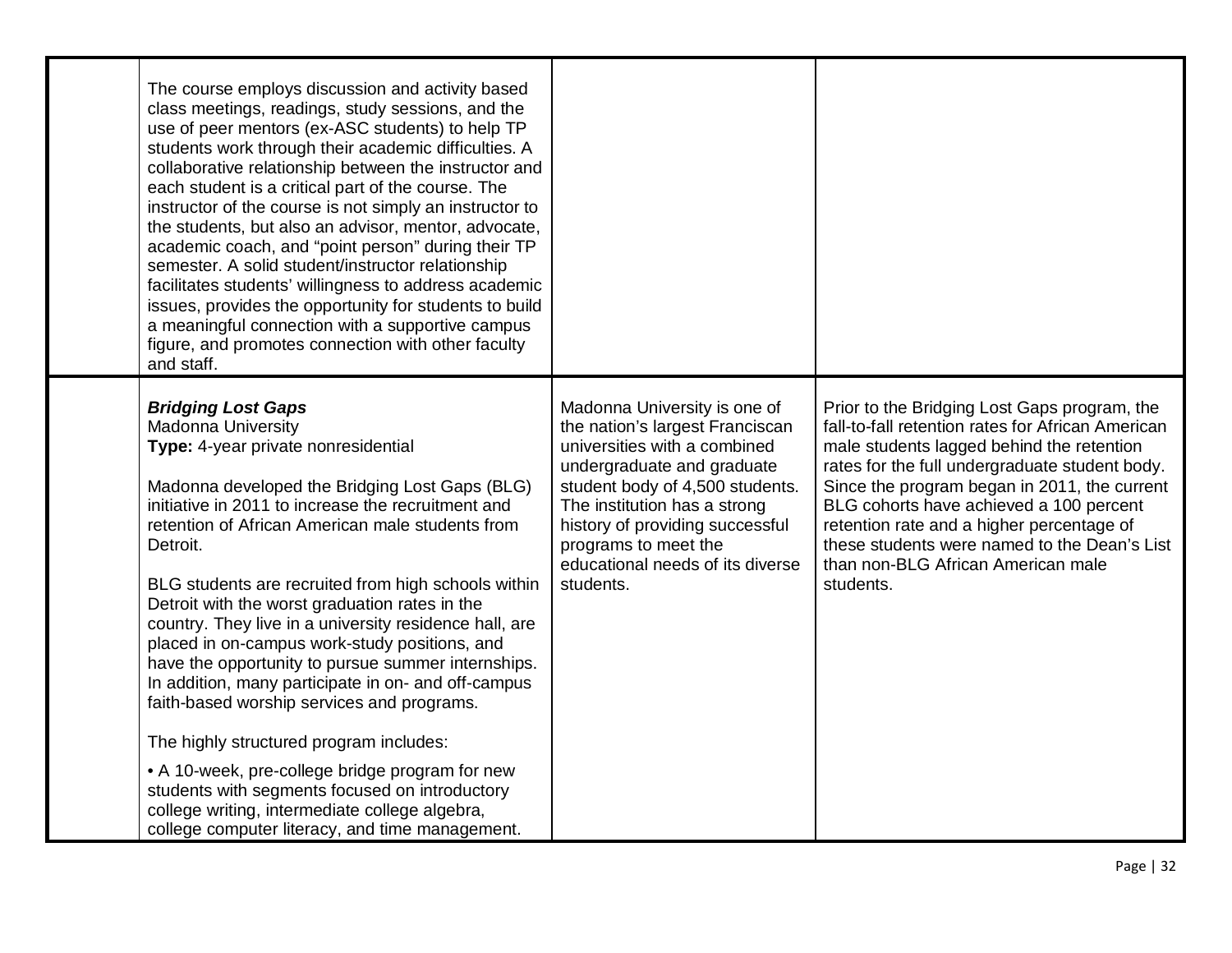| | | | |
|---|---|---|---|
| | The course employs discussion and activity based class meetings, readings, study sessions, and the use of peer mentors (ex-ASC students) to help TP students work through their academic difficulties. A collaborative relationship between the instructor and each student is a critical part of the course. The instructor of the course is not simply an instructor to the students, but also an advisor, mentor, advocate, academic coach, and "point person" during their TP semester. A solid student/instructor relationship facilitates students' willingness to address academic issues, provides the opportunity for students to build a meaningful connection with a supportive campus figure, and promotes connection with other faculty and staff. | | |
| | ***Bridging Lost Gaps***<br>Madonna University<br>**Type:** 4-year private nonresidential<br><br>Madonna developed the Bridging Lost Gaps (BLG) initiative in 2011 to increase the recruitment and retention of African American male students from Detroit.<br><br>BLG students are recruited from high schools within Detroit with the worst graduation rates in the country. They live in a university residence hall, are placed in on-campus work-study positions, and have the opportunity to pursue summer internships. In addition, many participate in on- and off-campus faith-based worship services and programs.<br><br>The highly structured program includes:<br><br>• A 10-week, pre-college bridge program for new students with segments focused on introductory college writing, intermediate college algebra, college computer literacy, and time management. | Madonna University is one of the nation's largest Franciscan universities with a combined undergraduate and graduate student body of 4,500 students. The institution has a strong history of providing successful programs to meet the educational needs of its diverse students. | Prior to the Bridging Lost Gaps program, the fall-to-fall retention rates for African American male students lagged behind the retention rates for the full undergraduate student body. Since the program began in 2011, the current BLG cohorts have achieved a 100 percent retention rate and a higher percentage of these students were named to the Dean's List than non-BLG African American male students. |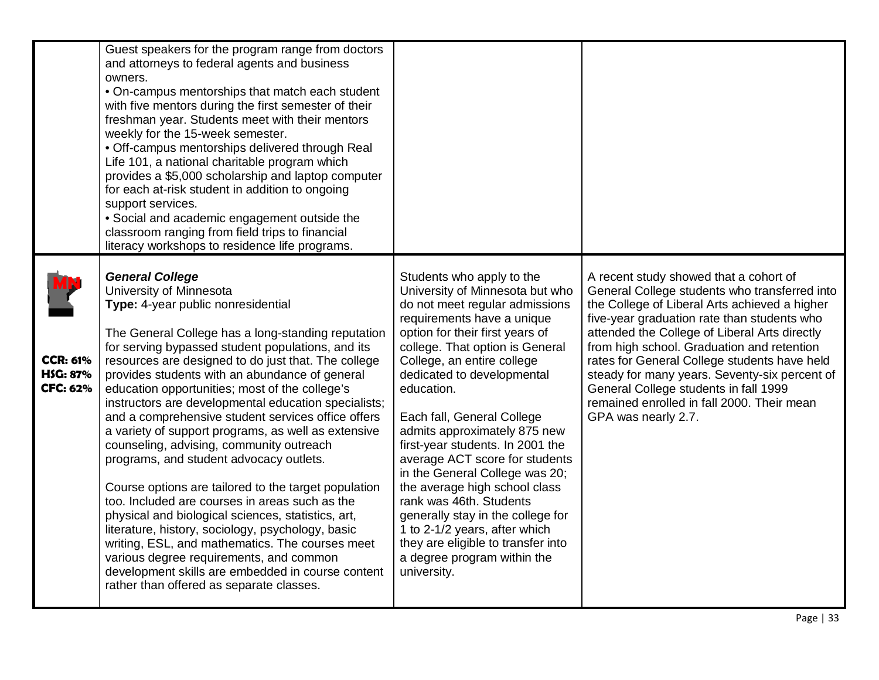| | | | |
|---|---|---|---|
| | Guest speakers for the program range from doctors and attorneys to federal agents and business owners.<br>• On-campus mentorships that match each student with five mentors during the first semester of their freshman year. Students meet with their mentors weekly for the 15-week semester.<br>• Off-campus mentorships delivered through Real Life 101, a national charitable program which provides a $5,000 scholarship and laptop computer for each at-risk student in addition to ongoing support services.<br>• Social and academic engagement outside the classroom ranging from field trips to financial literacy workshops to residence life programs. | | |
| MN<br><br>**CCR: 61%**<br>**HSG: 87%**<br>**CFC: 62%** | ***General College***<br>University of Minnesota<br>**Type:** 4-year public nonresidential<br><br>The General College has a long-standing reputation for serving bypassed student populations, and its resources are designed to do just that. The college provides students with an abundance of general education opportunities; most of the college's instructors are developmental education specialists; and a comprehensive student services office offers a variety of support programs, as well as extensive counseling, advising, community outreach programs, and student advocacy outlets.<br><br>Course options are tailored to the target population too. Included are courses in areas such as the physical and biological sciences, statistics, art, literature, history, sociology, psychology, basic writing, ESL, and mathematics. The courses meet various degree requirements, and common development skills are embedded in course content rather than offered as separate classes. | Students who apply to the University of Minnesota but who do not meet regular admissions requirements have a unique option for their first years of college. That option is General College, an entire college dedicated to developmental education.<br><br>Each fall, General College admits approximately 875 new first-year students. In 2001 the average ACT score for students in the General College was 20; the average high school class rank was 46th. Students generally stay in the college for 1 to 2-1/2 years, after which they are eligible to transfer into a degree program within the university. | A recent study showed that a cohort of General College students who transferred into the College of Liberal Arts achieved a higher five-year graduation rate than students who attended the College of Liberal Arts directly from high school. Graduation and retention rates for General College students have held steady for many years. Seventy-six percent of General College students in fall 1999 remained enrolled in fall 2000. Their mean GPA was nearly 2.7. |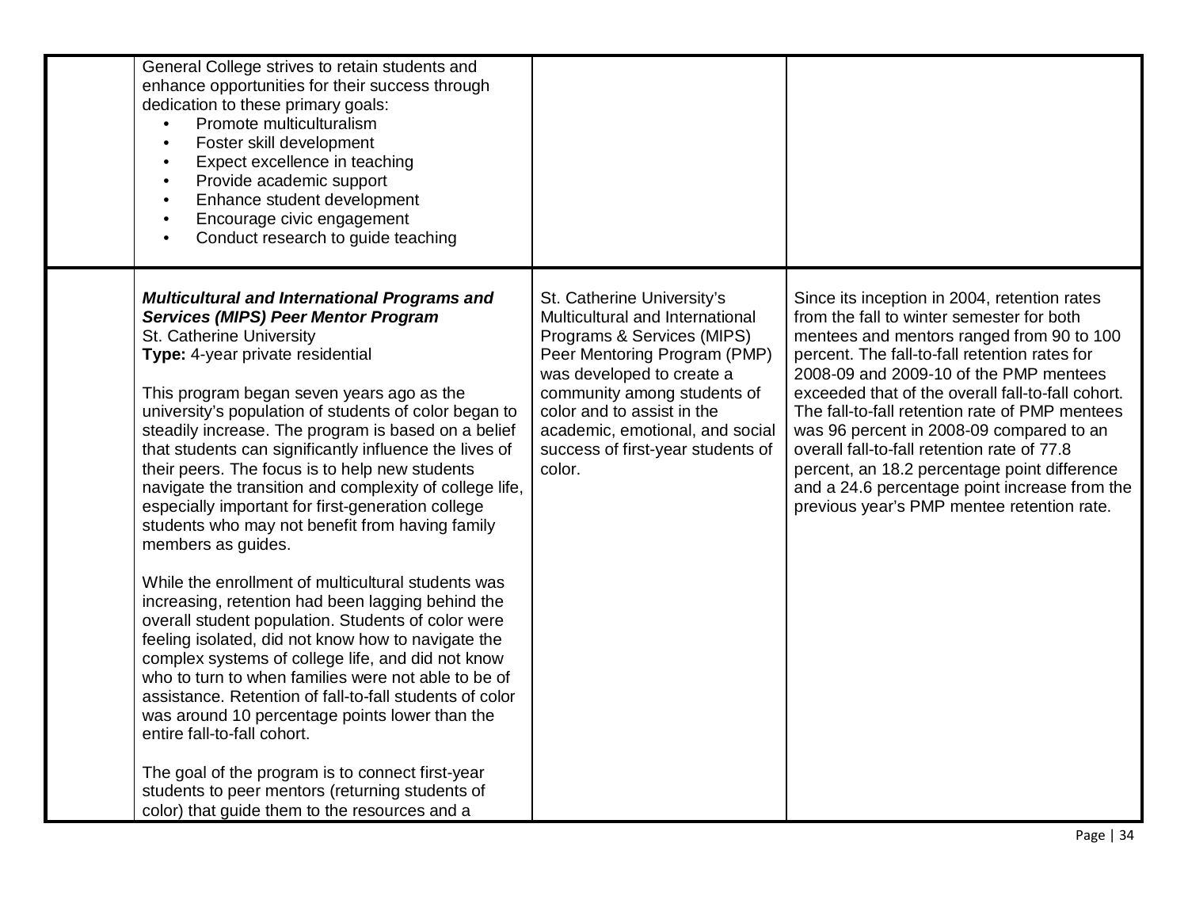| | | | |
|---|---|---|---|
| | General College strives to retain students and enhance opportunities for their success through dedication to these primary goals:<br>• Promote multiculturalism<br>• Foster skill development<br>• Expect excellence in teaching<br>• Provide academic support<br>• Enhance student development<br>• Encourage civic engagement<br>• Conduct research to guide teaching | | |
| | ***Multicultural and International Programs and Services (MIPS) Peer Mentor Program***<br>St. Catherine University<br>**Type:** 4-year private residential<br><br>This program began seven years ago as the university's population of students of color began to steadily increase. The program is based on a belief that students can significantly influence the lives of their peers. The focus is to help new students navigate the transition and complexity of college life, especially important for first-generation college students who may not benefit from having family members as guides.<br><br>While the enrollment of multicultural students was increasing, retention had been lagging behind the overall student population. Students of color were feeling isolated, did not know how to navigate the complex systems of college life, and did not know who to turn to when families were not able to be of assistance. Retention of fall-to-fall students of color was around 10 percentage points lower than the entire fall-to-fall cohort.<br><br>The goal of the program is to connect first-year students to peer mentors (returning students of color) that guide them to the resources and a | St. Catherine University's Multicultural and International Programs & Services (MIPS) Peer Mentoring Program (PMP) was developed to create a community among students of color and to assist in the academic, emotional, and social success of first-year students of color. | Since its inception in 2004, retention rates from the fall to winter semester for both mentees and mentors ranged from 90 to 100 percent. The fall-to-fall retention rates for 2008-09 and 2009-10 of the PMP mentees exceeded that of the overall fall-to-fall cohort. The fall-to-fall retention rate of PMP mentees was 96 percent in 2008-09 compared to an overall fall-to-fall retention rate of 77.8 percent, an 18.2 percentage point difference and a 24.6 percentage point increase from the previous year's PMP mentee retention rate. |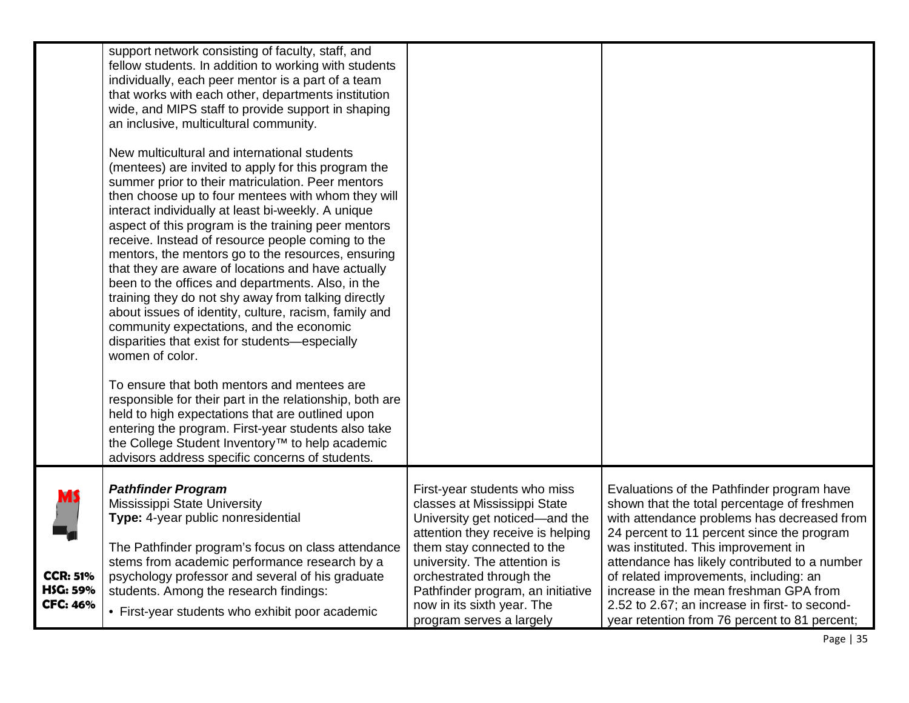| | | | |
|---|---|---|---|
| | support network consisting of faculty, staff, and fellow students. In addition to working with students individually, each peer mentor is a part of a team that works with each other, departments institution wide, and MIPS staff to provide support in shaping an inclusive, multicultural community.<br><br>New multicultural and international students (mentees) are invited to apply for this program the summer prior to their matriculation. Peer mentors then choose up to four mentees with whom they will interact individually at least bi-weekly. A unique aspect of this program is the training peer mentors receive. Instead of resource people coming to the mentors, the mentors go to the resources, ensuring that they are aware of locations and have actually been to the offices and departments. Also, in the training they do not shy away from talking directly about issues of identity, culture, racism, family and community expectations, and the economic disparities that exist for students—especially women of color.<br><br>To ensure that both mentors and mentees are responsible for their part in the relationship, both are held to high expectations that are outlined upon entering the program. First-year students also take the College Student Inventory™ to help academic advisors address specific concerns of students. | | |
| MS<br><br>CCR: 51%<br>HSG: 59%<br>CFC: 46% | ***Pathfinder Program***<br>Mississippi State University<br>**Type:** 4-year public nonresidential<br><br>The Pathfinder program's focus on class attendance stems from academic performance research by a psychology professor and several of his graduate students. Among the research findings:<br>• First-year students who exhibit poor academic | First-year students who miss classes at Mississippi State University get noticed—and the attention they receive is helping them stay connected to the university. The attention is orchestrated through the Pathfinder program, an initiative now in its sixth year. The program serves a largely | Evaluations of the Pathfinder program have shown that the total percentage of freshmen with attendance problems has decreased from 24 percent to 11 percent since the program was instituted. This improvement in attendance has likely contributed to a number of related improvements, including: an increase in the mean freshman GPA from 2.52 to 2.67; an increase in first- to second-year retention from 76 percent to 81 percent; |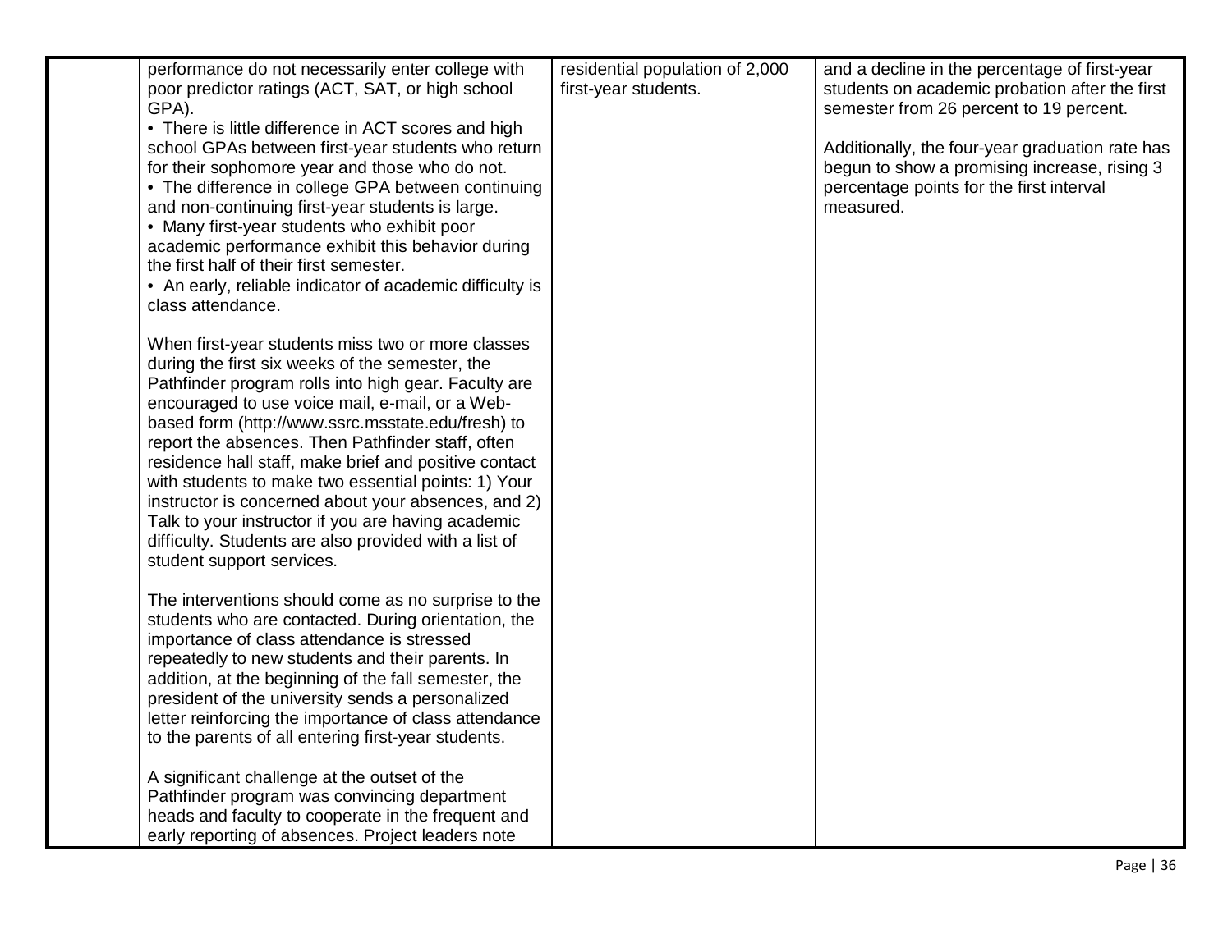| | | | |
|---|---|---|---|
| | performance do not necessarily enter college with poor predictor ratings (ACT, SAT, or high school GPA).<br>• There is little difference in ACT scores and high school GPAs between first-year students who return for their sophomore year and those who do not.<br>• The difference in college GPA between continuing and non-continuing first-year students is large.<br>• Many first-year students who exhibit poor academic performance exhibit this behavior during the first half of their first semester.<br>• An early, reliable indicator of academic difficulty is class attendance.<br><br>When first-year students miss two or more classes during the first six weeks of the semester, the Pathfinder program rolls into high gear. Faculty are encouraged to use voice mail, e-mail, or a Web-based form (http://www.ssrc.msstate.edu/fresh) to report the absences. Then Pathfinder staff, often residence hall staff, make brief and positive contact with students to make two essential points: 1) Your instructor is concerned about your absences, and 2) Talk to your instructor if you are having academic difficulty. Students are also provided with a list of student support services.<br><br>The interventions should come as no surprise to the students who are contacted. During orientation, the importance of class attendance is stressed repeatedly to new students and their parents. In addition, at the beginning of the fall semester, the president of the university sends a personalized letter reinforcing the importance of class attendance to the parents of all entering first-year students.<br><br>A significant challenge at the outset of the Pathfinder program was convincing department heads and faculty to cooperate in the frequent and early reporting of absences. Project leaders note | residential population of 2,000 first-year students. | and a decline in the percentage of first-year students on academic probation after the first semester from 26 percent to 19 percent.<br><br>Additionally, the four-year graduation rate has begun to show a promising increase, rising 3 percentage points for the first interval measured. |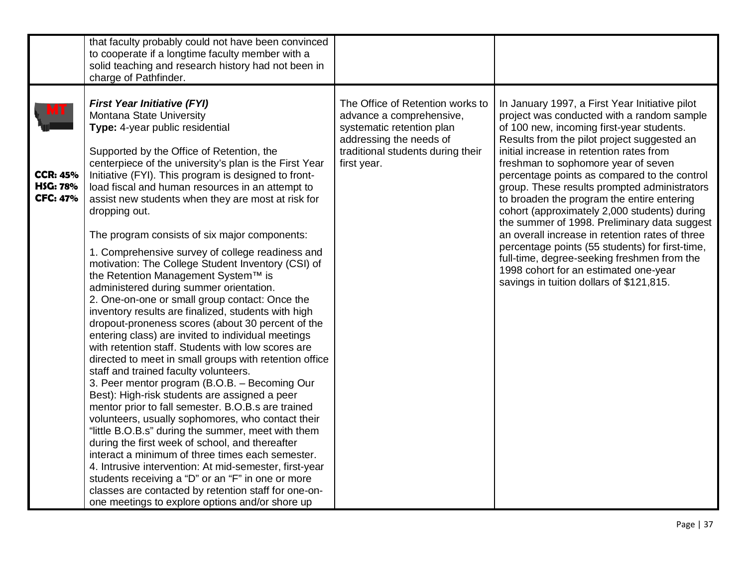| | | | |
|---|---|---|---|
| | that faculty probably could not have been convinced to cooperate if a longtime faculty member with a solid teaching and research history had not been in charge of Pathfinder. | | |
| MT<br><br>**CCR: 45%**<br>**HSG: 78%**<br>**CFC: 47%** | ***First Year Initiative (FYI)***<br>Montana State University<br>**Type:** 4-year public residential<br><br>Supported by the Office of Retention, the centerpiece of the university's plan is the First Year Initiative (FYI). This program is designed to front-load fiscal and human resources in an attempt to assist new students when they are most at risk for dropping out.<br><br>The program consists of six major components:<br><br>1. Comprehensive survey of college readiness and motivation: The College Student Inventory (CSI) of the Retention Management System™ is administered during summer orientation.<br>2. One-on-one or small group contact: Once the inventory results are finalized, students with high dropout-proneness scores (about 30 percent of the entering class) are invited to individual meetings with retention staff. Students with low scores are directed to meet in small groups with retention office staff and trained faculty volunteers.<br>3. Peer mentor program (B.O.B. – Becoming Our Best): High-risk students are assigned a peer mentor prior to fall semester. B.O.B.s are trained volunteers, usually sophomores, who contact their "little B.O.B.s" during the summer, meet with them during the first week of school, and thereafter interact a minimum of three times each semester.<br>4. Intrusive intervention: At mid-semester, first-year students receiving a "D" or an "F" in one or more classes are contacted by retention staff for one-on-one meetings to explore options and/or shore up | The Office of Retention works to advance a comprehensive, systematic retention plan addressing the needs of traditional students during their first year. | In January 1997, a First Year Initiative pilot project was conducted with a random sample of 100 new, incoming first-year students. Results from the pilot project suggested an initial increase in retention rates from freshman to sophomore year of seven percentage points as compared to the control group. These results prompted administrators to broaden the program the entire entering cohort (approximately 2,000 students) during the summer of 1998. Preliminary data suggest an overall increase in retention rates of three percentage points (55 students) for first-time, full-time, degree-seeking freshmen from the 1998 cohort for an estimated one-year savings in tuition dollars of $121,815. |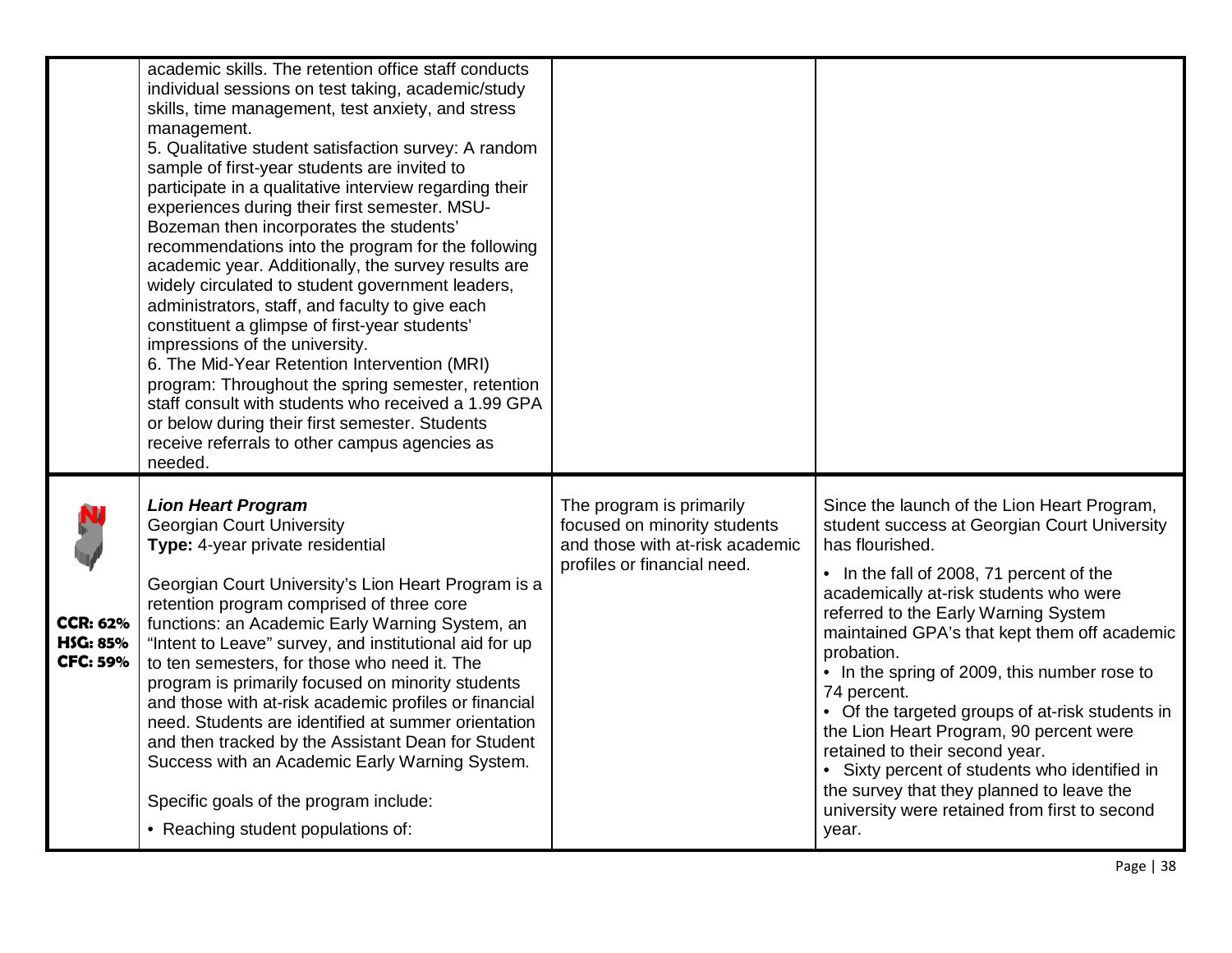| | | | |
|---|---|---|---|
| | academic skills. The retention office staff conducts individual sessions on test taking, academic/study skills, time management, test anxiety, and stress management.<br>5. Qualitative student satisfaction survey: A random sample of first-year students are invited to participate in a qualitative interview regarding their experiences during their first semester. MSU-Bozeman then incorporates the students' recommendations into the program for the following academic year. Additionally, the survey results are widely circulated to student government leaders, administrators, staff, and faculty to give each constituent a glimpse of first-year students' impressions of the university.<br>6. The Mid-Year Retention Intervention (MRI) program: Throughout the spring semester, retention staff consult with students who received a 1.99 GPA or below during their first semester. Students receive referrals to other campus agencies as needed. | | |
| **NJ**<br>**CCR: 62%**<br>**HSG: 85%**<br>**CFC: 59%** | ***Lion Heart Program***<br>Georgian Court University<br>**Type:** 4-year private residential<br><br>Georgian Court University's Lion Heart Program is a retention program comprised of three core functions: an Academic Early Warning System, an "Intent to Leave" survey, and institutional aid for up to ten semesters, for those who need it. The program is primarily focused on minority students and those with at-risk academic profiles or financial need. Students are identified at summer orientation and then tracked by the Assistant Dean for Student Success with an Academic Early Warning System.<br><br>Specific goals of the program include:<br>• Reaching student populations of: | The program is primarily focused on minority students and those with at-risk academic profiles or financial need. | Since the launch of the Lion Heart Program, student success at Georgian Court University has flourished.<br>• In the fall of 2008, 71 percent of the academically at-risk students who were referred to the Early Warning System maintained GPA's that kept them off academic probation.<br>• In the spring of 2009, this number rose to 74 percent.<br>• Of the targeted groups of at-risk students in the Lion Heart Program, 90 percent were retained to their second year.<br>• Sixty percent of students who identified in the survey that they planned to leave the university were retained from first to second year. |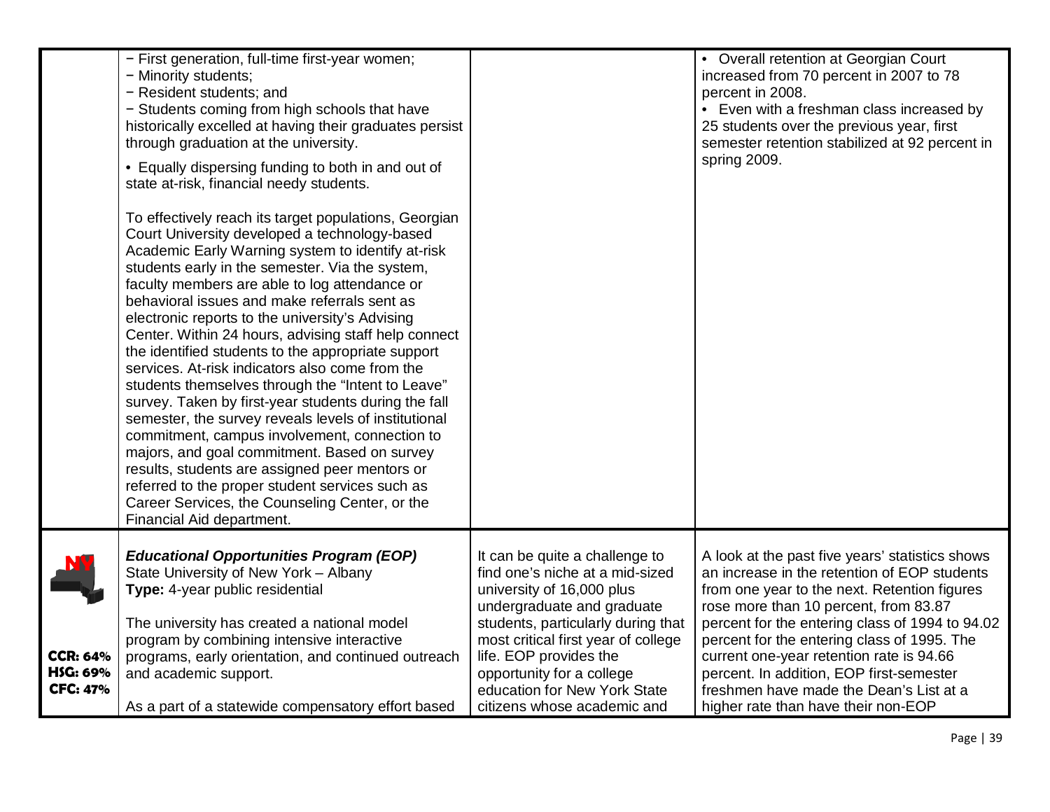| | | | |
|---|---|---|---|
| | − First generation, full-time first-year women;<br>− Minority students;<br>− Resident students; and<br>− Students coming from high schools that have historically excelled at having their graduates persist through graduation at the university.<br><br>• Equally dispersing funding to both in and out of state at-risk, financial needy students.<br><br>To effectively reach its target populations, Georgian Court University developed a technology-based Academic Early Warning system to identify at-risk students early in the semester. Via the system, faculty members are able to log attendance or behavioral issues and make referrals sent as electronic reports to the university's Advising Center. Within 24 hours, advising staff help connect the identified students to the appropriate support services. At-risk indicators also come from the students themselves through the "Intent to Leave" survey. Taken by first-year students during the fall semester, the survey reveals levels of institutional commitment, campus involvement, connection to majors, and goal commitment. Based on survey results, students are assigned peer mentors or referred to the proper student services such as Career Services, the Counseling Center, or the Financial Aid department. | | • Overall retention at Georgian Court increased from 70 percent in 2007 to 78 percent in 2008.<br>• Even with a freshman class increased by 25 students over the previous year, first semester retention stabilized at 92 percent in spring 2009. |
| NY<br><br>**CCR: 64%**<br>**HSG: 69%**<br>**CFC: 47%** | ***Educational Opportunities Program (EOP)***<br>State University of New York – Albany<br>**Type:** 4-year public residential<br><br>The university has created a national model program by combining intensive interactive programs, early orientation, and continued outreach and academic support.<br><br>As a part of a statewide compensatory effort based | It can be quite a challenge to find one's niche at a mid-sized university of 16,000 plus undergraduate and graduate students, particularly during that most critical first year of college life. EOP provides the opportunity for a college education for New York State citizens whose academic and | A look at the past five years' statistics shows an increase in the retention of EOP students from one year to the next. Retention figures rose more than 10 percent, from 83.87 percent for the entering class of 1994 to 94.02 percent for the entering class of 1995. The current one-year retention rate is 94.66 percent. In addition, EOP first-semester freshmen have made the Dean's List at a higher rate than have their non-EOP |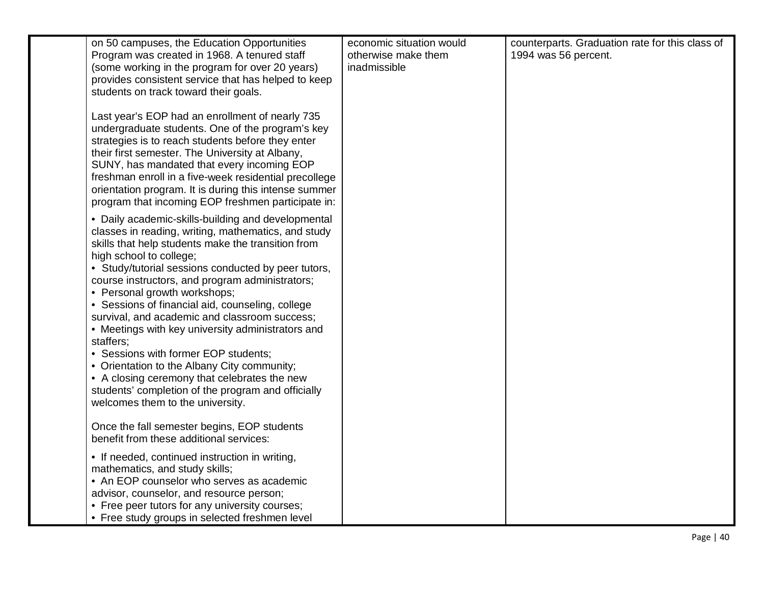| | | | |
|---|---|---|---|
| | on 50 campuses, the Education Opportunities Program was created in 1968. A tenured staff (some working in the program for over 20 years) provides consistent service that has helped to keep students on track toward their goals.<br><br>Last year's EOP had an enrollment of nearly 735 undergraduate students. One of the program's key strategies is to reach students before they enter their first semester. The University at Albany, SUNY, has mandated that every incoming EOP freshman enroll in a five-week residential precollege orientation program. It is during this intense summer program that incoming EOP freshmen participate in:<br><br>• Daily academic-skills-building and developmental classes in reading, writing, mathematics, and study skills that help students make the transition from high school to college;<br>• Study/tutorial sessions conducted by peer tutors, course instructors, and program administrators;<br>• Personal growth workshops;<br>• Sessions of financial aid, counseling, college survival, and academic and classroom success;<br>• Meetings with key university administrators and staffers;<br>• Sessions with former EOP students;<br>• Orientation to the Albany City community;<br>• A closing ceremony that celebrates the new students' completion of the program and officially welcomes them to the university.<br><br>Once the fall semester begins, EOP students benefit from these additional services:<br><br>• If needed, continued instruction in writing, mathematics, and study skills;<br>• An EOP counselor who serves as academic advisor, counselor, and resource person;<br>• Free peer tutors for any university courses;<br>• Free study groups in selected freshmen level | economic situation would otherwise make them inadmissible | counterparts. Graduation rate for this class of 1994 was 56 percent. |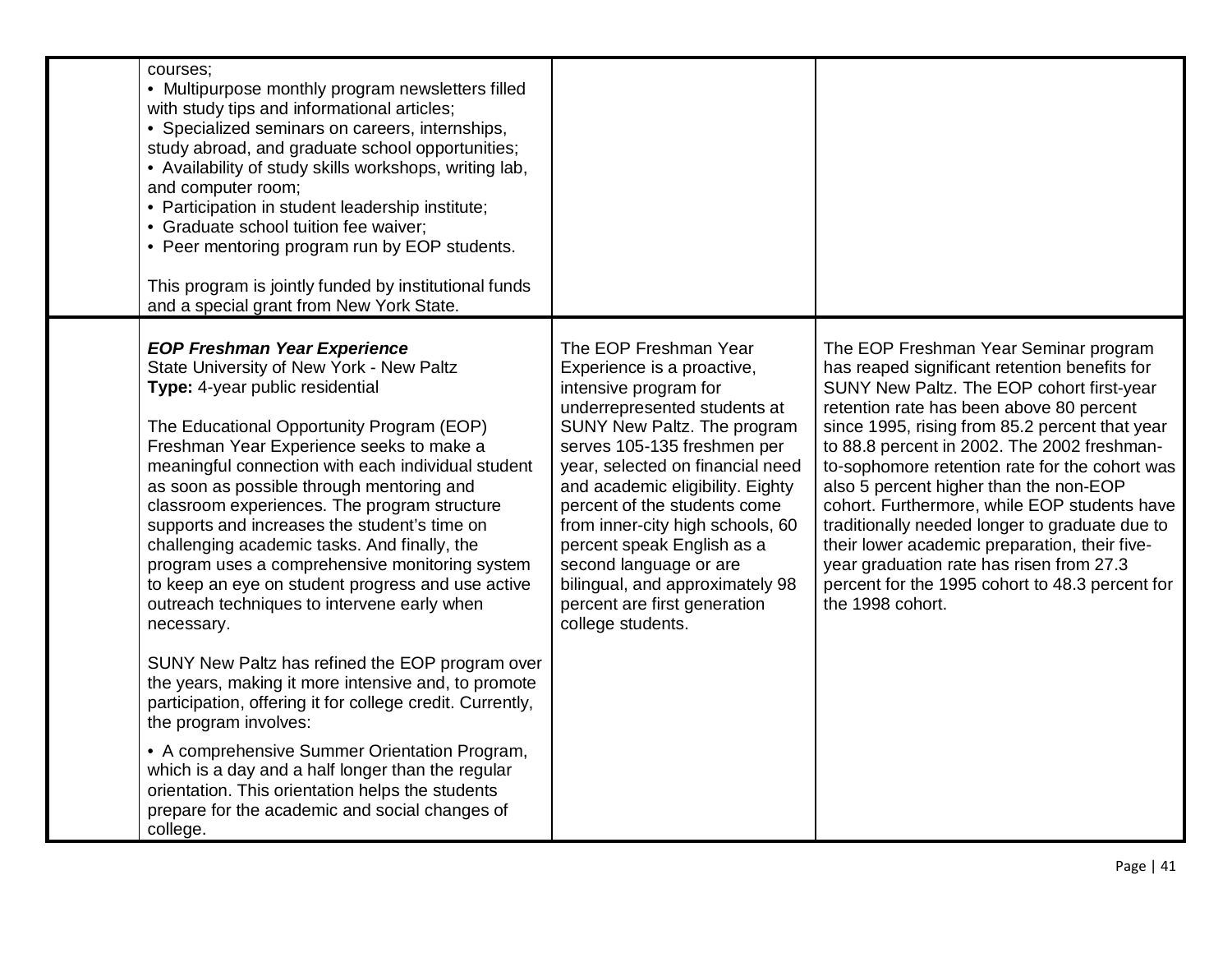| | | | |
|---|---|---|---|
| | courses;<br>• Multipurpose monthly program newsletters filled with study tips and informational articles;<br>• Specialized seminars on careers, internships, study abroad, and graduate school opportunities;<br>• Availability of study skills workshops, writing lab, and computer room;<br>• Participation in student leadership institute;<br>• Graduate school tuition fee waiver;<br>• Peer mentoring program run by EOP students.<br><br>This program is jointly funded by institutional funds and a special grant from New York State. | | |
| | ***EOP Freshman Year Experience***<br>State University of New York - New Paltz<br>**Type:** 4-year public residential<br><br>The Educational Opportunity Program (EOP) Freshman Year Experience seeks to make a meaningful connection with each individual student as soon as possible through mentoring and classroom experiences. The program structure supports and increases the student's time on challenging academic tasks. And finally, the program uses a comprehensive monitoring system to keep an eye on student progress and use active outreach techniques to intervene early when necessary.<br><br>SUNY New Paltz has refined the EOP program over the years, making it more intensive and, to promote participation, offering it for college credit. Currently, the program involves:<br><br>• A comprehensive Summer Orientation Program, which is a day and a half longer than the regular orientation. This orientation helps the students prepare for the academic and social changes of college. | The EOP Freshman Year Experience is a proactive, intensive program for underrepresented students at SUNY New Paltz. The program serves 105-135 freshmen per year, selected on financial need and academic eligibility. Eighty percent of the students come from inner-city high schools, 60 percent speak English as a second language or are bilingual, and approximately 98 percent are first generation college students. | The EOP Freshman Year Seminar program has reaped significant retention benefits for SUNY New Paltz. The EOP cohort first-year retention rate has been above 80 percent since 1995, rising from 85.2 percent that year to 88.8 percent in 2002. The 2002 freshman-to-sophomore retention rate for the cohort was also 5 percent higher than the non-EOP cohort. Furthermore, while EOP students have traditionally needed longer to graduate due to their lower academic preparation, their five-year graduation rate has risen from 27.3 percent for the 1995 cohort to 48.3 percent for the 1998 cohort. |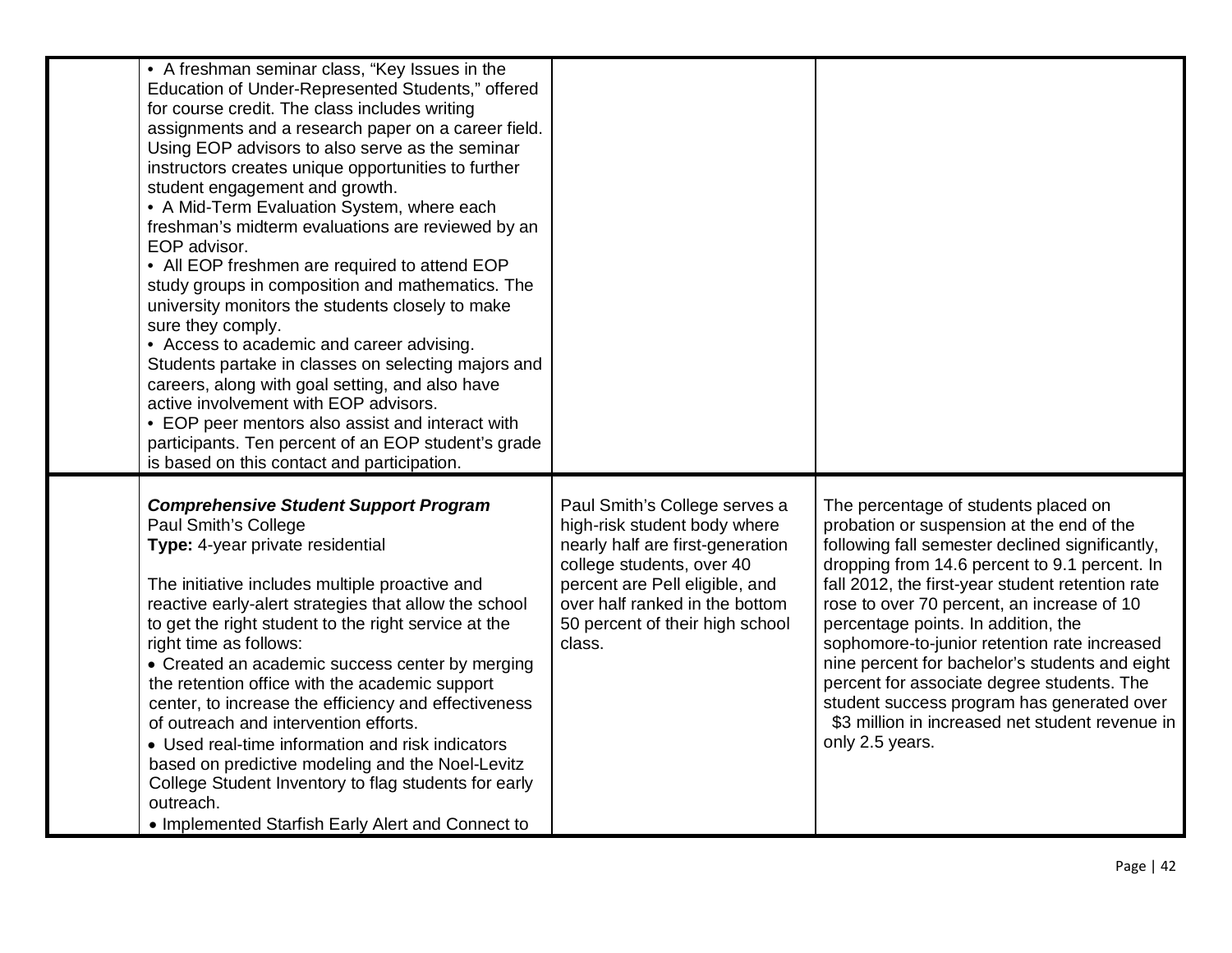| | | | |
|---|---|---|---|
| | • A freshman seminar class, "Key Issues in the Education of Under-Represented Students," offered for course credit. The class includes writing assignments and a research paper on a career field. Using EOP advisors to also serve as the seminar instructors creates unique opportunities to further student engagement and growth.<br>• A Mid-Term Evaluation System, where each freshman's midterm evaluations are reviewed by an EOP advisor.<br>• All EOP freshmen are required to attend EOP study groups in composition and mathematics. The university monitors the students closely to make sure they comply.<br>• Access to academic and career advising. Students partake in classes on selecting majors and careers, along with goal setting, and also have active involvement with EOP advisors.<br>• EOP peer mentors also assist and interact with participants. Ten percent of an EOP student's grade is based on this contact and participation. | | |
| | ***Comprehensive Student Support Program***<br>Paul Smith's College<br>**Type:** 4-year private residential<br><br>The initiative includes multiple proactive and reactive early-alert strategies that allow the school to get the right student to the right service at the right time as follows:<br>• Created an academic success center by merging the retention office with the academic support center, to increase the efficiency and effectiveness of outreach and intervention efforts.<br>• Used real-time information and risk indicators based on predictive modeling and the Noel-Levitz College Student Inventory to flag students for early outreach.<br>• Implemented Starfish Early Alert and Connect to | Paul Smith's College serves a high-risk student body where nearly half are first-generation college students, over 40 percent are Pell eligible, and over half ranked in the bottom 50 percent of their high school class. | The percentage of students placed on probation or suspension at the end of the following fall semester declined significantly, dropping from 14.6 percent to 9.1 percent. In fall 2012, the first-year student retention rate rose to over 70 percent, an increase of 10 percentage points. In addition, the sophomore-to-junior retention rate increased nine percent for bachelor's students and eight percent for associate degree students. The student success program has generated over $3 million in increased net student revenue in only 2.5 years. |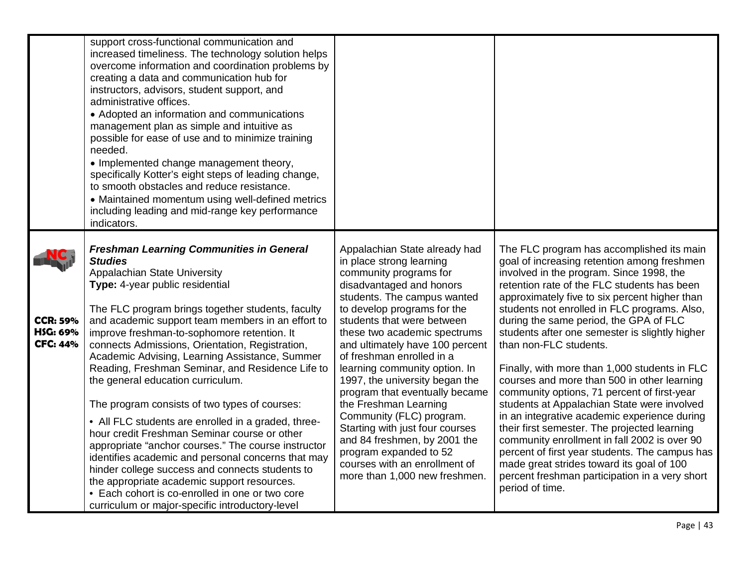| | | | |
|---|---|---|---|
| | support cross-functional communication and increased timeliness. The technology solution helps overcome information and coordination problems by creating a data and communication hub for instructors, advisors, student support, and administrative offices.<br>• Adopted an information and communications management plan as simple and intuitive as possible for ease of use and to minimize training needed.<br>• Implemented change management theory, specifically Kotter's eight steps of leading change, to smooth obstacles and reduce resistance.<br>• Maintained momentum using well-defined metrics including leading and mid-range key performance indicators. | | |
| NC<br><br>**CCR: 59%**<br>**HSG: 69%**<br>**CFC: 44%** | ***Freshman Learning Communities in General Studies***<br>Appalachian State University<br>**Type:** 4-year public residential<br><br>The FLC program brings together students, faculty and academic support team members in an effort to improve freshman-to-sophomore retention. It connects Admissions, Orientation, Registration, Academic Advising, Learning Assistance, Summer Reading, Freshman Seminar, and Residence Life to the general education curriculum.<br><br>The program consists of two types of courses:<br><br>• All FLC students are enrolled in a graded, three-hour credit Freshman Seminar course or other appropriate "anchor courses." The course instructor identifies academic and personal concerns that may hinder college success and connects students to the appropriate academic support resources.<br>• Each cohort is co-enrolled in one or two core curriculum or major-specific introductory-level | Appalachian State already had in place strong learning community programs for disadvantaged and honors students. The campus wanted to develop programs for the students that were between these two academic spectrums and ultimately have 100 percent of freshman enrolled in a learning community option. In 1997, the university began the program that eventually became the Freshman Learning Community (FLC) program. Starting with just four courses and 84 freshmen, by 2001 the program expanded to 52 courses with an enrollment of more than 1,000 new freshmen. | The FLC program has accomplished its main goal of increasing retention among freshmen involved in the program. Since 1998, the retention rate of the FLC students has been approximately five to six percent higher than students not enrolled in FLC programs. Also, during the same period, the GPA of FLC students after one semester is slightly higher than non-FLC students.<br><br>Finally, with more than 1,000 students in FLC courses and more than 500 in other learning community options, 71 percent of first-year students at Appalachian State were involved in an integrative academic experience during their first semester. The projected learning community enrollment in fall 2002 is over 90 percent of first year students. The campus has made great strides toward its goal of 100 percent freshman participation in a very short period of time. |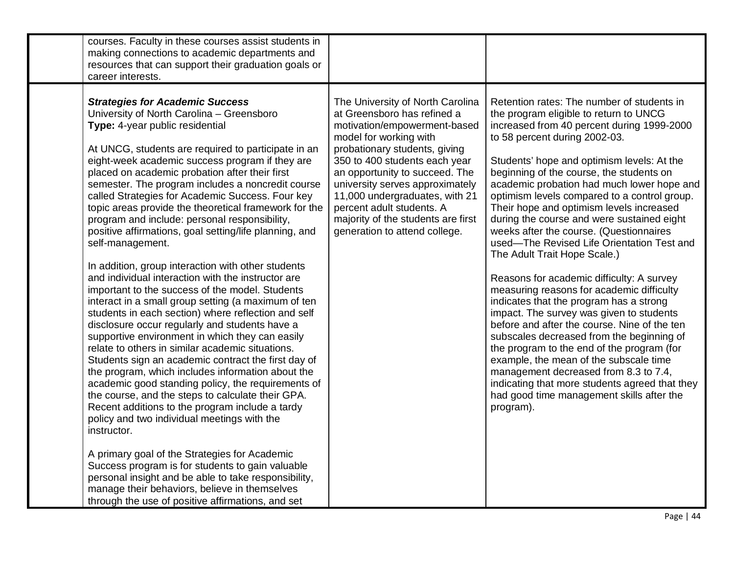| | | | |
|---|---|---|---|
| | courses. Faculty in these courses assist students in making connections to academic departments and resources that can support their graduation goals or career interests. | | |
| | ***Strategies for Academic Success***<br>University of North Carolina – Greensboro<br>**Type:** 4-year public residential<br><br>At UNCG, students are required to participate in an eight-week academic success program if they are placed on academic probation after their first semester. The program includes a noncredit course called Strategies for Academic Success. Four key topic areas provide the theoretical framework for the program and include: personal responsibility, positive affirmations, goal setting/life planning, and self-management.<br><br>In addition, group interaction with other students and individual interaction with the instructor are important to the success of the model. Students interact in a small group setting (a maximum of ten students in each section) where reflection and self disclosure occur regularly and students have a supportive environment in which they can easily relate to others in similar academic situations. Students sign an academic contract the first day of the program, which includes information about the academic good standing policy, the requirements of the course, and the steps to calculate their GPA. Recent additions to the program include a tardy policy and two individual meetings with the instructor.<br><br>A primary goal of the Strategies for Academic Success program is for students to gain valuable personal insight and be able to take responsibility, manage their behaviors, believe in themselves through the use of positive affirmations, and set | The University of North Carolina at Greensboro has refined a motivation/empowerment-based model for working with probationary students, giving 350 to 400 students each year an opportunity to succeed. The university serves approximately 11,000 undergraduates, with 21 percent adult students. A majority of the students are first generation to attend college. | Retention rates: The number of students in the program eligible to return to UNCG increased from 40 percent during 1999-2000 to 58 percent during 2002-03.<br><br>Students' hope and optimism levels: At the beginning of the course, the students on academic probation had much lower hope and optimism levels compared to a control group. Their hope and optimism levels increased during the course and were sustained eight weeks after the course. (Questionnaires used—The Revised Life Orientation Test and The Adult Trait Hope Scale.)<br><br>Reasons for academic difficulty: A survey measuring reasons for academic difficulty indicates that the program has a strong impact. The survey was given to students before and after the course. Nine of the ten subscales decreased from the beginning of the program to the end of the program (for example, the mean of the subscale time management decreased from 8.3 to 7.4, indicating that more students agreed that they had good time management skills after the program). |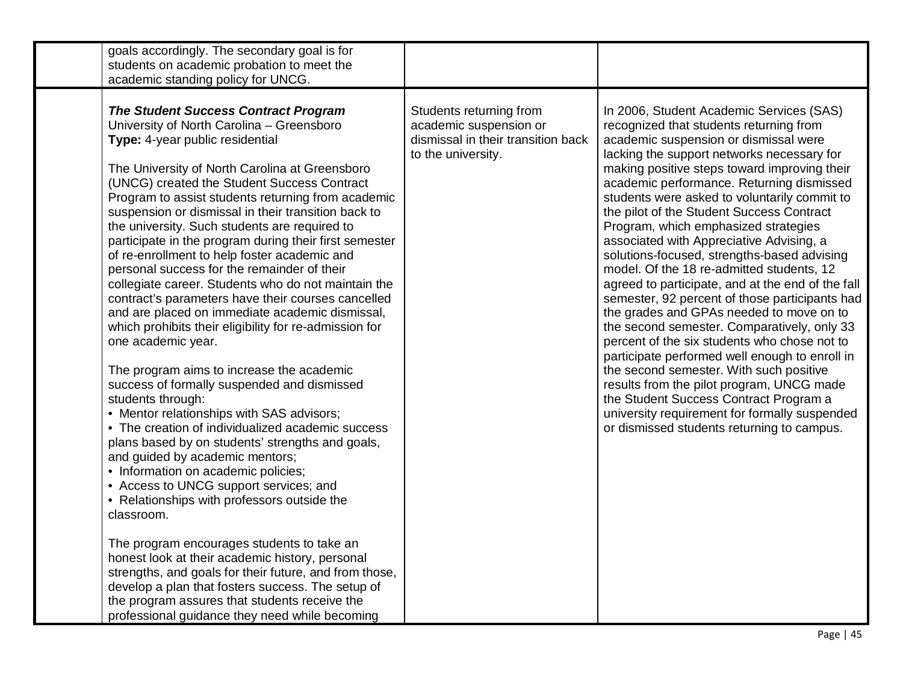| | | | |
|---|---|---|---|
| | goals accordingly. The secondary goal is for students on academic probation to meet the academic standing policy for UNCG. | | |
| | ***The Student Success Contract Program***<br>University of North Carolina – Greensboro<br>**Type:** 4-year public residential<br><br>The University of North Carolina at Greensboro (UNCG) created the Student Success Contract Program to assist students returning from academic suspension or dismissal in their transition back to the university. Such students are required to participate in the program during their first semester of re-enrollment to help foster academic and personal success for the remainder of their collegiate career. Students who do not maintain the contract's parameters have their courses cancelled and are placed on immediate academic dismissal, which prohibits their eligibility for re-admission for one academic year.<br><br>The program aims to increase the academic success of formally suspended and dismissed students through:<br>• Mentor relationships with SAS advisors;<br>• The creation of individualized academic success plans based by on students' strengths and goals, and guided by academic mentors;<br>• Information on academic policies;<br>• Access to UNCG support services; and<br>• Relationships with professors outside the classroom.<br><br>The program encourages students to take an honest look at their academic history, personal strengths, and goals for their future, and from those, develop a plan that fosters success. The setup of the program assures that students receive the professional guidance they need while becoming | Students returning from academic suspension or dismissal in their transition back to the university. | In 2006, Student Academic Services (SAS) recognized that students returning from academic suspension or dismissal were lacking the support networks necessary for making positive steps toward improving their academic performance. Returning dismissed students were asked to voluntarily commit to the pilot of the Student Success Contract Program, which emphasized strategies associated with Appreciative Advising, a solutions-focused, strengths-based advising model. Of the 18 re-admitted students, 12 agreed to participate, and at the end of the fall semester, 92 percent of those participants had the grades and GPAs needed to move on to the second semester. Comparatively, only 33 percent of the six students who chose not to participate performed well enough to enroll in the second semester. With such positive results from the pilot program, UNCG made the Student Success Contract Program a university requirement for formally suspended or dismissed students returning to campus. |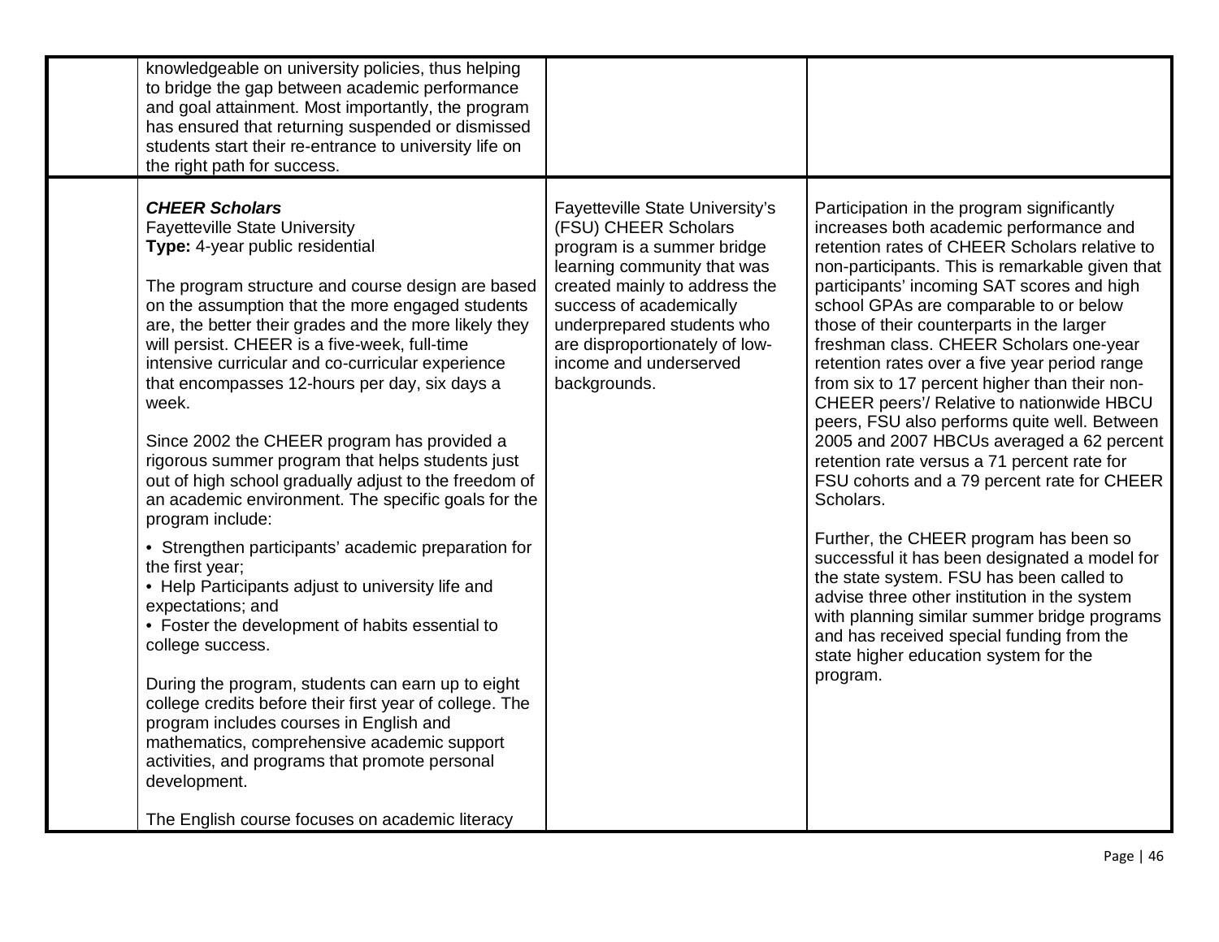| | | | |
|---|---|---|---|
| | knowledgeable on university policies, thus helping to bridge the gap between academic performance and goal attainment. Most importantly, the program has ensured that returning suspended or dismissed students start their re-entrance to university life on the right path for success. | | |
| | ***CHEER Scholars***<br>Fayetteville State University<br>**Type:** 4-year public residential<br><br>The program structure and course design are based on the assumption that the more engaged students are, the better their grades and the more likely they will persist. CHEER is a five-week, full-time intensive curricular and co-curricular experience that encompasses 12-hours per day, six days a week.<br><br>Since 2002 the CHEER program has provided a rigorous summer program that helps students just out of high school gradually adjust to the freedom of an academic environment. The specific goals for the program include:<br><br>• Strengthen participants' academic preparation for the first year;<br>• Help Participants adjust to university life and expectations; and<br>• Foster the development of habits essential to college success.<br><br>During the program, students can earn up to eight college credits before their first year of college. The program includes courses in English and mathematics, comprehensive academic support activities, and programs that promote personal development.<br><br>The English course focuses on academic literacy | Fayetteville State University's (FSU) CHEER Scholars program is a summer bridge learning community that was created mainly to address the success of academically underprepared students who are disproportionately of low-income and underserved backgrounds. | Participation in the program significantly increases both academic performance and retention rates of CHEER Scholars relative to non-participants. This is remarkable given that participants' incoming SAT scores and high school GPAs are comparable to or below those of their counterparts in the larger freshman class. CHEER Scholars one-year retention rates over a five year period range from six to 17 percent higher than their non-CHEER peers'/ Relative to nationwide HBCU peers, FSU also performs quite well. Between 2005 and 2007 HBCUs averaged a 62 percent retention rate versus a 71 percent rate for FSU cohorts and a 79 percent rate for CHEER Scholars.<br><br>Further, the CHEER program has been so successful it has been designated a model for the state system. FSU has been called to advise three other institution in the system with planning similar summer bridge programs and has received special funding from the state higher education system for the program. |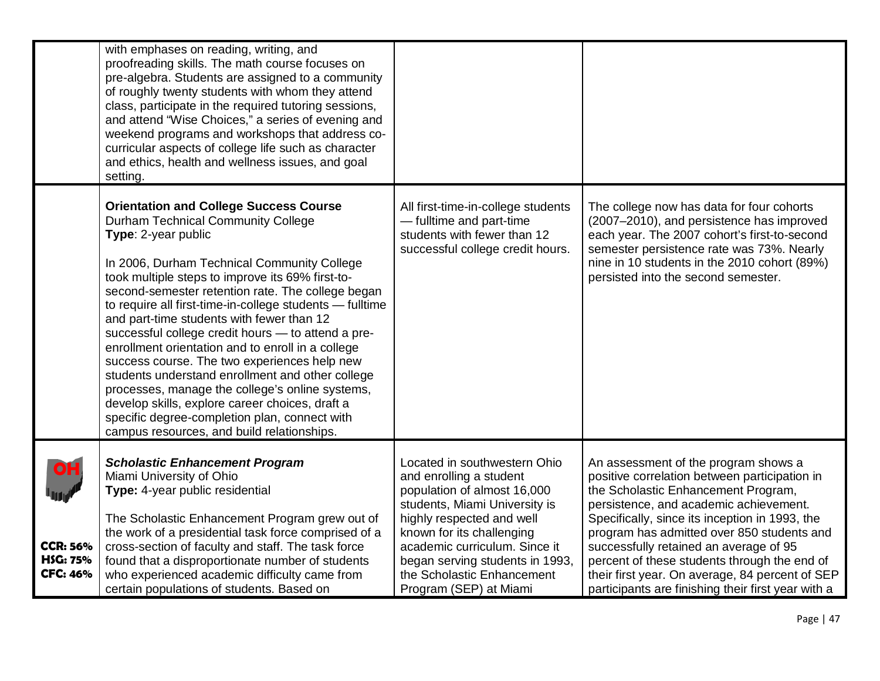| | | | |
|---|---|---|---|
| | with emphases on reading, writing, and proofreading skills. The math course focuses on pre-algebra. Students are assigned to a community of roughly twenty students with whom they attend class, participate in the required tutoring sessions, and attend "Wise Choices," a series of evening and weekend programs and workshops that address co-curricular aspects of college life such as character and ethics, health and wellness issues, and goal setting. | | |
| | **Orientation and College Success Course**<br>Durham Technical Community College<br>**Type**: 2-year public<br><br>In 2006, Durham Technical Community College took multiple steps to improve its 69% first-to-second-semester retention rate. The college began to require all first-time-in-college students — fulltime and part-time students with fewer than 12 successful college credit hours — to attend a pre-enrollment orientation and to enroll in a college success course. The two experiences help new students understand enrollment and other college processes, manage the college's online systems, develop skills, explore career choices, draft a specific degree-completion plan, connect with campus resources, and build relationships. | All first-time-in-college students — fulltime and part-time students with fewer than 12 successful college credit hours. | The college now has data for four cohorts (2007–2010), and persistence has improved each year. The 2007 cohort's first-to-second semester persistence rate was 73%. Nearly nine in 10 students in the 2010 cohort (89%) persisted into the second semester. |
| OH<br><br>**CCR: 56%**<br>**HSG: 75%**<br>**CFC: 46%** | ***Scholastic Enhancement Program***<br>Miami University of Ohio<br>**Type:** 4-year public residential<br><br>The Scholastic Enhancement Program grew out of the work of a presidential task force comprised of a cross-section of faculty and staff. The task force found that a disproportionate number of students who experienced academic difficulty came from certain populations of students. Based on | Located in southwestern Ohio and enrolling a student population of almost 16,000 students, Miami University is highly respected and well known for its challenging academic curriculum. Since it began serving students in 1993, the Scholastic Enhancement Program (SEP) at Miami | An assessment of the program shows a positive correlation between participation in the Scholastic Enhancement Program, persistence, and academic achievement. Specifically, since its inception in 1993, the program has admitted over 850 students and successfully retained an average of 95 percent of these students through the end of their first year. On average, 84 percent of SEP participants are finishing their first year with a |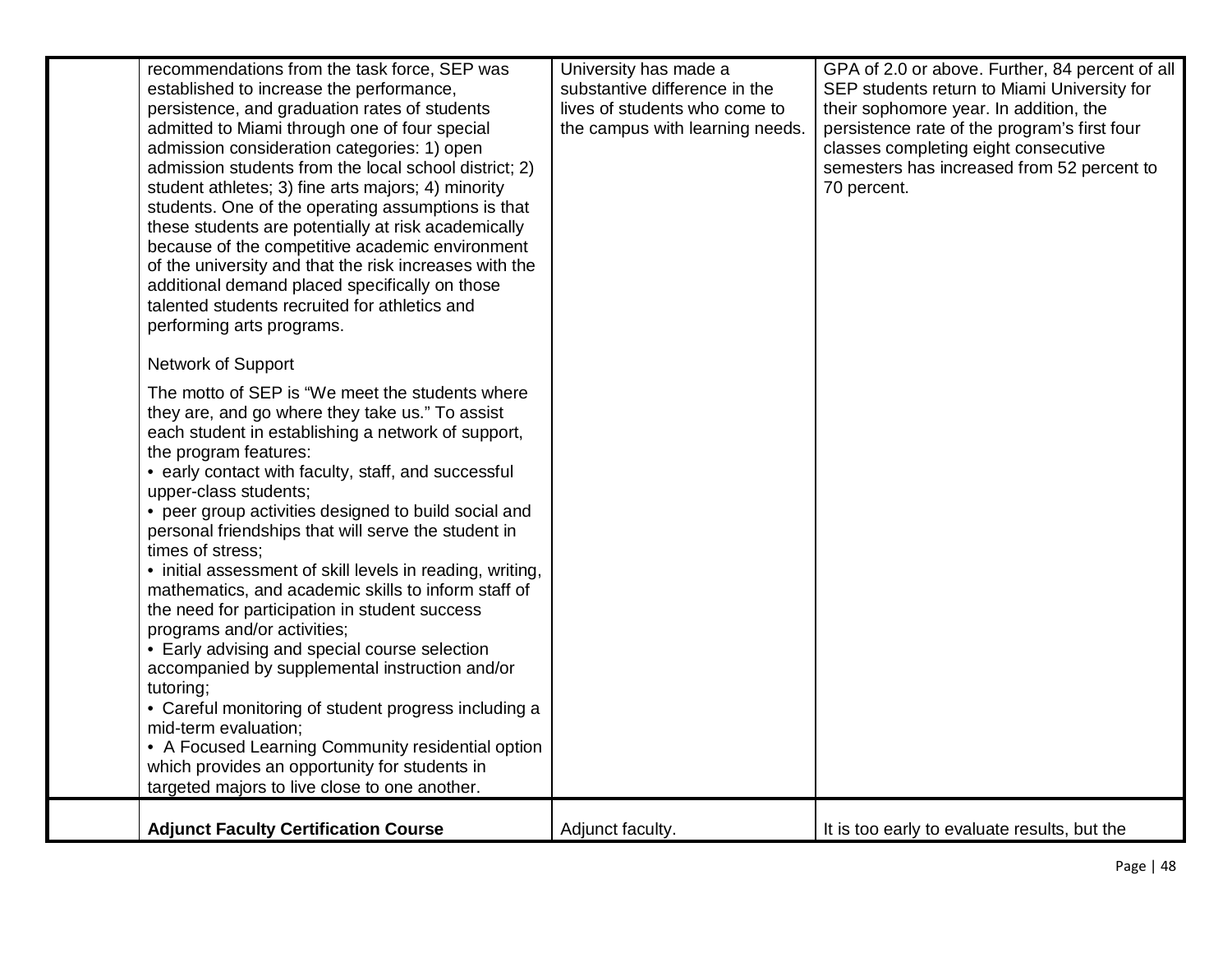| | | | |
|---|---|---|---|
| | recommendations from the task force, SEP was established to increase the performance, persistence, and graduation rates of students admitted to Miami through one of four special admission consideration categories: 1) open admission students from the local school district; 2) student athletes; 3) fine arts majors; 4) minority students. One of the operating assumptions is that these students are potentially at risk academically because of the competitive academic environment of the university and that the risk increases with the additional demand placed specifically on those talented students recruited for athletics and performing arts programs.<br><br>Network of Support<br><br>The motto of SEP is "We meet the students where they are, and go where they take us." To assist each student in establishing a network of support, the program features:<br>• early contact with faculty, staff, and successful upper-class students;<br>• peer group activities designed to build social and personal friendships that will serve the student in times of stress;<br>• initial assessment of skill levels in reading, writing, mathematics, and academic skills to inform staff of the need for participation in student success programs and/or activities;<br>• Early advising and special course selection accompanied by supplemental instruction and/or tutoring;<br>• Careful monitoring of student progress including a mid-term evaluation;<br>• A Focused Learning Community residential option which provides an opportunity for students in targeted majors to live close to one another. | University has made a substantive difference in the lives of students who come to the campus with learning needs. | GPA of 2.0 or above. Further, 84 percent of all SEP students return to Miami University for their sophomore year. In addition, the persistence rate of the program's first four classes completing eight consecutive semesters has increased from 52 percent to 70 percent. |
| | **Adjunct Faculty Certification Course** | Adjunct faculty. | It is too early to evaluate results, but the |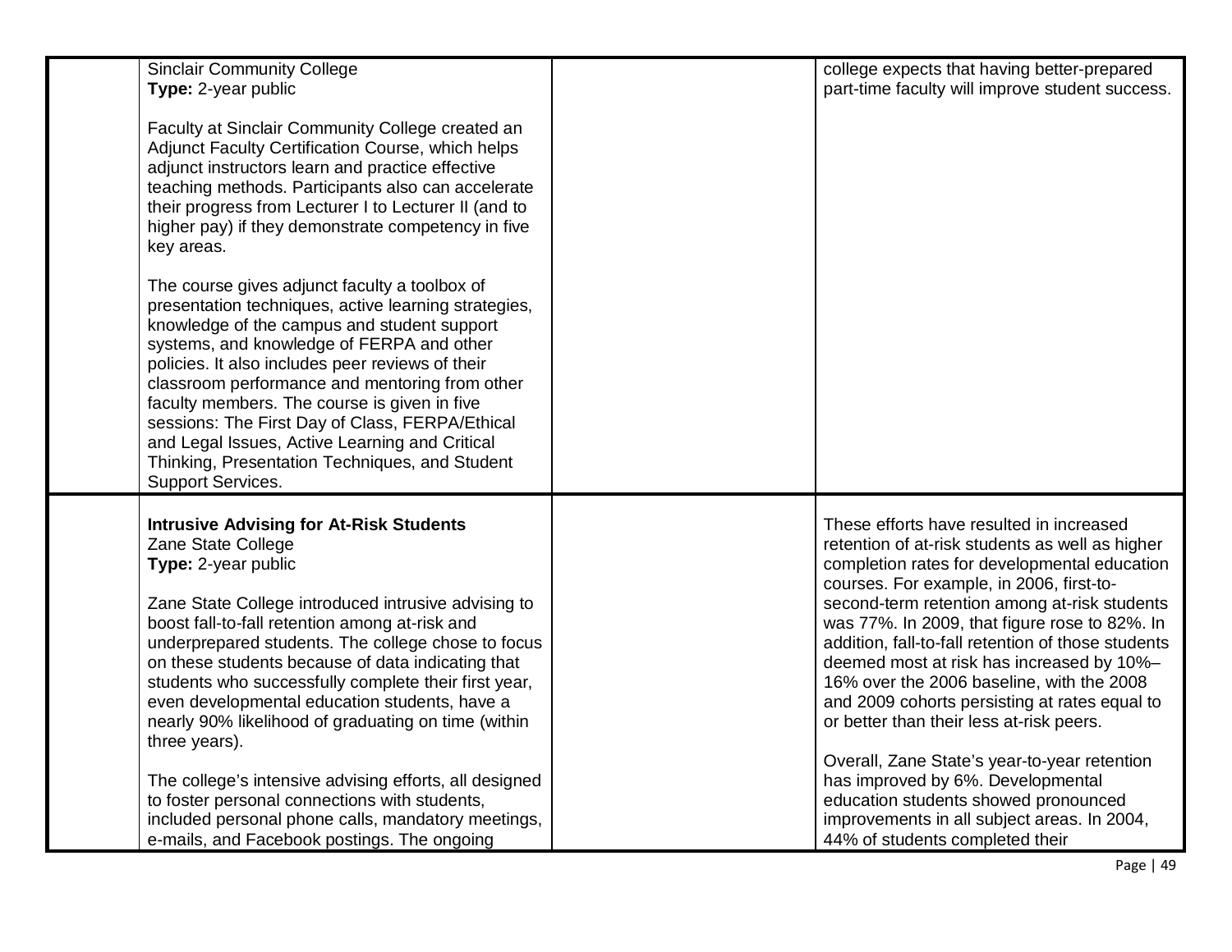| | | | |
|---|---|---|---|
| | Sinclair Community College<br>**Type:** 2-year public<br><br>Faculty at Sinclair Community College created an Adjunct Faculty Certification Course, which helps adjunct instructors learn and practice effective teaching methods. Participants also can accelerate their progress from Lecturer I to Lecturer II (and to higher pay) if they demonstrate competency in five key areas.<br><br>The course gives adjunct faculty a toolbox of presentation techniques, active learning strategies, knowledge of the campus and student support systems, and knowledge of FERPA and other policies. It also includes peer reviews of their classroom performance and mentoring from other faculty members. The course is given in five sessions: The First Day of Class, FERPA/Ethical and Legal Issues, Active Learning and Critical Thinking, Presentation Techniques, and Student Support Services. | | college expects that having better-prepared part-time faculty will improve student success. |
| | **Intrusive Advising for At-Risk Students**<br>Zane State College<br>**Type:** 2-year public<br><br>Zane State College introduced intrusive advising to boost fall-to-fall retention among at-risk and underprepared students. The college chose to focus on these students because of data indicating that students who successfully complete their first year, even developmental education students, have a nearly 90% likelihood of graduating on time (within three years).<br><br>The college's intensive advising efforts, all designed to foster personal connections with students, included personal phone calls, mandatory meetings, e-mails, and Facebook postings. The ongoing | | These efforts have resulted in increased retention of at-risk students as well as higher completion rates for developmental education courses. For example, in 2006, first-to-second-term retention among at-risk students was 77%. In 2009, that figure rose to 82%. In addition, fall-to-fall retention of those students deemed most at risk has increased by 10%–16% over the 2006 baseline, with the 2008 and 2009 cohorts persisting at rates equal to or better than their less at-risk peers.<br><br>Overall, Zane State's year-to-year retention has improved by 6%. Developmental education students showed pronounced improvements in all subject areas. In 2004, 44% of students completed their |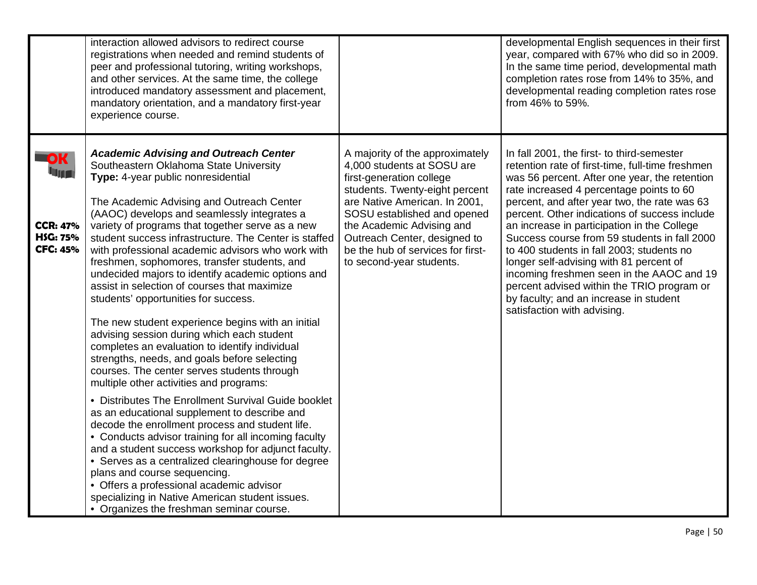| | | | |
|---|---|---|---|
| | interaction allowed advisors to redirect course registrations when needed and remind students of peer and professional tutoring, writing workshops, and other services. At the same time, the college introduced mandatory assessment and placement, mandatory orientation, and a mandatory first-year experience course. | | developmental English sequences in their first year, compared with 67% who did so in 2009. In the same time period, developmental math completion rates rose from 14% to 35%, and developmental reading completion rates rose from 46% to 59%. |
| OK<br><br>**CCR: 47%**<br>**HSG: 75%**<br>**CFC: 45%** | ***Academic Advising and Outreach Center***<br>Southeastern Oklahoma State University<br>**Type:** 4-year public nonresidential<br><br>The Academic Advising and Outreach Center (AAOC) develops and seamlessly integrates a variety of programs that together serve as a new student success infrastructure. The Center is staffed with professional academic advisors who work with freshmen, sophomores, transfer students, and undecided majors to identify academic options and assist in selection of courses that maximize students' opportunities for success.<br><br>The new student experience begins with an initial advising session during which each student completes an evaluation to identify individual strengths, needs, and goals before selecting courses. The center serves students through multiple other activities and programs:<br><br>• Distributes The Enrollment Survival Guide booklet as an educational supplement to describe and decode the enrollment process and student life.<br>• Conducts advisor training for all incoming faculty and a student success workshop for adjunct faculty.<br>• Serves as a centralized clearinghouse for degree plans and course sequencing.<br>• Offers a professional academic advisor specializing in Native American student issues.<br>• Organizes the freshman seminar course. | A majority of the approximately 4,000 students at SOSU are first-generation college students. Twenty-eight percent are Native American. In 2001, SOSU established and opened the Academic Advising and Outreach Center, designed to be the hub of services for first- to second-year students. | In fall 2001, the first- to third-semester retention rate of first-time, full-time freshmen was 56 percent. After one year, the retention rate increased 4 percentage points to 60 percent, and after year two, the rate was 63 percent. Other indications of success include an increase in participation in the College Success course from 59 students in fall 2000 to 400 students in fall 2003; students no longer self-advising with 81 percent of incoming freshmen seen in the AAOC and 19 percent advised within the TRIO program or by faculty; and an increase in student satisfaction with advising. |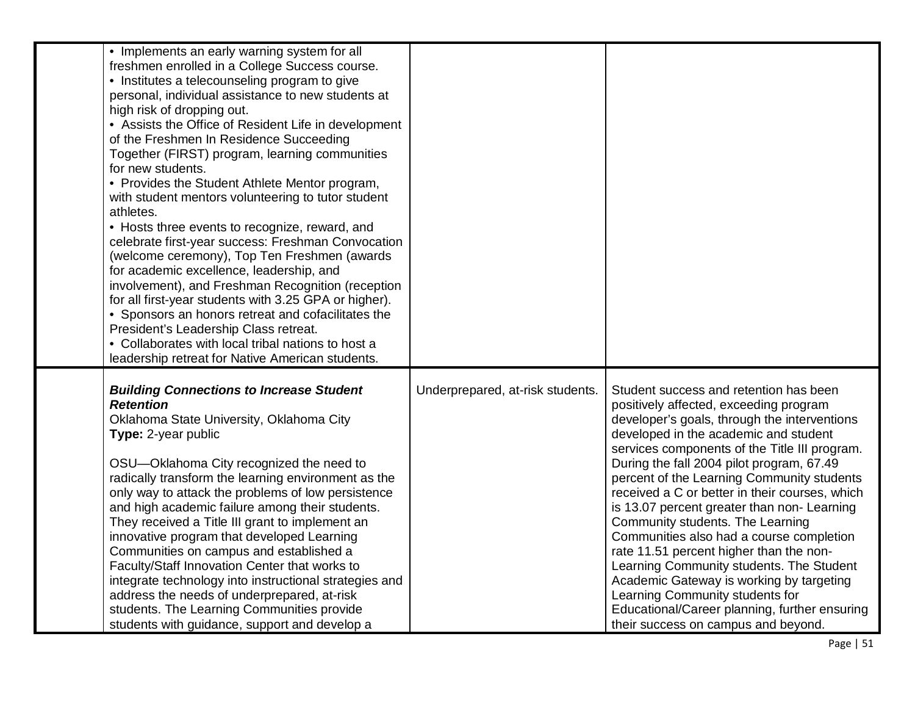| | | | |
|---|---|---|---|
| | • Implements an early warning system for all freshmen enrolled in a College Success course.<br>• Institutes a telecounseling program to give personal, individual assistance to new students at high risk of dropping out.<br>• Assists the Office of Resident Life in development of the Freshmen In Residence Succeeding Together (FIRST) program, learning communities for new students.<br>• Provides the Student Athlete Mentor program, with student mentors volunteering to tutor student athletes.<br>• Hosts three events to recognize, reward, and celebrate first-year success: Freshman Convocation (welcome ceremony), Top Ten Freshmen (awards for academic excellence, leadership, and involvement), and Freshman Recognition (reception for all first-year students with 3.25 GPA or higher).<br>• Sponsors an honors retreat and cofacilitates the President's Leadership Class retreat.<br>• Collaborates with local tribal nations to host a leadership retreat for Native American students. | | |
| | ***Building Connections to Increase Student Retention***<br>Oklahoma State University, Oklahoma City<br>**Type:** 2-year public<br><br>OSU—Oklahoma City recognized the need to radically transform the learning environment as the only way to attack the problems of low persistence and high academic failure among their students. They received a Title III grant to implement an innovative program that developed Learning Communities on campus and established a Faculty/Staff Innovation Center that works to integrate technology into instructional strategies and address the needs of underprepared, at-risk students. The Learning Communities provide students with guidance, support and develop a | Underprepared, at-risk students. | Student success and retention has been positively affected, exceeding program developer's goals, through the interventions developed in the academic and student services components of the Title III program. During the fall 2004 pilot program, 67.49 percent of the Learning Community students received a C or better in their courses, which is 13.07 percent greater than non- Learning Community students. The Learning Communities also had a course completion rate 11.51 percent higher than the non-Learning Community students. The Student Academic Gateway is working by targeting Learning Community students for Educational/Career planning, further ensuring their success on campus and beyond. |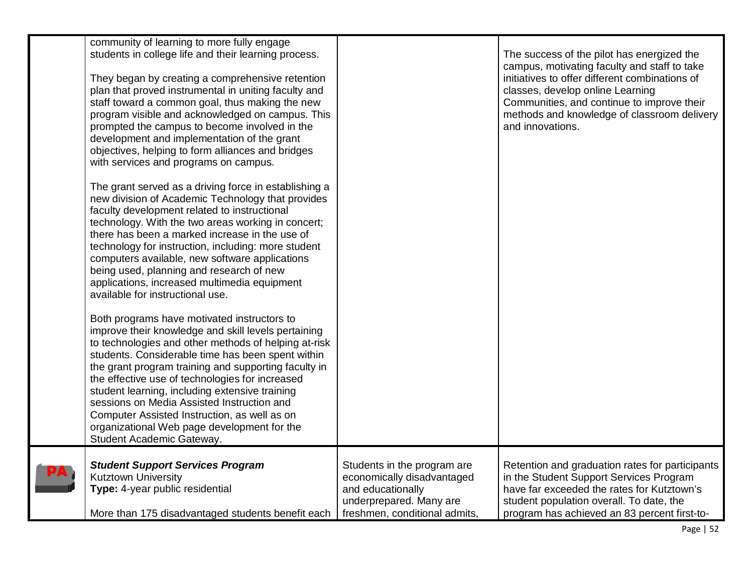| | | | |
|---|---|---|---|
| | community of learning to more fully engage students in college life and their learning process.<br><br>They began by creating a comprehensive retention plan that proved instrumental in uniting faculty and staff toward a common goal, thus making the new program visible and acknowledged on campus. This prompted the campus to become involved in the development and implementation of the grant objectives, helping to form alliances and bridges with services and programs on campus.<br><br>The grant served as a driving force in establishing a new division of Academic Technology that provides faculty development related to instructional technology. With the two areas working in concert; there has been a marked increase in the use of technology for instruction, including: more student computers available, new software applications being used, planning and research of new applications, increased multimedia equipment available for instructional use.<br><br>Both programs have motivated instructors to improve their knowledge and skill levels pertaining to technologies and other methods of helping at-risk students. Considerable time has been spent within the grant program training and supporting faculty in the effective use of technologies for increased student learning, including extensive training sessions on Media Assisted Instruction and Computer Assisted Instruction, as well as on organizational Web page development for the Student Academic Gateway. | | The success of the pilot has energized the campus, motivating faculty and staff to take initiatives to offer different combinations of classes, develop online Learning Communities, and continue to improve their methods and knowledge of classroom delivery and innovations. |
| PA | ***Student Support Services Program***<br>Kutztown University<br>**Type:** 4-year public residential<br><br>More than 175 disadvantaged students benefit each | Students in the program are economically disadvantaged and educationally underprepared. Many are freshmen, conditional admits, | Retention and graduation rates for participants in the Student Support Services Program have far exceeded the rates for Kutztown's student population overall. To date, the program has achieved an 83 percent first-to- |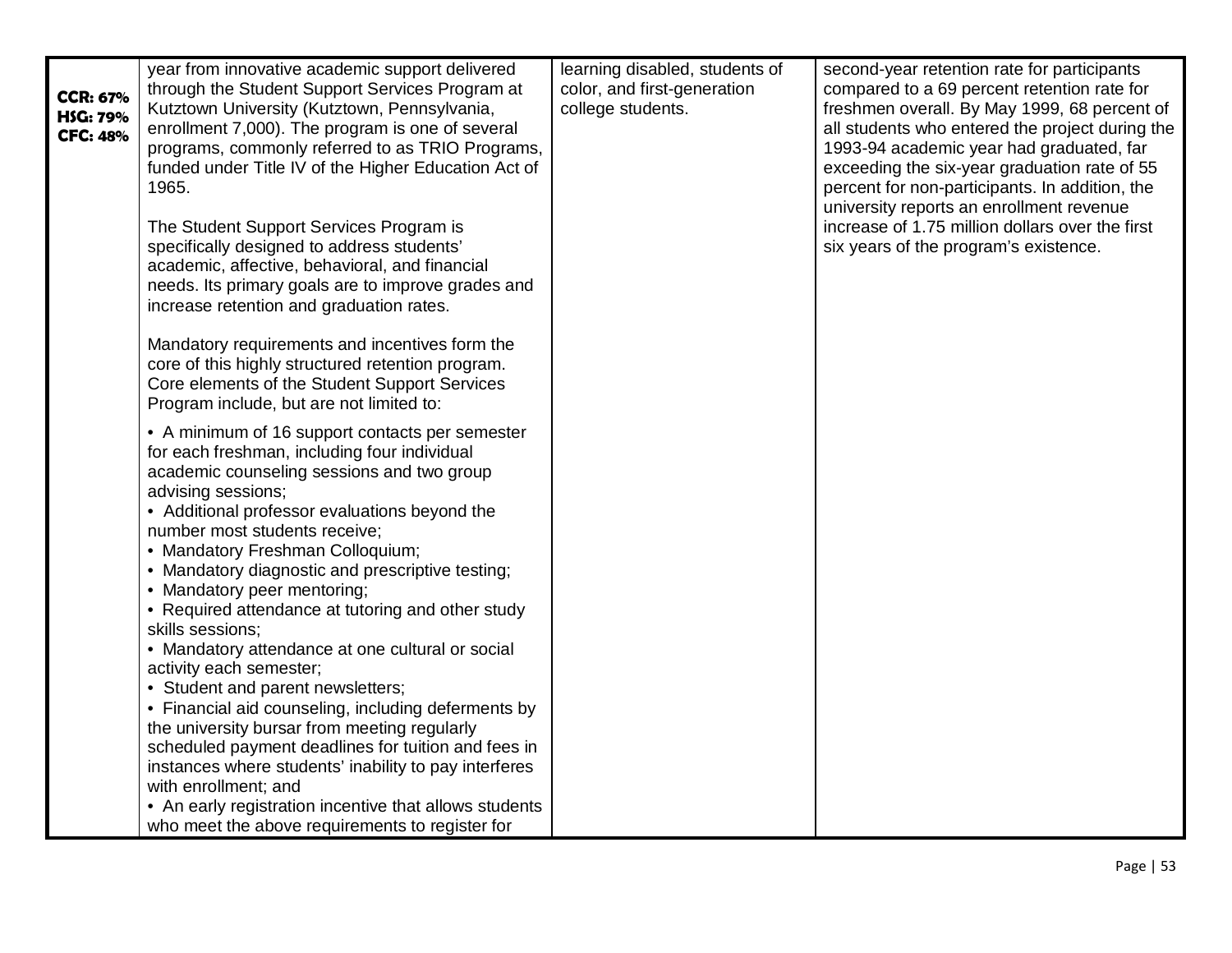| | | | |
|---|---|---|---|
| **CCR: 67%**<br>**HSG: 79%**<br>**CFC: 48%** | year from innovative academic support delivered through the Student Support Services Program at Kutztown University (Kutztown, Pennsylvania, enrollment 7,000). The program is one of several programs, commonly referred to as TRIO Programs, funded under Title IV of the Higher Education Act of 1965.<br><br>The Student Support Services Program is specifically designed to address students' academic, affective, behavioral, and financial needs. Its primary goals are to improve grades and increase retention and graduation rates.<br><br>Mandatory requirements and incentives form the core of this highly structured retention program. Core elements of the Student Support Services Program include, but are not limited to:<br><br>• A minimum of 16 support contacts per semester for each freshman, including four individual academic counseling sessions and two group advising sessions;<br>• Additional professor evaluations beyond the number most students receive;<br>• Mandatory Freshman Colloquium;<br>• Mandatory diagnostic and prescriptive testing;<br>• Mandatory peer mentoring;<br>• Required attendance at tutoring and other study skills sessions;<br>• Mandatory attendance at one cultural or social activity each semester;<br>• Student and parent newsletters;<br>• Financial aid counseling, including deferments by the university bursar from meeting regularly scheduled payment deadlines for tuition and fees in instances where students' inability to pay interferes with enrollment; and<br>• An early registration incentive that allows students who meet the above requirements to register for | learning disabled, students of color, and first-generation college students. | second-year retention rate for participants compared to a 69 percent retention rate for freshmen overall. By May 1999, 68 percent of all students who entered the project during the 1993-94 academic year had graduated, far exceeding the six-year graduation rate of 55 percent for non-participants. In addition, the university reports an enrollment revenue increase of 1.75 million dollars over the first six years of the program's existence. |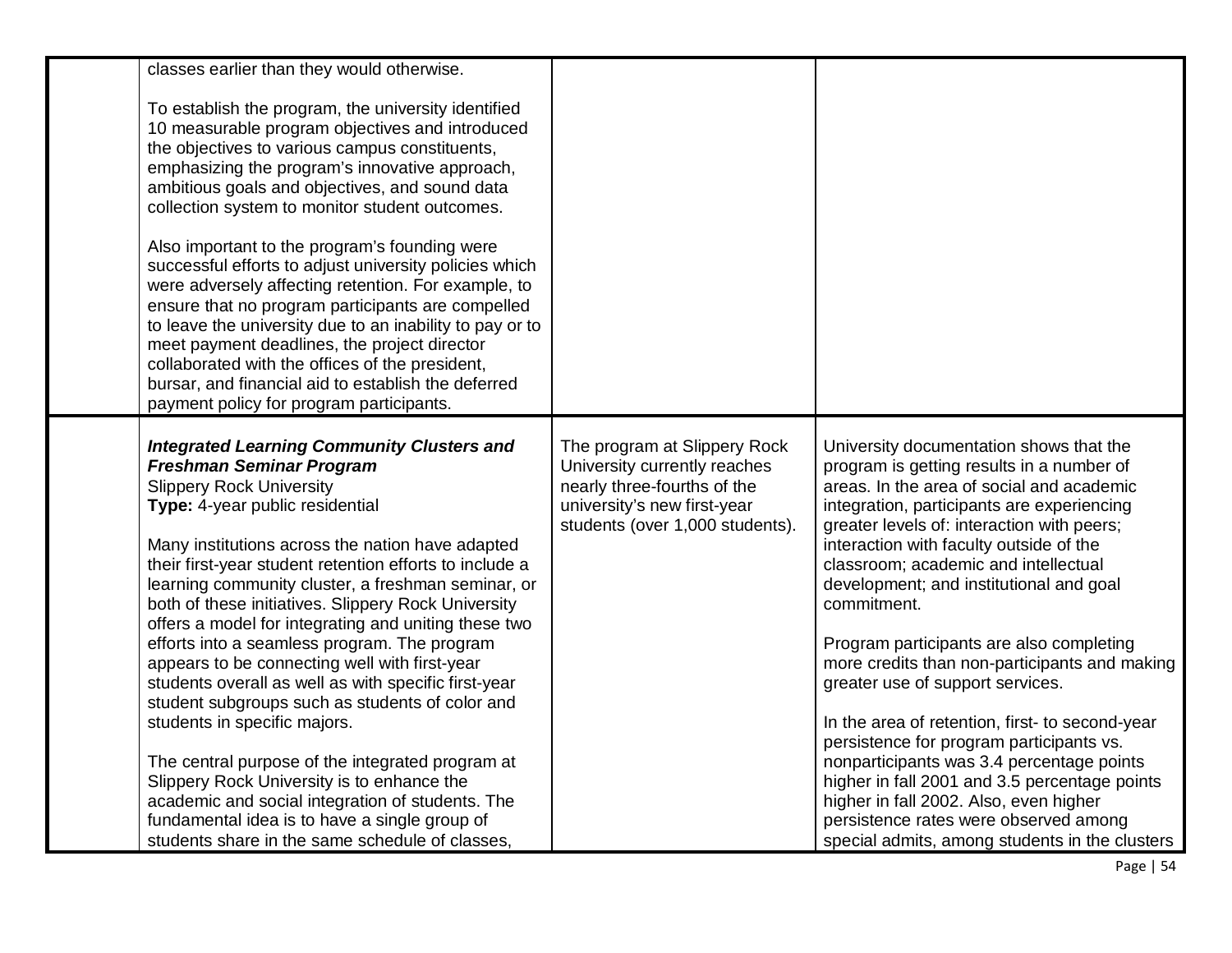| | | | |
|---|---|---|---|
| | classes earlier than they would otherwise.<br><br>To establish the program, the university identified 10 measurable program objectives and introduced the objectives to various campus constituents, emphasizing the program's innovative approach, ambitious goals and objectives, and sound data collection system to monitor student outcomes.<br><br>Also important to the program's founding were successful efforts to adjust university policies which were adversely affecting retention. For example, to ensure that no program participants are compelled to leave the university due to an inability to pay or to meet payment deadlines, the project director collaborated with the offices of the president, bursar, and financial aid to establish the deferred payment policy for program participants. | | |
| | ***Integrated Learning Community Clusters and Freshman Seminar Program***<br>Slippery Rock University<br>**Type:** 4-year public residential<br><br>Many institutions across the nation have adapted their first-year student retention efforts to include a learning community cluster, a freshman seminar, or both of these initiatives. Slippery Rock University offers a model for integrating and uniting these two efforts into a seamless program. The program appears to be connecting well with first-year students overall as well as with specific first-year student subgroups such as students of color and students in specific majors.<br><br>The central purpose of the integrated program at Slippery Rock University is to enhance the academic and social integration of students. The fundamental idea is to have a single group of students share in the same schedule of classes, | The program at Slippery Rock University currently reaches nearly three-fourths of the university's new first-year students (over 1,000 students). | University documentation shows that the program is getting results in a number of areas. In the area of social and academic integration, participants are experiencing greater levels of: interaction with peers; interaction with faculty outside of the classroom; academic and intellectual development; and institutional and goal commitment.<br><br>Program participants are also completing more credits than non-participants and making greater use of support services.<br><br>In the area of retention, first- to second-year persistence for program participants vs. nonparticipants was 3.4 percentage points higher in fall 2001 and 3.5 percentage points higher in fall 2002. Also, even higher persistence rates were observed among special admits, among students in the clusters |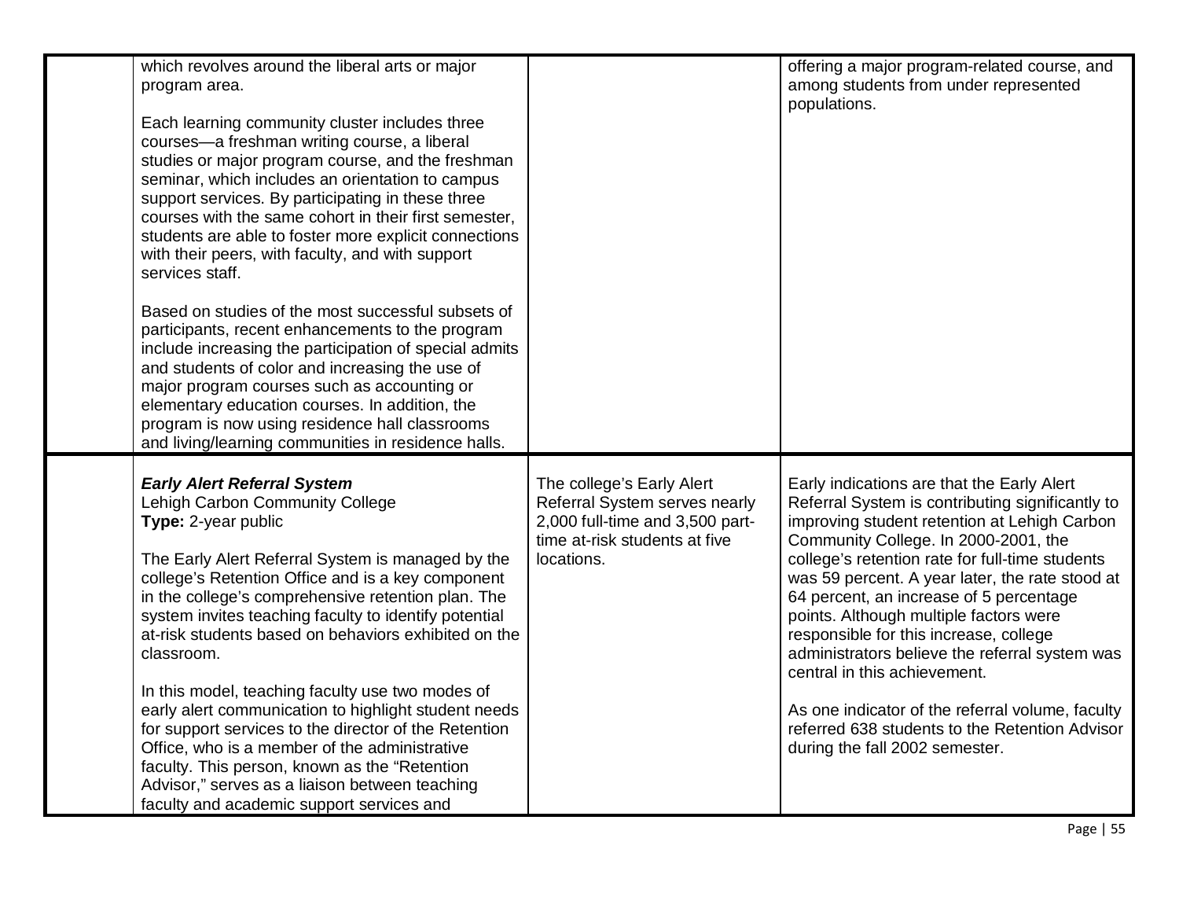| | | | |
|---|---|---|---|
| | which revolves around the liberal arts or major program area.<br><br>Each learning community cluster includes three courses—a freshman writing course, a liberal studies or major program course, and the freshman seminar, which includes an orientation to campus support services. By participating in these three courses with the same cohort in their first semester, students are able to foster more explicit connections with their peers, with faculty, and with support services staff.<br><br>Based on studies of the most successful subsets of participants, recent enhancements to the program include increasing the participation of special admits and students of color and increasing the use of major program courses such as accounting or elementary education courses. In addition, the program is now using residence hall classrooms and living/learning communities in residence halls. | | offering a major program-related course, and among students from under represented populations. |
| | ***Early Alert Referral System***<br>Lehigh Carbon Community College<br>**Type:** 2-year public<br><br>The Early Alert Referral System is managed by the college's Retention Office and is a key component in the college's comprehensive retention plan. The system invites teaching faculty to identify potential at-risk students based on behaviors exhibited on the classroom.<br><br>In this model, teaching faculty use two modes of early alert communication to highlight student needs for support services to the director of the Retention Office, who is a member of the administrative faculty. This person, known as the "Retention Advisor," serves as a liaison between teaching faculty and academic support services and | The college's Early Alert Referral System serves nearly 2,000 full-time and 3,500 part-time at-risk students at five locations. | Early indications are that the Early Alert Referral System is contributing significantly to improving student retention at Lehigh Carbon Community College. In 2000-2001, the college's retention rate for full-time students was 59 percent. A year later, the rate stood at 64 percent, an increase of 5 percentage points. Although multiple factors were responsible for this increase, college administrators believe the referral system was central in this achievement.<br><br>As one indicator of the referral volume, faculty referred 638 students to the Retention Advisor during the fall 2002 semester. |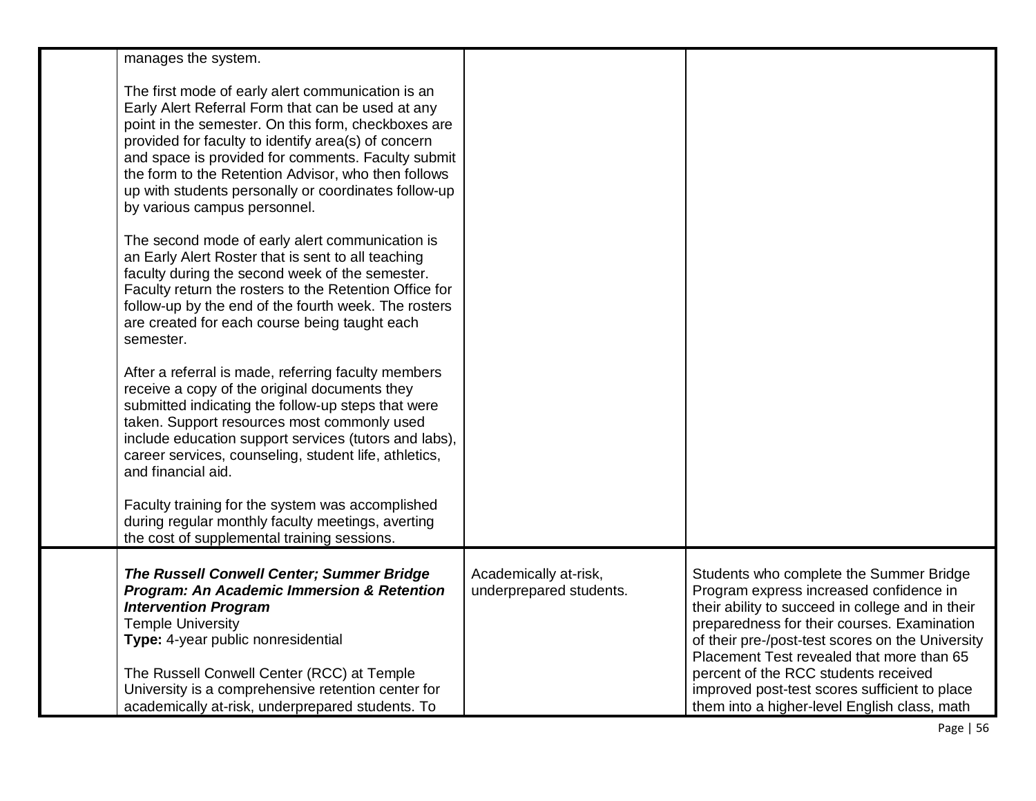| | | | |
|---|---|---|---|
| | manages the system.<br><br>The first mode of early alert communication is an Early Alert Referral Form that can be used at any point in the semester. On this form, checkboxes are provided for faculty to identify area(s) of concern and space is provided for comments. Faculty submit the form to the Retention Advisor, who then follows up with students personally or coordinates follow-up by various campus personnel.<br><br>The second mode of early alert communication is an Early Alert Roster that is sent to all teaching faculty during the second week of the semester. Faculty return the rosters to the Retention Office for follow-up by the end of the fourth week. The rosters are created for each course being taught each semester.<br><br>After a referral is made, referring faculty members receive a copy of the original documents they submitted indicating the follow-up steps that were taken. Support resources most commonly used include education support services (tutors and labs), career services, counseling, student life, athletics, and financial aid.<br><br>Faculty training for the system was accomplished during regular monthly faculty meetings, averting the cost of supplemental training sessions. | | |
| | ***The Russell Conwell Center; Summer Bridge Program: An Academic Immersion & Retention Intervention Program***<br>Temple University<br>**Type:** 4-year public nonresidential<br><br>The Russell Conwell Center (RCC) at Temple University is a comprehensive retention center for academically at-risk, underprepared students. To | Academically at-risk, underprepared students. | Students who complete the Summer Bridge Program express increased confidence in their ability to succeed in college and in their preparedness for their courses. Examination of their pre-/post-test scores on the University Placement Test revealed that more than 65 percent of the RCC students received improved post-test scores sufficient to place them into a higher-level English class, math |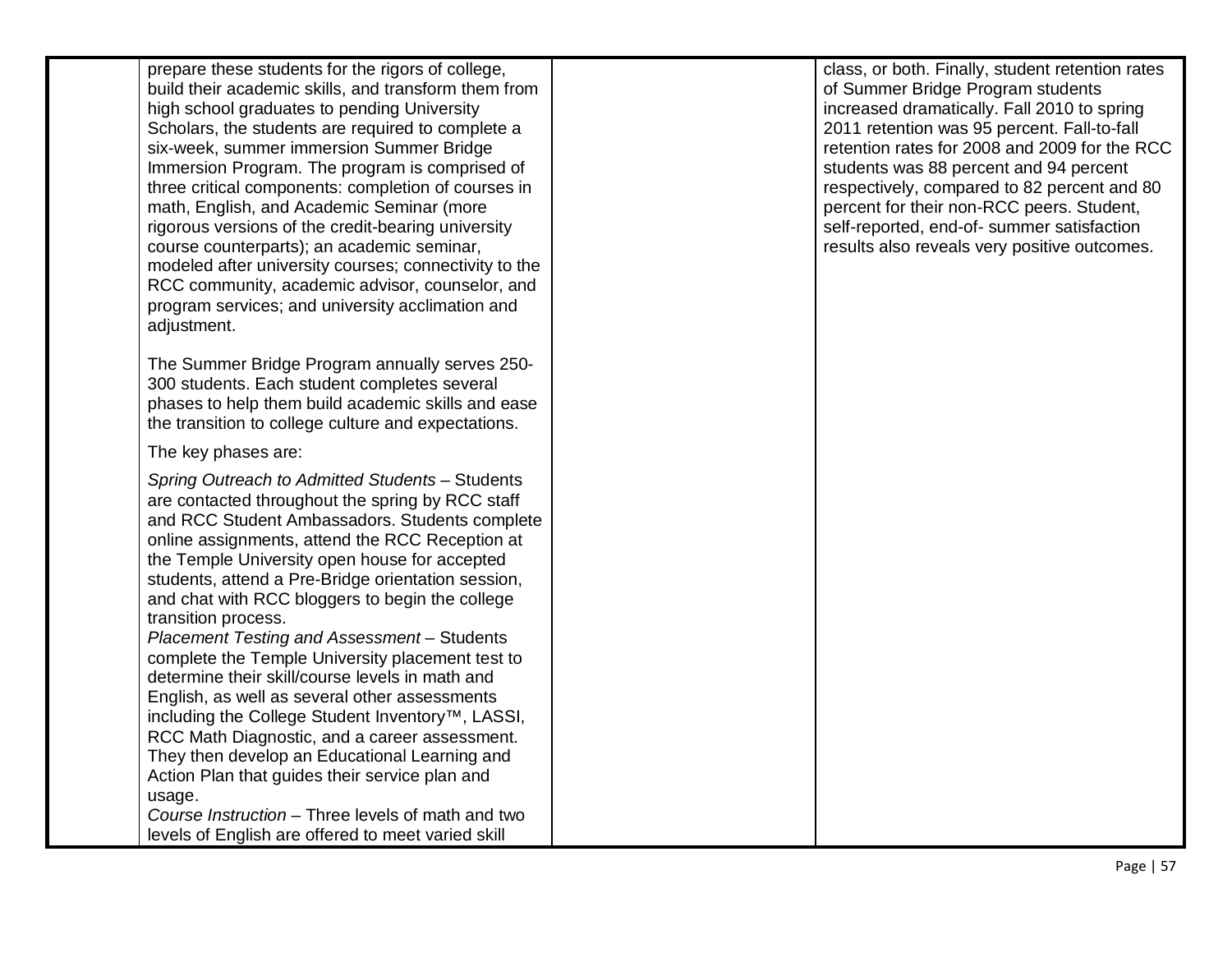| | | | |
|---|---|---|---|
| | prepare these students for the rigors of college, build their academic skills, and transform them from high school graduates to pending University Scholars, the students are required to complete a six-week, summer immersion Summer Bridge Immersion Program. The program is comprised of three critical components: completion of courses in math, English, and Academic Seminar (more rigorous versions of the credit-bearing university course counterparts); an academic seminar, modeled after university courses; connectivity to the RCC community, academic advisor, counselor, and program services; and university acclimation and adjustment.<br><br>The Summer Bridge Program annually serves 250-300 students. Each student completes several phases to help them build academic skills and ease the transition to college culture and expectations.<br><br>The key phases are:<br><br>*Spring Outreach to Admitted Students* – Students are contacted throughout the spring by RCC staff and RCC Student Ambassadors. Students complete online assignments, attend the RCC Reception at the Temple University open house for accepted students, attend a Pre-Bridge orientation session, and chat with RCC bloggers to begin the college transition process.<br>*Placement Testing and Assessment* – Students complete the Temple University placement test to determine their skill/course levels in math and English, as well as several other assessments including the College Student Inventory™, LASSI, RCC Math Diagnostic, and a career assessment. They then develop an Educational Learning and Action Plan that guides their service plan and usage.<br>*Course Instruction* – Three levels of math and two levels of English are offered to meet varied skill | | class, or both. Finally, student retention rates of Summer Bridge Program students increased dramatically. Fall 2010 to spring 2011 retention was 95 percent. Fall-to-fall retention rates for 2008 and 2009 for the RCC students was 88 percent and 94 percent respectively, compared to 82 percent and 80 percent for their non-RCC peers. Student, self-reported, end-of- summer satisfaction results also reveals very positive outcomes. |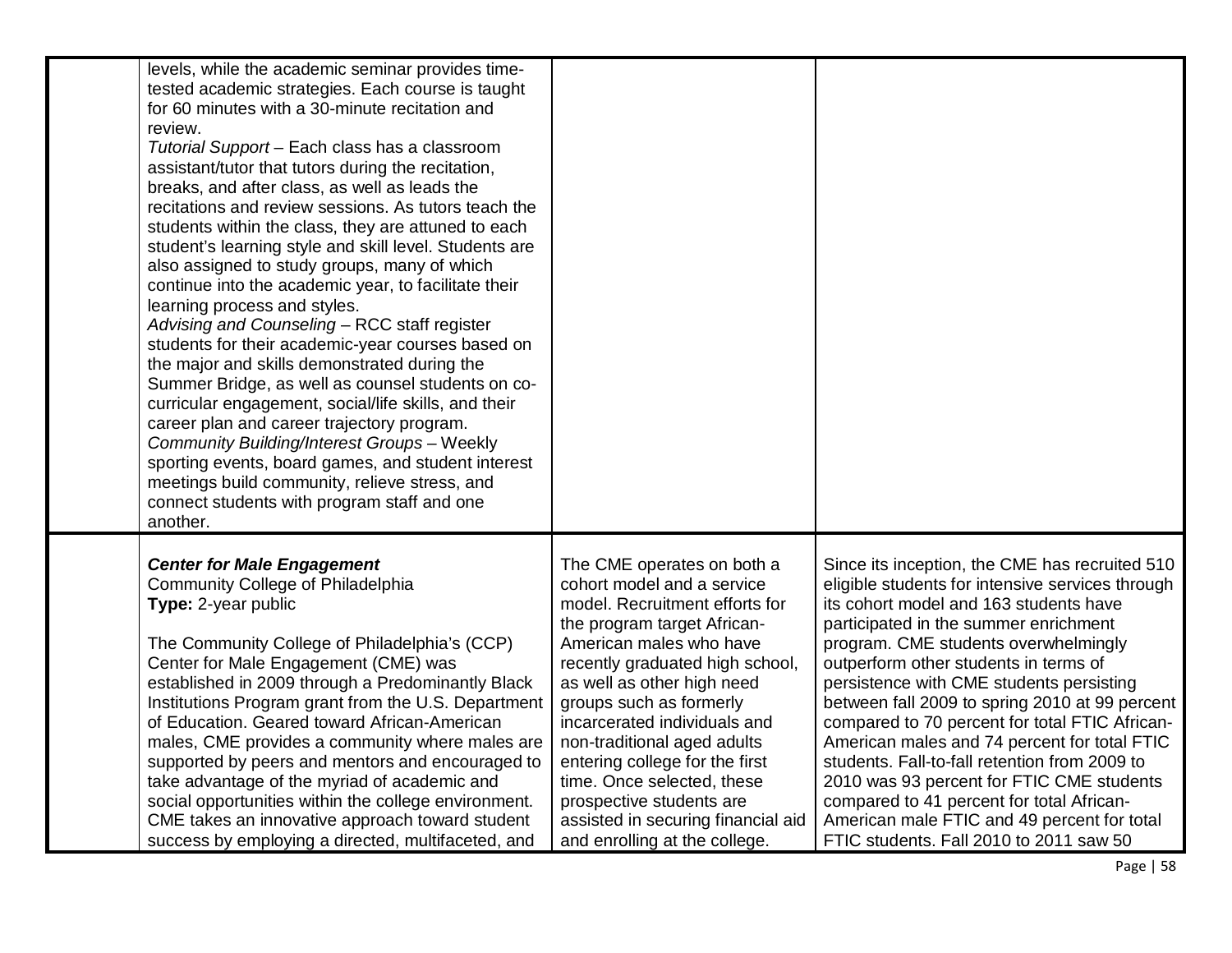| | | | |
|---|---|---|---|
| | levels, while the academic seminar provides time-tested academic strategies. Each course is taught for 60 minutes with a 30-minute recitation and review.<br>*Tutorial Support* – Each class has a classroom assistant/tutor that tutors during the recitation, breaks, and after class, as well as leads the recitations and review sessions. As tutors teach the students within the class, they are attuned to each student's learning style and skill level. Students are also assigned to study groups, many of which continue into the academic year, to facilitate their learning process and styles.<br>*Advising and Counseling* – RCC staff register students for their academic-year courses based on the major and skills demonstrated during the Summer Bridge, as well as counsel students on co-curricular engagement, social/life skills, and their career plan and career trajectory program.<br>*Community Building/Interest Groups* – Weekly sporting events, board games, and student interest meetings build community, relieve stress, and connect students with program staff and one another. | | |
| | ***Center for Male Engagement***<br>Community College of Philadelphia<br>**Type:** 2-year public<br><br>The Community College of Philadelphia's (CCP) Center for Male Engagement (CME) was established in 2009 through a Predominantly Black Institutions Program grant from the U.S. Department of Education. Geared toward African-American males, CME provides a community where males are supported by peers and mentors and encouraged to take advantage of the myriad of academic and social opportunities within the college environment. CME takes an innovative approach toward student success by employing a directed, multifaceted, and | The CME operates on both a cohort model and a service model. Recruitment efforts for the program target African-American males who have recently graduated high school, as well as other high need groups such as formerly incarcerated individuals and non-traditional aged adults entering college for the first time. Once selected, these prospective students are assisted in securing financial aid and enrolling at the college. | Since its inception, the CME has recruited 510 eligible students for intensive services through its cohort model and 163 students have participated in the summer enrichment program. CME students overwhelmingly outperform other students in terms of persistence with CME students persisting between fall 2009 to spring 2010 at 99 percent compared to 70 percent for total FTIC African-American males and 74 percent for total FTIC students. Fall-to-fall retention from 2009 to 2010 was 93 percent for FTIC CME students compared to 41 percent for total African-American male FTIC and 49 percent for total FTIC students. Fall 2010 to 2011 saw 50 |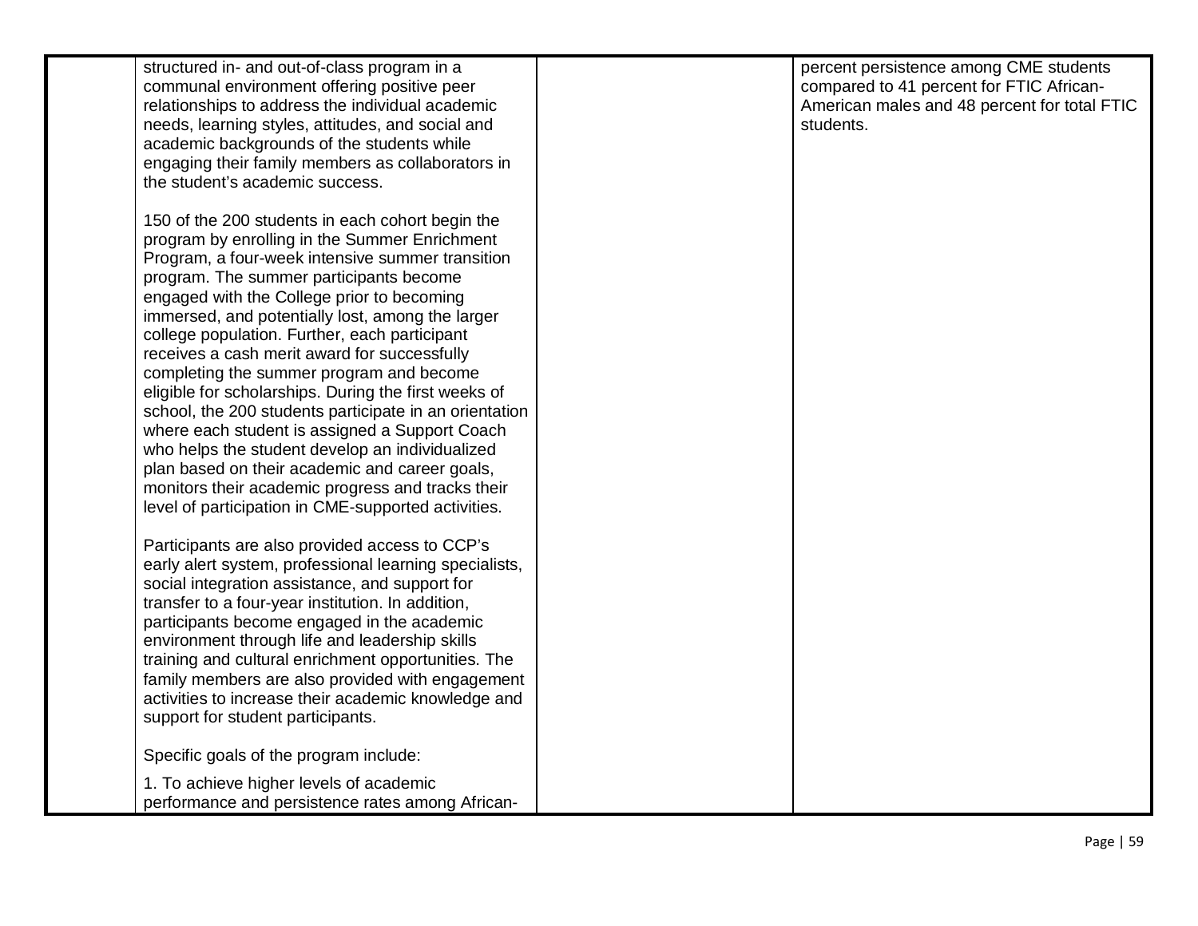| | | | |
|---|---|---|---|
| | structured in- and out-of-class program in a communal environment offering positive peer relationships to address the individual academic needs, learning styles, attitudes, and social and academic backgrounds of the students while engaging their family members as collaborators in the student's academic success.<br><br>150 of the 200 students in each cohort begin the program by enrolling in the Summer Enrichment Program, a four-week intensive summer transition program. The summer participants become engaged with the College prior to becoming immersed, and potentially lost, among the larger college population. Further, each participant receives a cash merit award for successfully completing the summer program and become eligible for scholarships. During the first weeks of school, the 200 students participate in an orientation where each student is assigned a Support Coach who helps the student develop an individualized plan based on their academic and career goals, monitors their academic progress and tracks their level of participation in CME-supported activities.<br><br>Participants are also provided access to CCP's early alert system, professional learning specialists, social integration assistance, and support for transfer to a four-year institution. In addition, participants become engaged in the academic environment through life and leadership skills training and cultural enrichment opportunities. The family members are also provided with engagement activities to increase their academic knowledge and support for student participants.<br><br>Specific goals of the program include:<br><br>1. To achieve higher levels of academic performance and persistence rates among African- | | percent persistence among CME students compared to 41 percent for FTIC African-American males and 48 percent for total FTIC students. |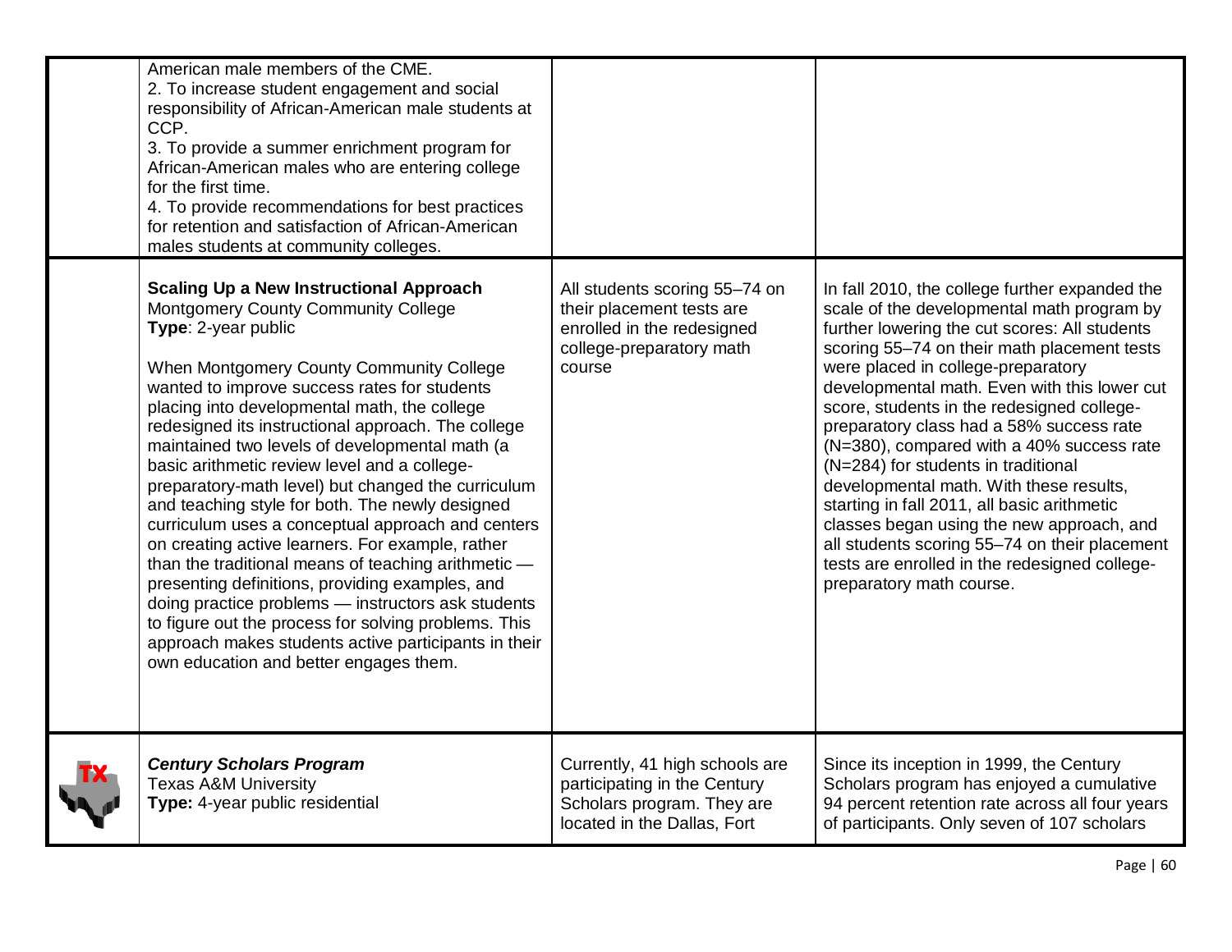| | | | |
|---|---|---|---|
| | American male members of the CME.<br>2. To increase student engagement and social responsibility of African-American male students at CCP.<br>3. To provide a summer enrichment program for African-American males who are entering college for the first time.<br>4. To provide recommendations for best practices for retention and satisfaction of African-American males students at community colleges. | | |
| | **Scaling Up a New Instructional Approach**<br>Montgomery County Community College<br>**Type**: 2-year public<br><br>When Montgomery County Community College wanted to improve success rates for students placing into developmental math, the college redesigned its instructional approach. The college maintained two levels of developmental math (a basic arithmetic review level and a college-preparatory-math level) but changed the curriculum and teaching style for both. The newly designed curriculum uses a conceptual approach and centers on creating active learners. For example, rather than the traditional means of teaching arithmetic — presenting definitions, providing examples, and doing practice problems — instructors ask students to figure out the process for solving problems. This approach makes students active participants in their own education and better engages them. | All students scoring 55–74 on their placement tests are enrolled in the redesigned college-preparatory math course | In fall 2010, the college further expanded the scale of the developmental math program by further lowering the cut scores: All students scoring 55–74 on their math placement tests were placed in college-preparatory developmental math. Even with this lower cut score, students in the redesigned college-preparatory class had a 58% success rate (N=380), compared with a 40% success rate (N=284) for students in traditional developmental math. With these results, starting in fall 2011, all basic arithmetic classes began using the new approach, and all students scoring 55–74 on their placement tests are enrolled in the redesigned college-preparatory math course. |
| TX | ***Century Scholars Program***<br>Texas A&M University<br>**Type:** 4-year public residential | Currently, 41 high schools are participating in the Century Scholars program. They are located in the Dallas, Fort | Since its inception in 1999, the Century Scholars program has enjoyed a cumulative 94 percent retention rate across all four years of participants. Only seven of 107 scholars |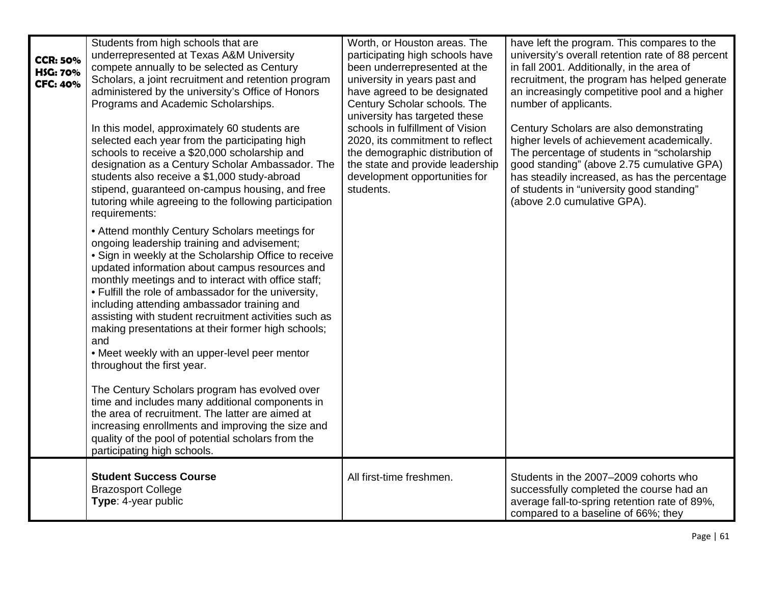| | | | |
|---|---|---|---|
| **CCR: 50%**<br>**HSG: 70%**<br>**CFC: 40%** | Students from high schools that are underrepresented at Texas A&M University compete annually to be selected as Century Scholars, a joint recruitment and retention program administered by the university's Office of Honors Programs and Academic Scholarships.<br><br>In this model, approximately 60 students are selected each year from the participating high schools to receive a $20,000 scholarship and designation as a Century Scholar Ambassador. The students also receive a $1,000 study-abroad stipend, guaranteed on-campus housing, and free tutoring while agreeing to the following participation requirements:<br><br>• Attend monthly Century Scholars meetings for ongoing leadership training and advisement;<br>• Sign in weekly at the Scholarship Office to receive updated information about campus resources and monthly meetings and to interact with office staff;<br>• Fulfill the role of ambassador for the university, including attending ambassador training and assisting with student recruitment activities such as making presentations at their former high schools; and<br>• Meet weekly with an upper-level peer mentor throughout the first year.<br><br>The Century Scholars program has evolved over time and includes many additional components in the area of recruitment. The latter are aimed at increasing enrollments and improving the size and quality of the pool of potential scholars from the participating high schools. | Worth, or Houston areas. The participating high schools have been underrepresented at the university in years past and have agreed to be designated Century Scholar schools. The university has targeted these schools in fulfillment of Vision 2020, its commitment to reflect the demographic distribution of the state and provide leadership development opportunities for students. | have left the program. This compares to the university's overall retention rate of 88 percent in fall 2001. Additionally, in the area of recruitment, the program has helped generate an increasingly competitive pool and a higher number of applicants.<br><br>Century Scholars are also demonstrating higher levels of achievement academically. The percentage of students in "scholarship good standing" (above 2.75 cumulative GPA) has steadily increased, as has the percentage of students in "university good standing" (above 2.0 cumulative GPA). |
| | **Student Success Course**<br>Brazosport College<br>**Type**: 4-year public | All first-time freshmen. | Students in the 2007–2009 cohorts who successfully completed the course had an average fall-to-spring retention rate of 89%, compared to a baseline of 66%; they |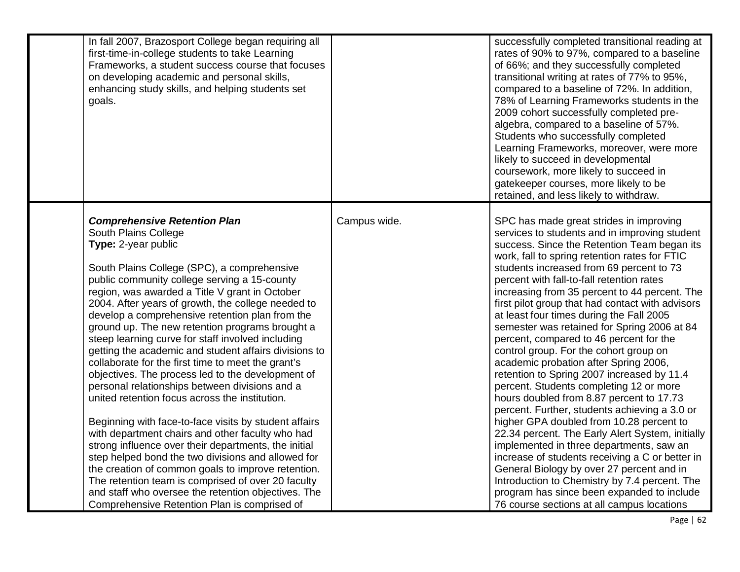|  |  |  |  |
|---|---|---|---|
|  | In fall 2007, Brazosport College began requiring all first-time-in-college students to take Learning Frameworks, a student success course that focuses on developing academic and personal skills, enhancing study skills, and helping students set goals. |  | successfully completed transitional reading at rates of 90% to 97%, compared to a baseline of 66%; and they successfully completed transitional writing at rates of 77% to 95%, compared to a baseline of 72%. In addition, 78% of Learning Frameworks students in the 2009 cohort successfully completed pre-algebra, compared to a baseline of 57%. Students who successfully completed Learning Frameworks, moreover, were more likely to succeed in developmental coursework, more likely to succeed in gatekeeper courses, more likely to be retained, and less likely to withdraw. |
|  | ***Comprehensive Retention Plan***<br>South Plains College<br>**Type:** 2-year public<br><br>South Plains College (SPC), a comprehensive public community college serving a 15-county region, was awarded a Title V grant in October 2004. After years of growth, the college needed to develop a comprehensive retention plan from the ground up. The new retention programs brought a steep learning curve for staff involved including getting the academic and student affairs divisions to collaborate for the first time to meet the grant's objectives. The process led to the development of personal relationships between divisions and a united retention focus across the institution.<br><br>Beginning with face-to-face visits by student affairs with department chairs and other faculty who had strong influence over their departments, the initial step helped bond the two divisions and allowed for the creation of common goals to improve retention. The retention team is comprised of over 20 faculty and staff who oversee the retention objectives. The Comprehensive Retention Plan is comprised of | Campus wide. | SPC has made great strides in improving services to students and in improving student success. Since the Retention Team began its work, fall to spring retention rates for FTIC students increased from 69 percent to 73 percent with fall-to-fall retention rates increasing from 35 percent to 44 percent. The first pilot group that had contact with advisors at least four times during the Fall 2005 semester was retained for Spring 2006 at 84 percent, compared to 46 percent for the control group. For the cohort group on academic probation after Spring 2006, retention to Spring 2007 increased by 11.4 percent. Students completing 12 or more hours doubled from 8.87 percent to 17.73 percent. Further, students achieving a 3.0 or higher GPA doubled from 10.28 percent to 22.34 percent. The Early Alert System, initially implemented in three departments, saw an increase of students receiving a C or better in General Biology by over 27 percent and in Introduction to Chemistry by 7.4 percent. The program has since been expanded to include 76 course sections at all campus locations |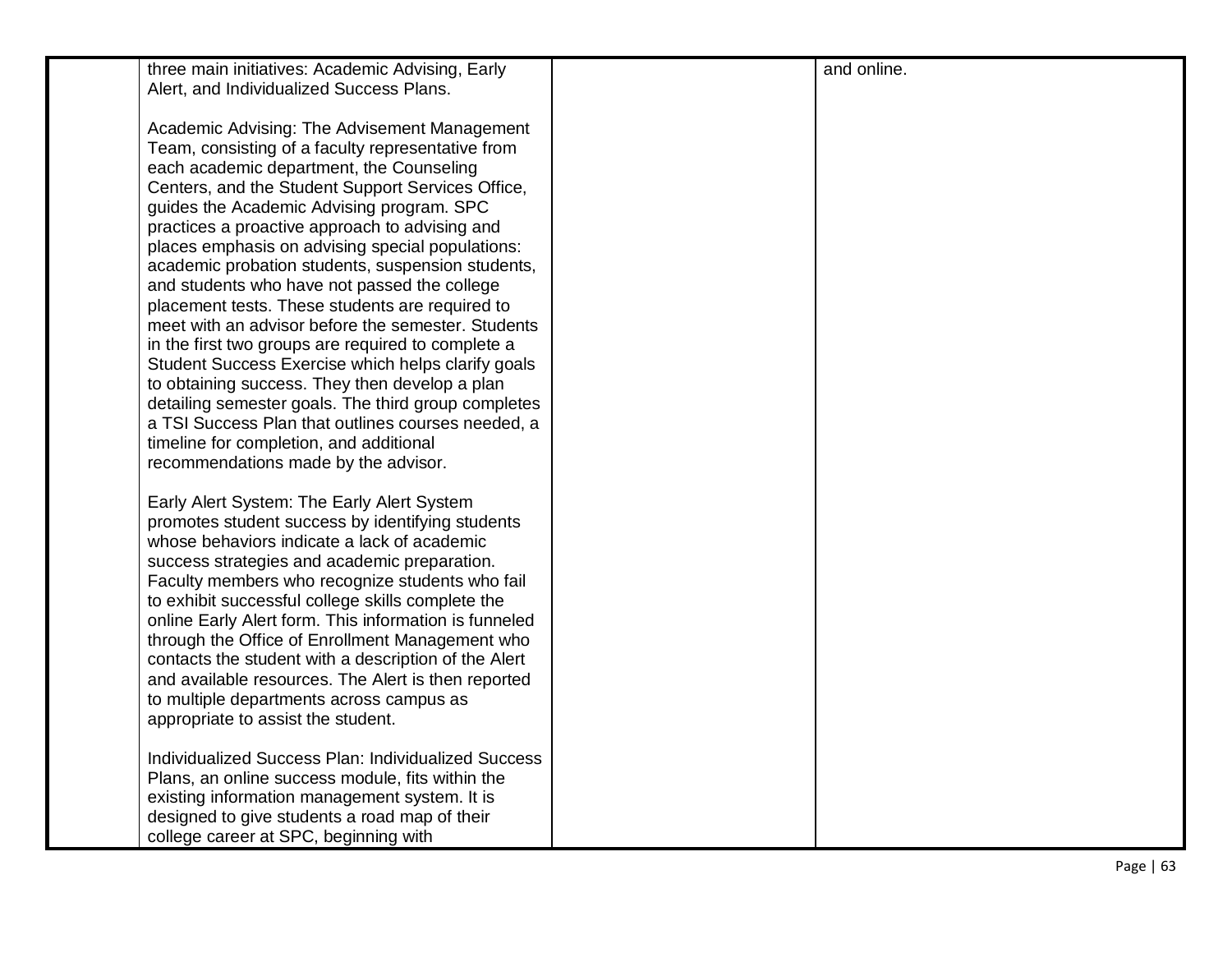| | | | |
|---|---|---|---|
| | three main initiatives: Academic Advising, Early Alert, and Individualized Success Plans.<br><br>Academic Advising: The Advisement Management Team, consisting of a faculty representative from each academic department, the Counseling Centers, and the Student Support Services Office, guides the Academic Advising program. SPC practices a proactive approach to advising and places emphasis on advising special populations: academic probation students, suspension students, and students who have not passed the college placement tests. These students are required to meet with an advisor before the semester. Students in the first two groups are required to complete a Student Success Exercise which helps clarify goals to obtaining success. They then develop a plan detailing semester goals. The third group completes a TSI Success Plan that outlines courses needed, a timeline for completion, and additional recommendations made by the advisor.<br><br>Early Alert System: The Early Alert System promotes student success by identifying students whose behaviors indicate a lack of academic success strategies and academic preparation. Faculty members who recognize students who fail to exhibit successful college skills complete the online Early Alert form. This information is funneled through the Office of Enrollment Management who contacts the student with a description of the Alert and available resources. The Alert is then reported to multiple departments across campus as appropriate to assist the student.<br><br>Individualized Success Plan: Individualized Success Plans, an online success module, fits within the existing information management system. It is designed to give students a road map of their college career at SPC, beginning with | | and online. |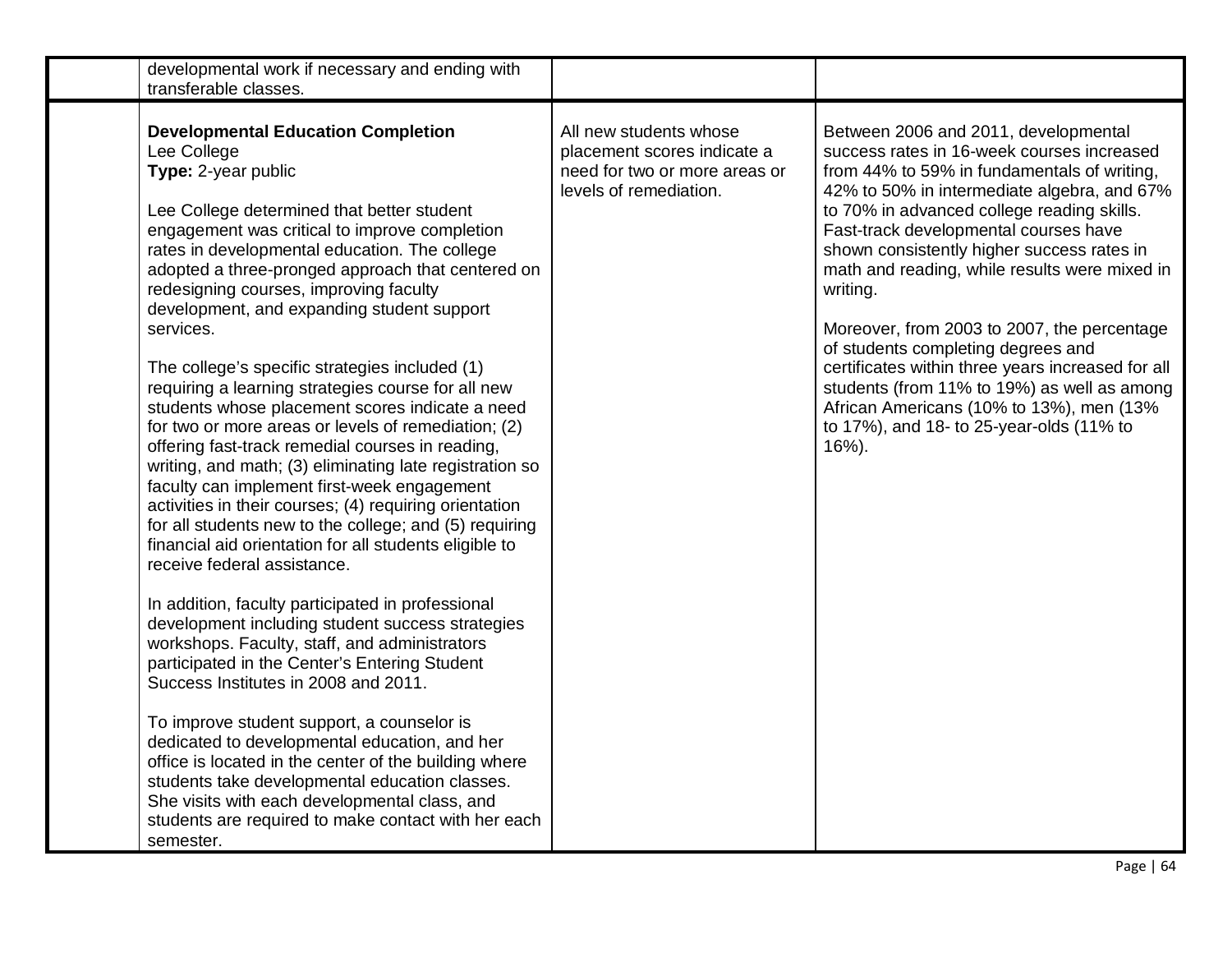| | | | |
|---|---|---|---|
| | developmental work if necessary and ending with transferable classes. | | |
| | **Developmental Education Completion**<br>Lee College<br>**Type:** 2-year public<br><br>Lee College determined that better student engagement was critical to improve completion rates in developmental education. The college adopted a three-pronged approach that centered on redesigning courses, improving faculty development, and expanding student support services.<br><br>The college's specific strategies included (1) requiring a learning strategies course for all new students whose placement scores indicate a need for two or more areas or levels of remediation; (2) offering fast-track remedial courses in reading, writing, and math; (3) eliminating late registration so faculty can implement first-week engagement activities in their courses; (4) requiring orientation for all students new to the college; and (5) requiring financial aid orientation for all students eligible to receive federal assistance.<br><br>In addition, faculty participated in professional development including student success strategies workshops. Faculty, staff, and administrators participated in the Center's Entering Student Success Institutes in 2008 and 2011.<br><br>To improve student support, a counselor is dedicated to developmental education, and her office is located in the center of the building where students take developmental education classes. She visits with each developmental class, and students are required to make contact with her each semester. | All new students whose placement scores indicate a need for two or more areas or levels of remediation. | Between 2006 and 2011, developmental success rates in 16-week courses increased from 44% to 59% in fundamentals of writing, 42% to 50% in intermediate algebra, and 67% to 70% in advanced college reading skills. Fast-track developmental courses have shown consistently higher success rates in math and reading, while results were mixed in writing.<br><br>Moreover, from 2003 to 2007, the percentage of students completing degrees and certificates within three years increased for all students (from 11% to 19%) as well as among African Americans (10% to 13%), men (13% to 17%), and 18- to 25-year-olds (11% to 16%). |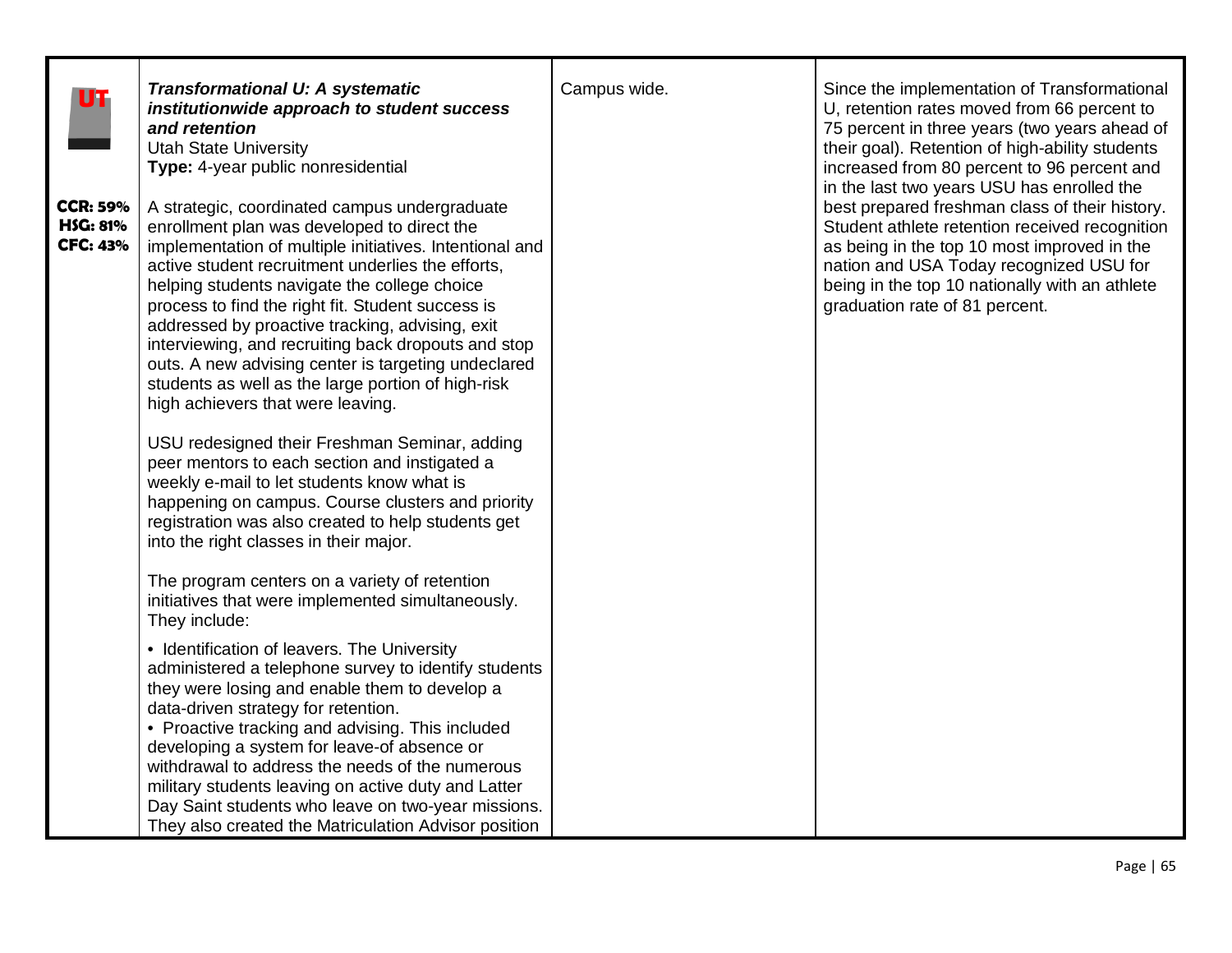| | | | |
|---|---|---|---|
| **UT**<br><br>**CCR: 59%**<br>**HSG: 81%**<br>**CFC: 43%** | ***Transformational U: A systematic institutionwide approach to student success and retention***<br>Utah State University<br>**Type:** 4-year public nonresidential<br><br>A strategic, coordinated campus undergraduate enrollment plan was developed to direct the implementation of multiple initiatives. Intentional and active student recruitment underlies the efforts, helping students navigate the college choice process to find the right fit. Student success is addressed by proactive tracking, advising, exit interviewing, and recruiting back dropouts and stop outs. A new advising center is targeting undeclared students as well as the large portion of high-risk high achievers that were leaving.<br><br>USU redesigned their Freshman Seminar, adding peer mentors to each section and instigated a weekly e-mail to let students know what is happening on campus. Course clusters and priority registration was also created to help students get into the right classes in their major.<br><br>The program centers on a variety of retention initiatives that were implemented simultaneously. They include:<br><br>• Identification of leavers. The University administered a telephone survey to identify students they were losing and enable them to develop a data-driven strategy for retention.<br>• Proactive tracking and advising. This included developing a system for leave-of absence or withdrawal to address the needs of the numerous military students leaving on active duty and Latter Day Saint students who leave on two-year missions. They also created the Matriculation Advisor position | Campus wide. | Since the implementation of Transformational U, retention rates moved from 66 percent to 75 percent in three years (two years ahead of their goal). Retention of high-ability students increased from 80 percent to 96 percent and in the last two years USU has enrolled the best prepared freshman class of their history. Student athlete retention received recognition as being in the top 10 most improved in the nation and USA Today recognized USU for being in the top 10 nationally with an athlete graduation rate of 81 percent. |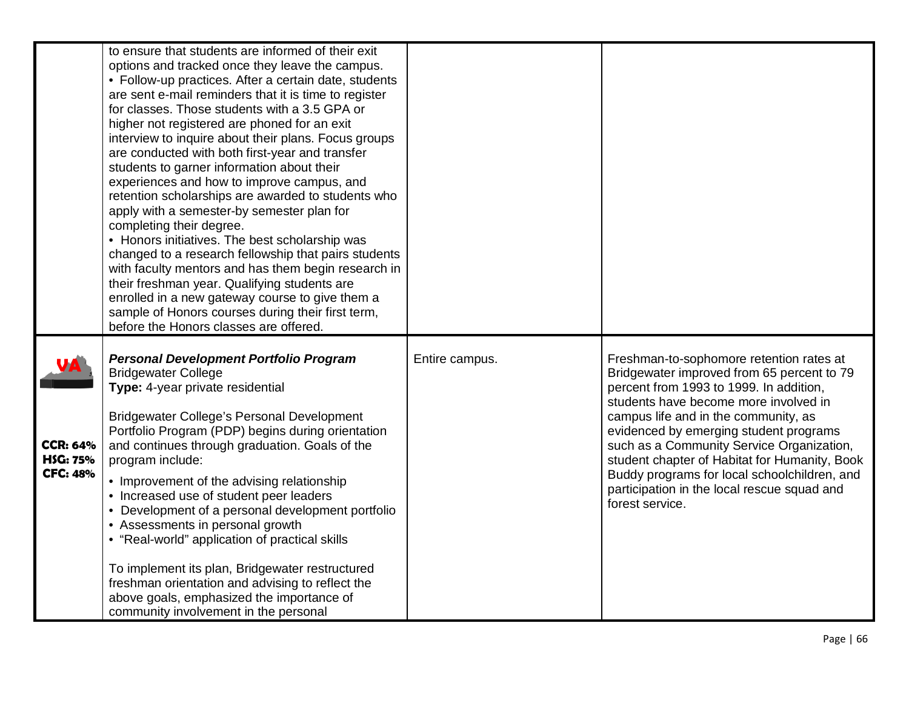| | | | |
|---|---|---|---|
| | to ensure that students are informed of their exit options and tracked once they leave the campus.<br>• Follow-up practices. After a certain date, students are sent e-mail reminders that it is time to register for classes. Those students with a 3.5 GPA or higher not registered are phoned for an exit interview to inquire about their plans. Focus groups are conducted with both first-year and transfer students to garner information about their experiences and how to improve campus, and retention scholarships are awarded to students who apply with a semester-by semester plan for completing their degree.<br>• Honors initiatives. The best scholarship was changed to a research fellowship that pairs students with faculty mentors and has them begin research in their freshman year. Qualifying students are enrolled in a new gateway course to give them a sample of Honors courses during their first term, before the Honors classes are offered. | | |
| VA<br><br>**CCR: 64%**<br>**HSG: 75%**<br>**CFC: 48%** | ***Personal Development Portfolio Program***<br>Bridgewater College<br>**Type:** 4-year private residential<br><br>Bridgewater College's Personal Development Portfolio Program (PDP) begins during orientation and continues through graduation. Goals of the program include:<br>• Improvement of the advising relationship<br>• Increased use of student peer leaders<br>• Development of a personal development portfolio<br>• Assessments in personal growth<br>• "Real-world" application of practical skills<br><br>To implement its plan, Bridgewater restructured freshman orientation and advising to reflect the above goals, emphasized the importance of community involvement in the personal | Entire campus. | Freshman-to-sophomore retention rates at Bridgewater improved from 65 percent to 79 percent from 1993 to 1999. In addition, students have become more involved in campus life and in the community, as evidenced by emerging student programs such as a Community Service Organization, student chapter of Habitat for Humanity, Book Buddy programs for local schoolchildren, and participation in the local rescue squad and forest service. |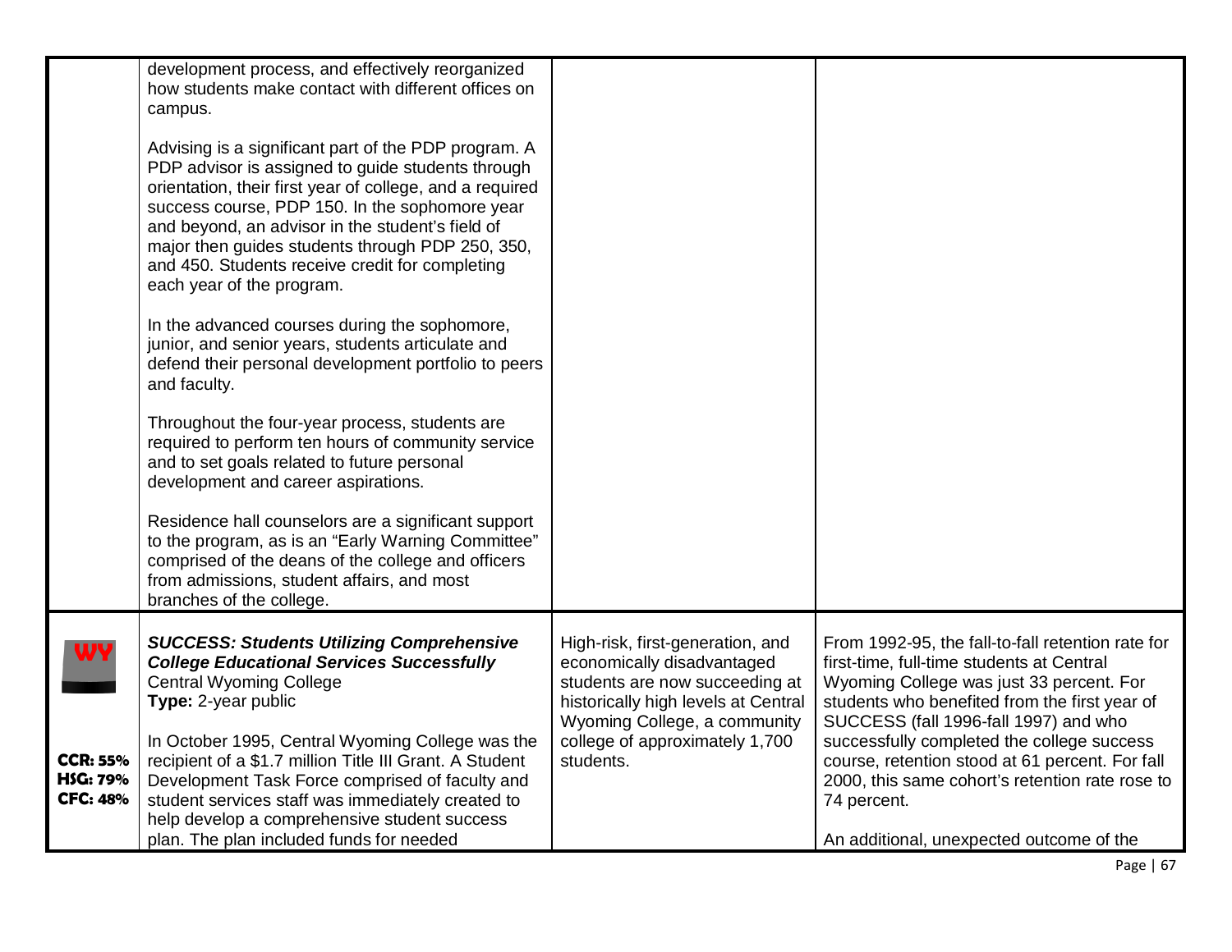| | | | |
|---|---|---|---|
| | development process, and effectively reorganized how students make contact with different offices on campus.<br><br>Advising is a significant part of the PDP program. A PDP advisor is assigned to guide students through orientation, their first year of college, and a required success course, PDP 150. In the sophomore year and beyond, an advisor in the student's field of major then guides students through PDP 250, 350, and 450. Students receive credit for completing each year of the program.<br><br>In the advanced courses during the sophomore, junior, and senior years, students articulate and defend their personal development portfolio to peers and faculty.<br><br>Throughout the four-year process, students are required to perform ten hours of community service and to set goals related to future personal development and career aspirations.<br><br>Residence hall counselors are a significant support to the program, as is an "Early Warning Committee" comprised of the deans of the college and officers from admissions, student affairs, and most branches of the college. | | |
| **WY**<br><br>**CCR: 55%**<br>**HSG: 79%**<br>**CFC: 48%** | ***SUCCESS: Students Utilizing Comprehensive College Educational Services Successfully***<br>Central Wyoming College<br>**Type:** 2-year public<br><br>In October 1995, Central Wyoming College was the recipient of a $1.7 million Title III Grant. A Student Development Task Force comprised of faculty and student services staff was immediately created to help develop a comprehensive student success plan. The plan included funds for needed | High-risk, first-generation, and economically disadvantaged students are now succeeding at historically high levels at Central Wyoming College, a community college of approximately 1,700 students. | From 1992-95, the fall-to-fall retention rate for first-time, full-time students at Central Wyoming College was just 33 percent. For students who benefited from the first year of SUCCESS (fall 1996-fall 1997) and who successfully completed the college success course, retention stood at 61 percent. For fall 2000, this same cohort's retention rate rose to 74 percent.<br><br>An additional, unexpected outcome of the |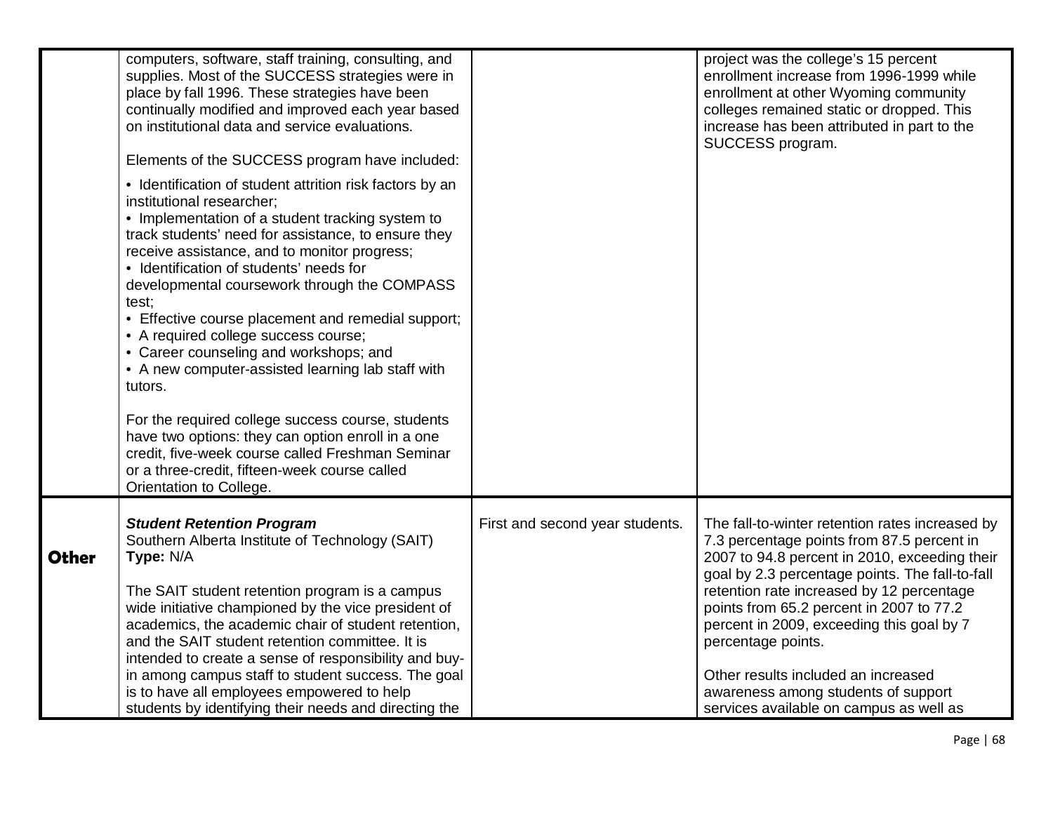| | | | |
|---|---|---|---|
| | computers, software, staff training, consulting, and supplies. Most of the SUCCESS strategies were in place by fall 1996. These strategies have been continually modified and improved each year based on institutional data and service evaluations.<br><br>Elements of the SUCCESS program have included:<br><br>• Identification of student attrition risk factors by an institutional researcher;<br>• Implementation of a student tracking system to track students' need for assistance, to ensure they receive assistance, and to monitor progress;<br>• Identification of students' needs for developmental coursework through the COMPASS test;<br>• Effective course placement and remedial support;<br>• A required college success course;<br>• Career counseling and workshops; and<br>• A new computer-assisted learning lab staff with tutors.<br><br>For the required college success course, students have two options: they can option enroll in a one credit, five-week course called Freshman Seminar or a three-credit, fifteen-week course called Orientation to College. | | project was the college's 15 percent enrollment increase from 1996-1999 while enrollment at other Wyoming community colleges remained static or dropped. This increase has been attributed in part to the SUCCESS program. |
| **Other** | ***Student Retention Program***<br>Southern Alberta Institute of Technology (SAIT)<br>**Type:** N/A<br><br>The SAIT student retention program is a campus wide initiative championed by the vice president of academics, the academic chair of student retention, and the SAIT student retention committee. It is intended to create a sense of responsibility and buy-in among campus staff to student success. The goal is to have all employees empowered to help students by identifying their needs and directing the | First and second year students. | The fall-to-winter retention rates increased by 7.3 percentage points from 87.5 percent in 2007 to 94.8 percent in 2010, exceeding their goal by 2.3 percentage points. The fall-to-fall retention rate increased by 12 percentage points from 65.2 percent in 2007 to 77.2 percent in 2009, exceeding this goal by 7 percentage points.<br><br>Other results included an increased awareness among students of support services available on campus as well as |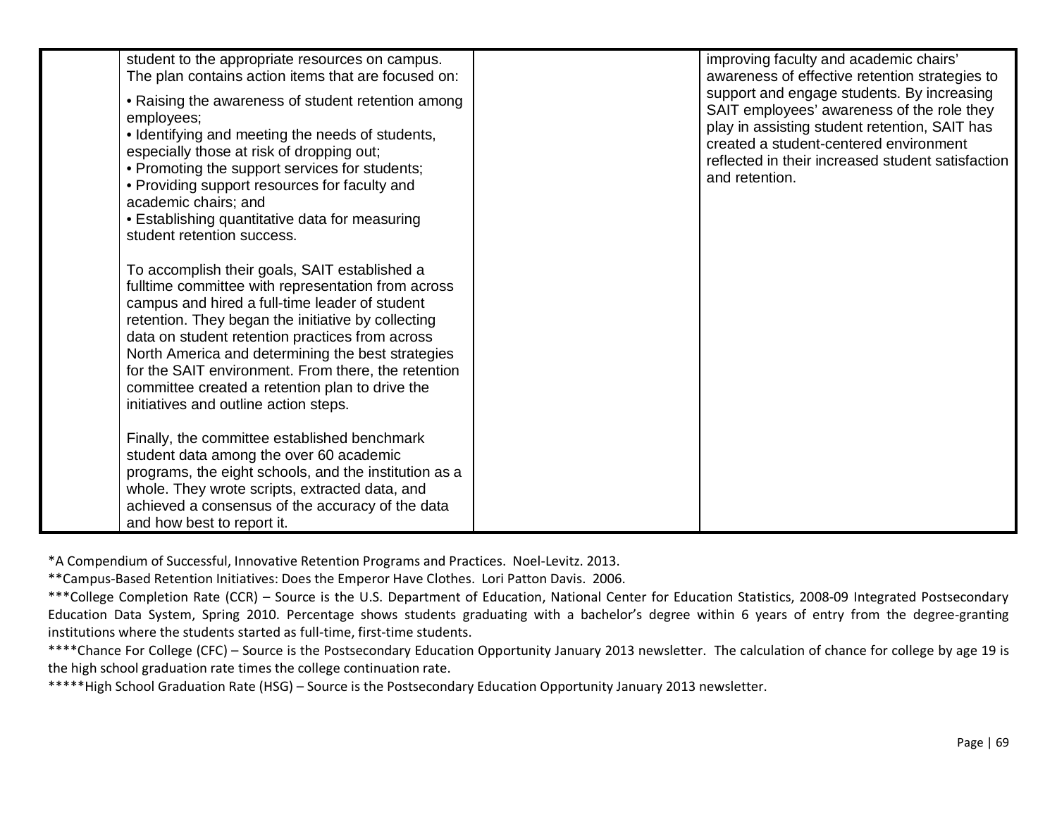|  |  |  |  |
|---|---|---|---|
|  | student to the appropriate resources on campus. The plan contains action items that are focused on:<br><br>• Raising the awareness of student retention among employees;<br>• Identifying and meeting the needs of students, especially those at risk of dropping out;<br>• Promoting the support services for students;<br>• Providing support resources for faculty and academic chairs; and<br>• Establishing quantitative data for measuring student retention success.<br><br>To accomplish their goals, SAIT established a fulltime committee with representation from across campus and hired a full-time leader of student retention. They began the initiative by collecting data on student retention practices from across North America and determining the best strategies for the SAIT environment. From there, the retention committee created a retention plan to drive the initiatives and outline action steps.<br><br>Finally, the committee established benchmark student data among the over 60 academic programs, the eight schools, and the institution as a whole. They wrote scripts, extracted data, and achieved a consensus of the accuracy of the data and how best to report it. |  | improving faculty and academic chairs' awareness of effective retention strategies to support and engage students. By increasing SAIT employees' awareness of the role they play in assisting student retention, SAIT has created a student-centered environment reflected in their increased student satisfaction and retention. |

*A Compendium of Successful, Innovative Retention Programs and Practices. Noel-Levitz. 2013.

**Campus-Based Retention Initiatives: Does the Emperor Have Clothes. Lori Patton Davis. 2006.

***College Completion Rate (CCR) – Source is the U.S. Department of Education, National Center for Education Statistics, 2008-09 Integrated Postsecondary Education Data System, Spring 2010. Percentage shows students graduating with a bachelor's degree within 6 years of entry from the degree-granting institutions where the students started as full-time, first-time students.

****Chance For College (CFC) – Source is the Postsecondary Education Opportunity January 2013 newsletter. The calculation of chance for college by age 19 is the high school graduation rate times the college continuation rate.

*****High School Graduation Rate (HSG) – Source is the Postsecondary Education Opportunity January 2013 newsletter.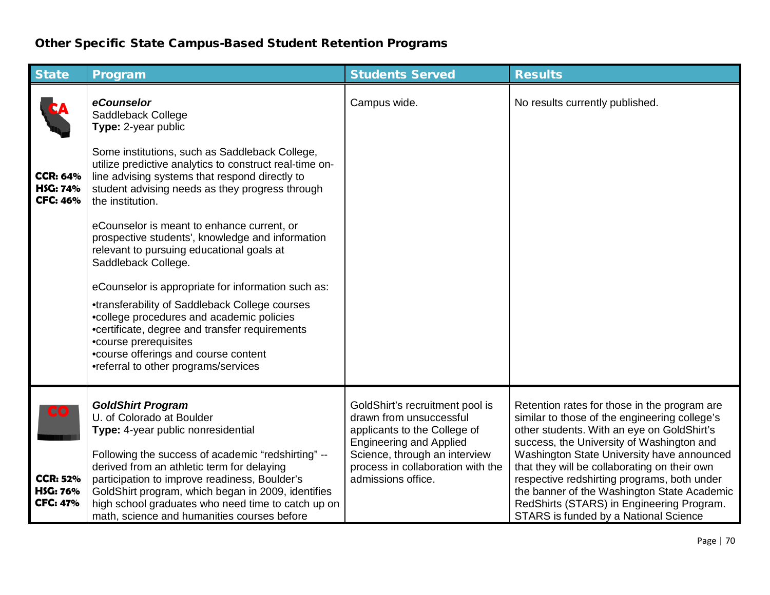## Other Specific State Campus-Based Student Retention Programs

| State | Program | Students Served | Results |
|---|---|---|---|
| CA<br><br>**CCR: 64%**<br>**HSG: 74%**<br>**CFC: 46%** | ***eCounselor***<br>Saddleback College<br>**Type:** 2-year public<br><br>Some institutions, such as Saddleback College, utilize predictive analytics to construct real-time on-line advising systems that respond directly to student advising needs as they progress through the institution.<br><br>eCounselor is meant to enhance current, or prospective students', knowledge and information relevant to pursuing educational goals at Saddleback College.<br><br>eCounselor is appropriate for information such as:<br><br>•transferability of Saddleback College courses<br>•college procedures and academic policies<br>•certificate, degree and transfer requirements<br>•course prerequisites<br>•course offerings and course content<br>•referral to other programs/services | Campus wide. | No results currently published. |
| CO<br><br>**CCR: 52%**<br>**HSG: 76%**<br>**CFC: 47%** | ***GoldShirt Program***<br>U. of Colorado at Boulder<br>**Type:** 4-year public nonresidential<br><br>Following the success of academic "redshirting" -- derived from an athletic term for delaying participation to improve readiness, Boulder's GoldShirt program, which began in 2009, identifies high school graduates who need time to catch up on math, science and humanities courses before | GoldShirt's recruitment pool is drawn from unsuccessful applicants to the College of Engineering and Applied Science, through an interview process in collaboration with the admissions office. | Retention rates for those in the program are similar to those of the engineering college's other students. With an eye on GoldShirt's success, the University of Washington and Washington State University have announced that they will be collaborating on their own respective redshirting programs, both under the banner of the Washington State Academic RedShirts (STARS) in Engineering Program. STARS is funded by a National Science |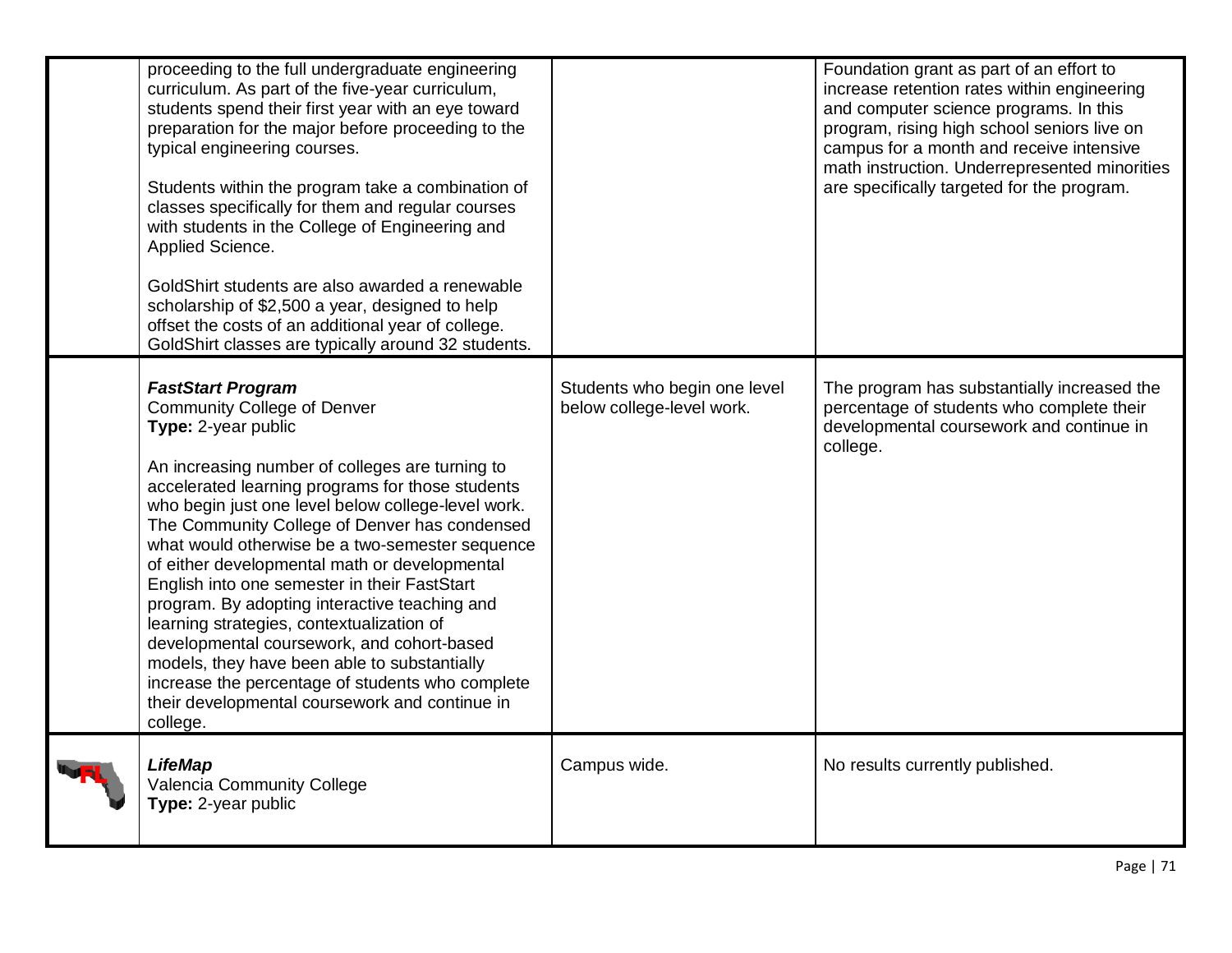| | | | |
|---|---|---|---|
| | proceeding to the full undergraduate engineering curriculum. As part of the five-year curriculum, students spend their first year with an eye toward preparation for the major before proceeding to the typical engineering courses.<br><br>Students within the program take a combination of classes specifically for them and regular courses with students in the College of Engineering and Applied Science.<br><br>GoldShirt students are also awarded a renewable scholarship of $2,500 a year, designed to help offset the costs of an additional year of college. GoldShirt classes are typically around 32 students. | | Foundation grant as part of an effort to increase retention rates within engineering and computer science programs. In this program, rising high school seniors live on campus for a month and receive intensive math instruction. Underrepresented minorities are specifically targeted for the program. |
| | ***FastStart Program***<br>Community College of Denver<br>**Type:** 2-year public<br><br>An increasing number of colleges are turning to accelerated learning programs for those students who begin just one level below college-level work. The Community College of Denver has condensed what would otherwise be a two-semester sequence of either developmental math or developmental English into one semester in their FastStart program. By adopting interactive teaching and learning strategies, contextualization of developmental coursework, and cohort-based models, they have been able to substantially increase the percentage of students who complete their developmental coursework and continue in college. | Students who begin one level below college-level work. | The program has substantially increased the percentage of students who complete their developmental coursework and continue in college. |
| FL | ***LifeMap***<br>Valencia Community College<br>**Type:** 2-year public | Campus wide. | No results currently published. |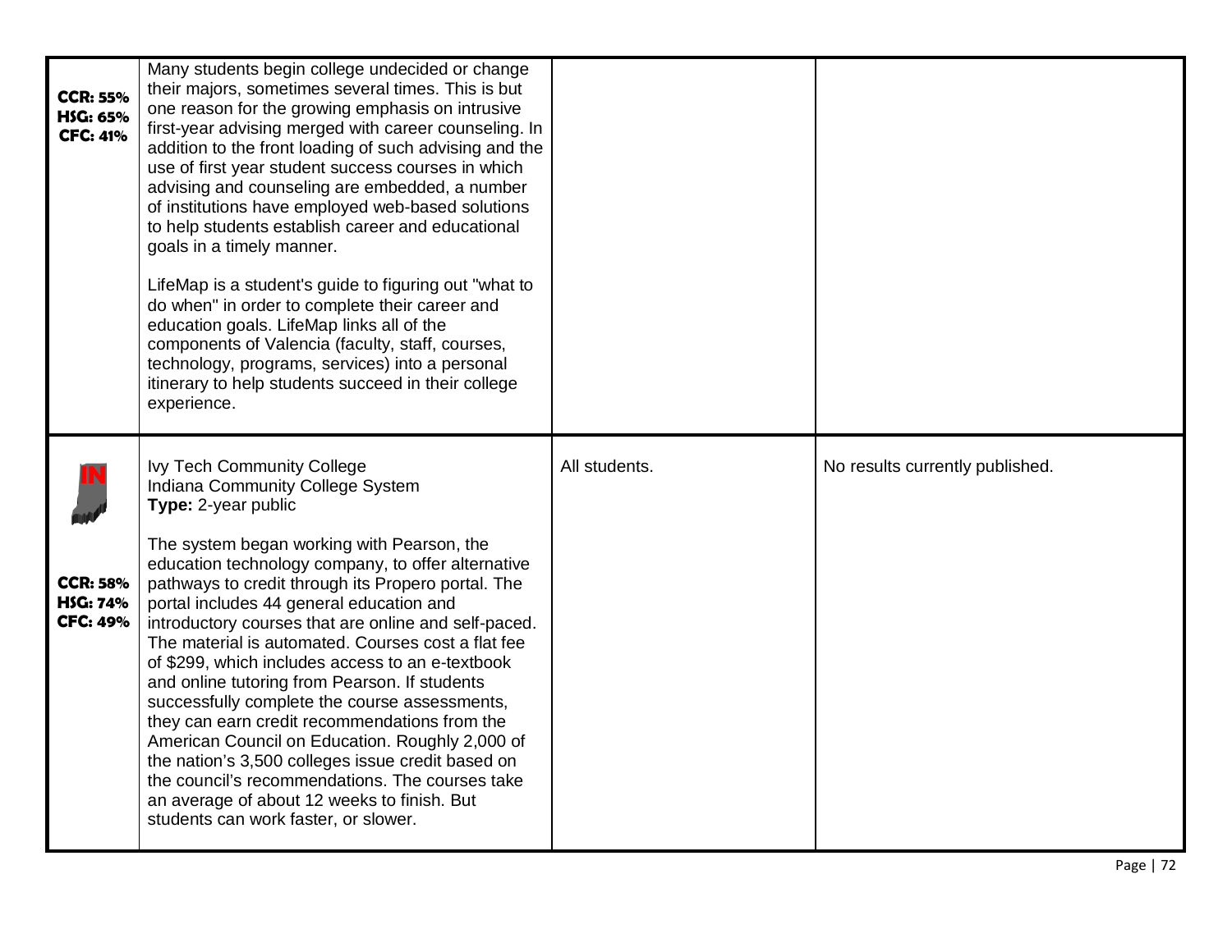| | | | |
|---|---|---|---|
| **CCR: 55%** **HSG: 65%** **CFC: 41%** | Many students begin college undecided or change their majors, sometimes several times. This is but one reason for the growing emphasis on intrusive first-year advising merged with career counseling. In addition to the front loading of such advising and the use of first year student success courses in which advising and counseling are embedded, a number of institutions have employed web-based solutions to help students establish career and educational goals in a timely manner.<br><br>LifeMap is a student's guide to figuring out "what to do when" in order to complete their career and education goals. LifeMap links all of the components of Valencia (faculty, staff, courses, technology, programs, services) into a personal itinerary to help students succeed in their college experience. | | |
| IN<br><br>**CCR: 58%** **HSG: 74%** **CFC: 49%** | Ivy Tech Community College<br>Indiana Community College System<br>**Type:** 2-year public<br><br>The system began working with Pearson, the education technology company, to offer alternative pathways to credit through its Propero portal. The portal includes 44 general education and introductory courses that are online and self-paced. The material is automated. Courses cost a flat fee of $299, which includes access to an e-textbook and online tutoring from Pearson. If students successfully complete the course assessments, they can earn credit recommendations from the American Council on Education. Roughly 2,000 of the nation's 3,500 colleges issue credit based on the council's recommendations. The courses take an average of about 12 weeks to finish. But students can work faster, or slower. | All students. | No results currently published. |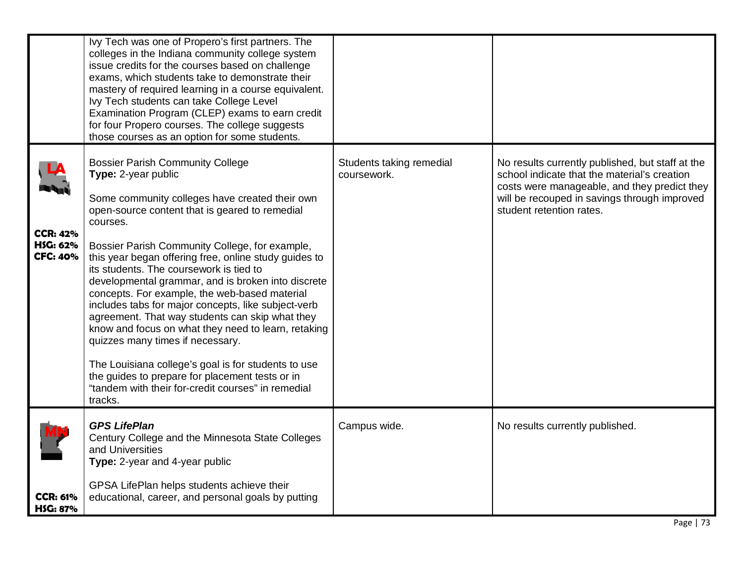| | | | |
|---|---|---|---|
| | Ivy Tech was one of Propero's first partners. The colleges in the Indiana community college system issue credits for the courses based on challenge exams, which students take to demonstrate their mastery of required learning in a course equivalent. Ivy Tech students can take College Level Examination Program (CLEP) exams to earn credit for four Propero courses. The college suggests those courses as an option for some students. | | |
| LA<br><br>**CCR: 42%**<br>**HSG: 62%**<br>**CFC: 40%** | Bossier Parish Community College<br>**Type:** 2-year public<br><br>Some community colleges have created their own open-source content that is geared to remedial courses.<br><br>Bossier Parish Community College, for example, this year began offering free, online study guides to its students. The coursework is tied to developmental grammar, and is broken into discrete concepts. For example, the web-based material includes tabs for major concepts, like subject-verb agreement. That way students can skip what they know and focus on what they need to learn, retaking quizzes many times if necessary.<br><br>The Louisiana college's goal is for students to use the guides to prepare for placement tests or in "tandem with their for-credit courses" in remedial tracks. | Students taking remedial coursework. | No results currently published, but staff at the school indicate that the material's creation costs were manageable, and they predict they will be recouped in savings through improved student retention rates. |
| MN<br><br>**CCR: 61%**<br>**HSG: 87%** | ***GPS LifePlan***<br>Century College and the Minnesota State Colleges and Universities<br>**Type:** 2-year and 4-year public<br><br>GPSA LifePlan helps students achieve their educational, career, and personal goals by putting | Campus wide. | No results currently published. |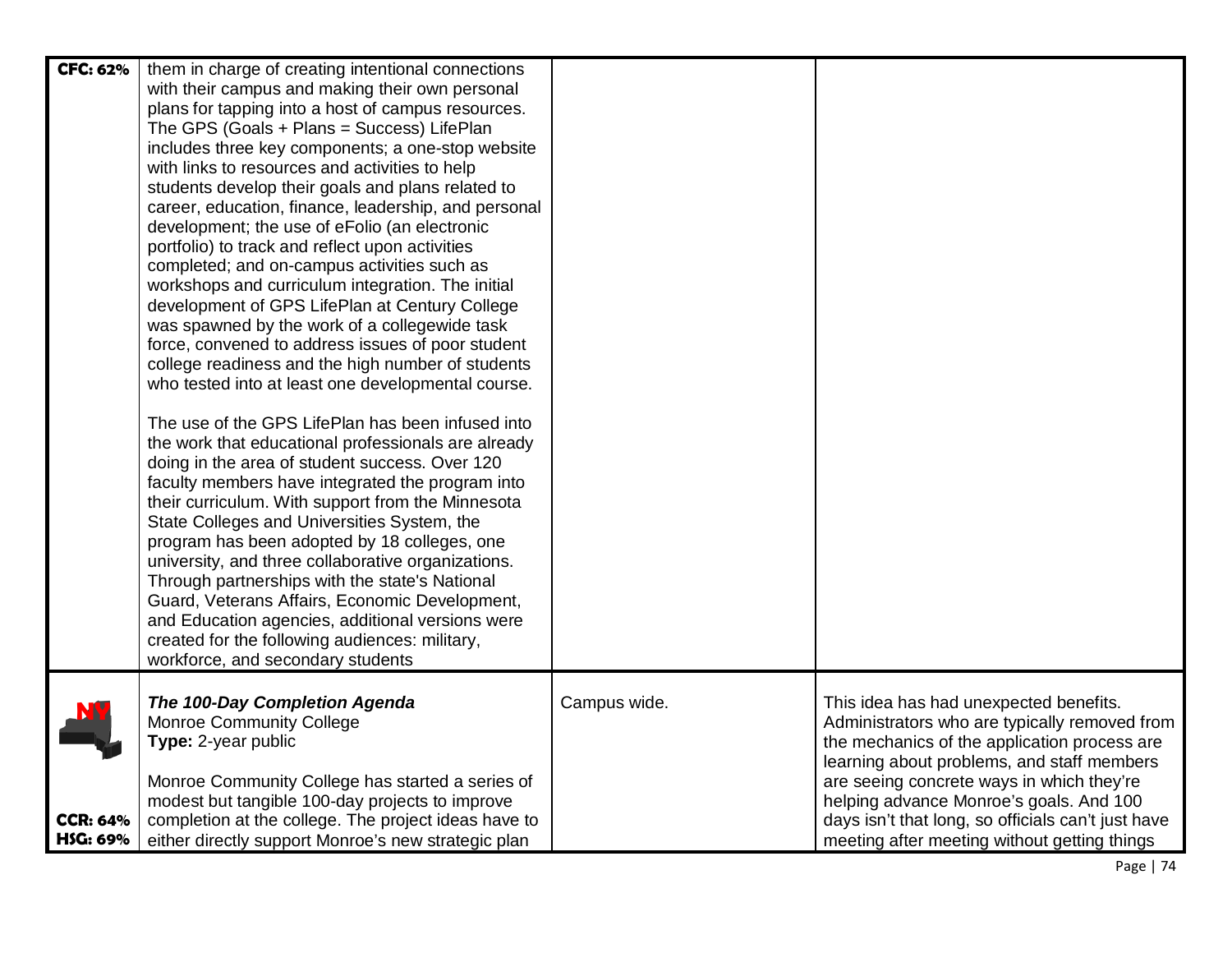| | | | |
|---|---|---|---|
| **CFC: 62%** | them in charge of creating intentional connections with their campus and making their own personal plans for tapping into a host of campus resources. The GPS (Goals + Plans = Success) LifePlan includes three key components; a one-stop website with links to resources and activities to help students develop their goals and plans related to career, education, finance, leadership, and personal development; the use of eFolio (an electronic portfolio) to track and reflect upon activities completed; and on-campus activities such as workshops and curriculum integration. The initial development of GPS LifePlan at Century College was spawned by the work of a collegewide task force, convened to address issues of poor student college readiness and the high number of students who tested into at least one developmental course.<br><br>The use of the GPS LifePlan has been infused into the work that educational professionals are already doing in the area of student success. Over 120 faculty members have integrated the program into their curriculum. With support from the Minnesota State Colleges and Universities System, the program has been adopted by 18 colleges, one university, and three collaborative organizations. Through partnerships with the state's National Guard, Veterans Affairs, Economic Development, and Education agencies, additional versions were created for the following audiences: military, workforce, and secondary students | | |
| NY<br><br>**CCR: 64%**<br>**HSG: 69%** | ***The 100-Day Completion Agenda***<br>Monroe Community College<br>**Type:** 2-year public<br><br>Monroe Community College has started a series of modest but tangible 100-day projects to improve completion at the college. The project ideas have to either directly support Monroe's new strategic plan | Campus wide. | This idea has had unexpected benefits. Administrators who are typically removed from the mechanics of the application process are learning about problems, and staff members are seeing concrete ways in which they're helping advance Monroe's goals. And 100 days isn't that long, so officials can't just have meeting after meeting without getting things |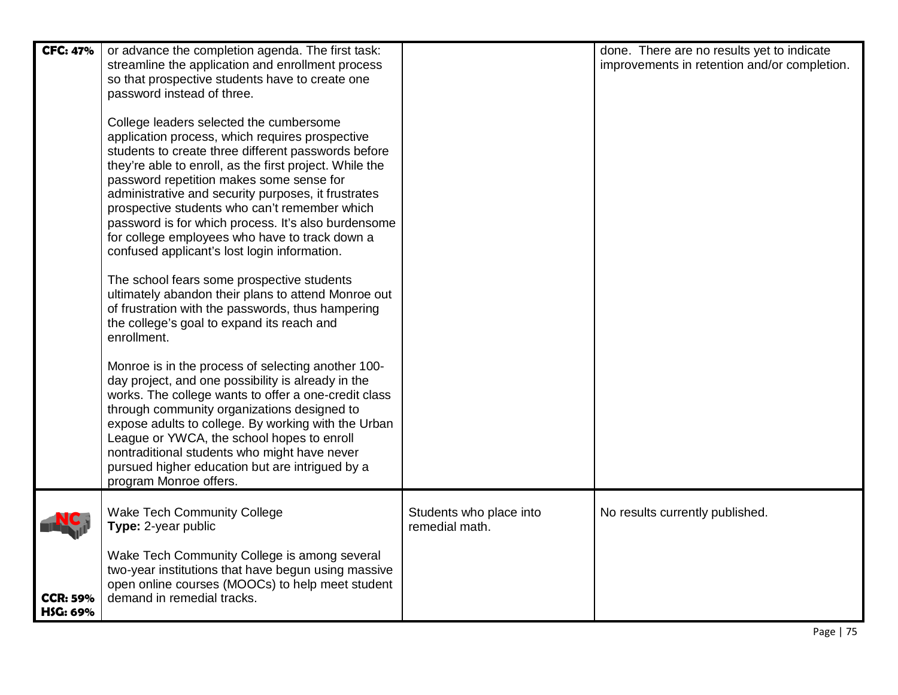| | | | |
|---|---|---|---|
| **CFC: 47%** | or advance the completion agenda. The first task: streamline the application and enrollment process so that prospective students have to create one password instead of three.<br><br>College leaders selected the cumbersome application process, which requires prospective students to create three different passwords before they're able to enroll, as the first project. While the password repetition makes some sense for administrative and security purposes, it frustrates prospective students who can't remember which password is for which process. It's also burdensome for college employees who have to track down a confused applicant's lost login information.<br><br>The school fears some prospective students ultimately abandon their plans to attend Monroe out of frustration with the passwords, thus hampering the college's goal to expand its reach and enrollment.<br><br>Monroe is in the process of selecting another 100-day project, and one possibility is already in the works. The college wants to offer a one-credit class through community organizations designed to expose adults to college. By working with the Urban League or YWCA, the school hopes to enroll nontraditional students who might have never pursued higher education but are intrigued by a program Monroe offers. | | done. There are no results yet to indicate improvements in retention and/or completion. |
| NC<br><br>**CCR: 59%**<br>**HSG: 69%** | Wake Tech Community College<br>**Type:** 2-year public<br><br>Wake Tech Community College is among several two-year institutions that have begun using massive open online courses (MOOCs) to help meet student demand in remedial tracks. | Students who place into remedial math. | No results currently published. |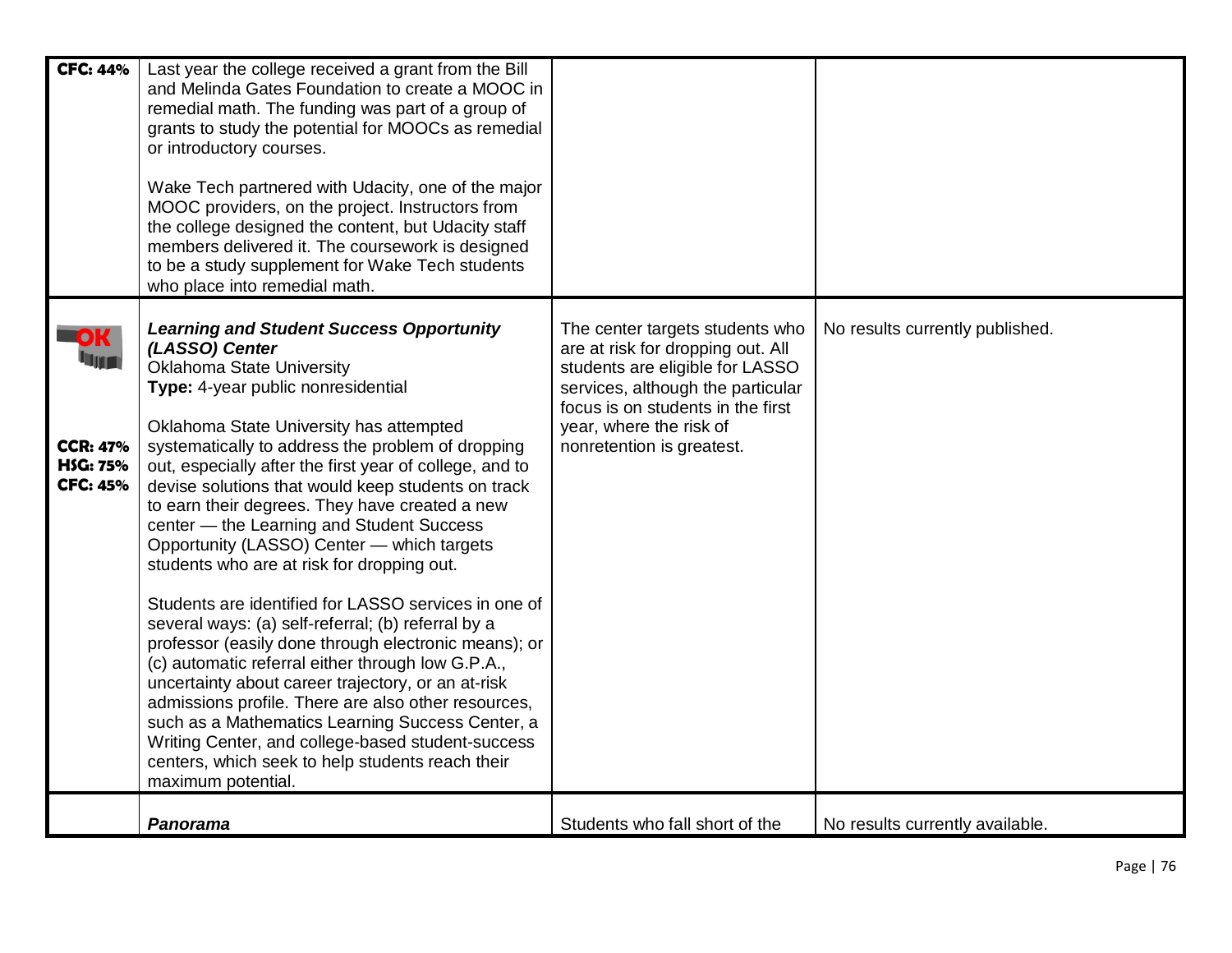| | | | |
|---|---|---|---|
| **CFC: 44%** | Last year the college received a grant from the Bill and Melinda Gates Foundation to create a MOOC in remedial math. The funding was part of a group of grants to study the potential for MOOCs as remedial or introductory courses.<br><br>Wake Tech partnered with Udacity, one of the major MOOC providers, on the project. Instructors from the college designed the content, but Udacity staff members delivered it. The coursework is designed to be a study supplement for Wake Tech students who place into remedial math. | | |
| OK<br><br>**CCR: 47%**<br>**HSG: 75%**<br>**CFC: 45%** | ***Learning and Student Success Opportunity (LASSO) Center***<br>Oklahoma State University<br>**Type:** 4-year public nonresidential<br><br>Oklahoma State University has attempted systematically to address the problem of dropping out, especially after the first year of college, and to devise solutions that would keep students on track to earn their degrees. They have created a new center — the Learning and Student Success Opportunity (LASSO) Center — which targets students who are at risk for dropping out.<br><br>Students are identified for LASSO services in one of several ways: (a) self-referral; (b) referral by a professor (easily done through electronic means); or (c) automatic referral either through low G.P.A., uncertainty about career trajectory, or an at-risk admissions profile. There are also other resources, such as a Mathematics Learning Success Center, a Writing Center, and college-based student-success centers, which seek to help students reach their maximum potential. | The center targets students who are at risk for dropping out. All students are eligible for LASSO services, although the particular focus is on students in the first year, where the risk of nonretention is greatest. | No results currently published. |
| | ***Panorama*** | Students who fall short of the | No results currently available. |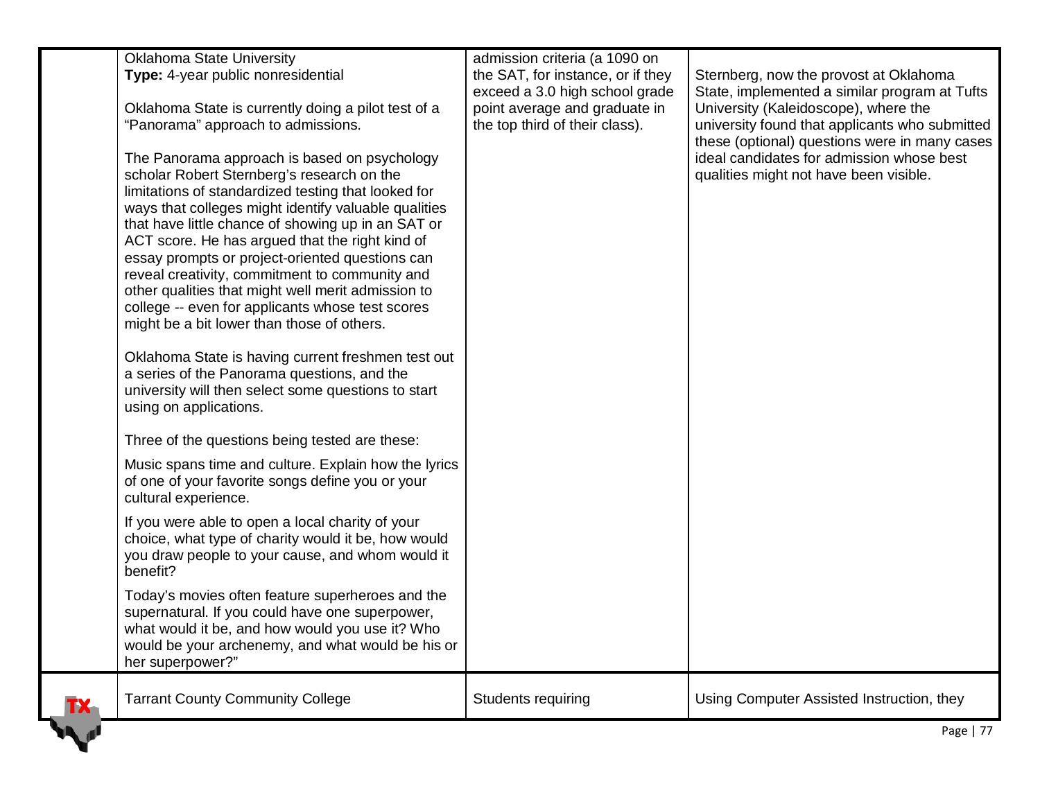| | | | |
|---|---|---|---|
| | Oklahoma State University<br>**Type:** 4-year public nonresidential<br><br>Oklahoma State is currently doing a pilot test of a "Panorama" approach to admissions.<br><br>The Panorama approach is based on psychology scholar Robert Sternberg's research on the limitations of standardized testing that looked for ways that colleges might identify valuable qualities that have little chance of showing up in an SAT or ACT score. He has argued that the right kind of essay prompts or project-oriented questions can reveal creativity, commitment to community and other qualities that might well merit admission to college -- even for applicants whose test scores might be a bit lower than those of others.<br><br>Oklahoma State is having current freshmen test out a series of the Panorama questions, and the university will then select some questions to start using on applications.<br><br>Three of the questions being tested are these:<br><br>Music spans time and culture. Explain how the lyrics of one of your favorite songs define you or your cultural experience.<br><br>If you were able to open a local charity of your choice, what type of charity would it be, how would you draw people to your cause, and whom would it benefit?<br><br>Today's movies often feature superheroes and the supernatural. If you could have one superpower, what would it be, and how would you use it? Who would be your archenemy, and what would be his or her superpower?" | admission criteria (a 1090 on the SAT, for instance, or if they exceed a 3.0 high school grade point average and graduate in the top third of their class). | Sternberg, now the provost at Oklahoma State, implemented a similar program at Tufts University (Kaleidoscope), where the university found that applicants who submitted these (optional) questions were in many cases ideal candidates for admission whose best qualities might not have been visible. |
| TX | Tarrant County Community College | Students requiring | Using Computer Assisted Instruction, they |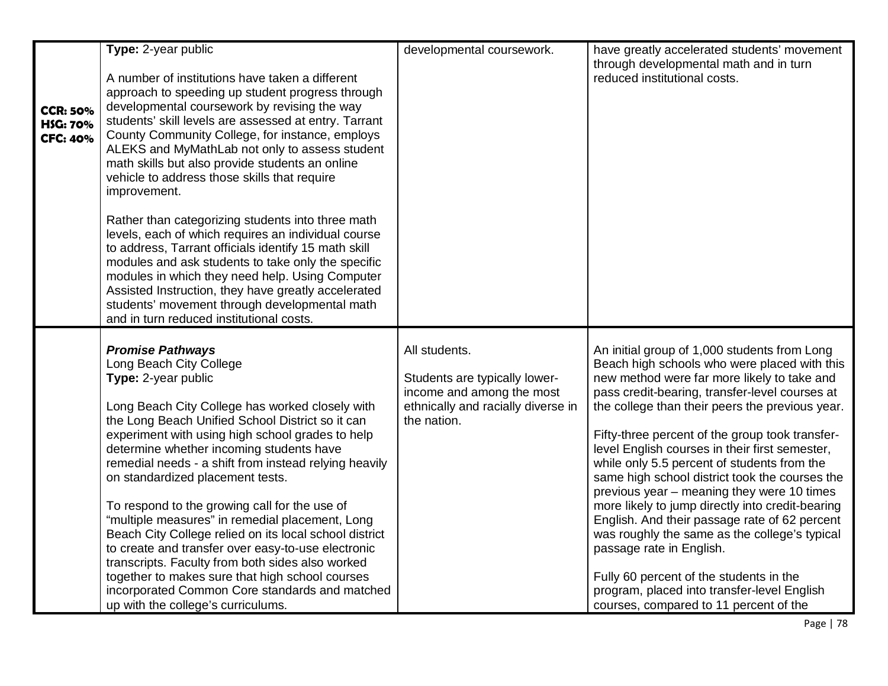| | | | |
|---|---|---|---|
| **CCR: 50%**<br>**HSG: 70%**<br>**CFC: 40%** | **Type:** 2-year public<br><br>A number of institutions have taken a different approach to speeding up student progress through developmental coursework by revising the way students' skill levels are assessed at entry. Tarrant County Community College, for instance, employs ALEKS and MyMathLab not only to assess student math skills but also provide students an online vehicle to address those skills that require improvement.<br><br>Rather than categorizing students into three math levels, each of which requires an individual course to address, Tarrant officials identify 15 math skill modules and ask students to take only the specific modules in which they need help. Using Computer Assisted Instruction, they have greatly accelerated students' movement through developmental math and in turn reduced institutional costs. | developmental coursework. | have greatly accelerated students' movement through developmental math and in turn reduced institutional costs. |
| | ***Promise Pathways***<br>Long Beach City College<br>**Type:** 2-year public<br><br>Long Beach City College has worked closely with the Long Beach Unified School District so it can experiment with using high school grades to help determine whether incoming students have remedial needs - a shift from instead relying heavily on standardized placement tests.<br><br>To respond to the growing call for the use of "multiple measures" in remedial placement, Long Beach City College relied on its local school district to create and transfer over easy-to-use electronic transcripts. Faculty from both sides also worked together to makes sure that high school courses incorporated Common Core standards and matched up with the college's curriculums. | All students.<br><br>Students are typically lower-income and among the most ethnically and racially diverse in the nation. | An initial group of 1,000 students from Long Beach high schools who were placed with this new method were far more likely to take and pass credit-bearing, transfer-level courses at the college than their peers the previous year.<br><br>Fifty-three percent of the group took transfer-level English courses in their first semester, while only 5.5 percent of students from the same high school district took the courses the previous year – meaning they were 10 times more likely to jump directly into credit-bearing English. And their passage rate of 62 percent was roughly the same as the college's typical passage rate in English.<br><br>Fully 60 percent of the students in the program, placed into transfer-level English courses, compared to 11 percent of the |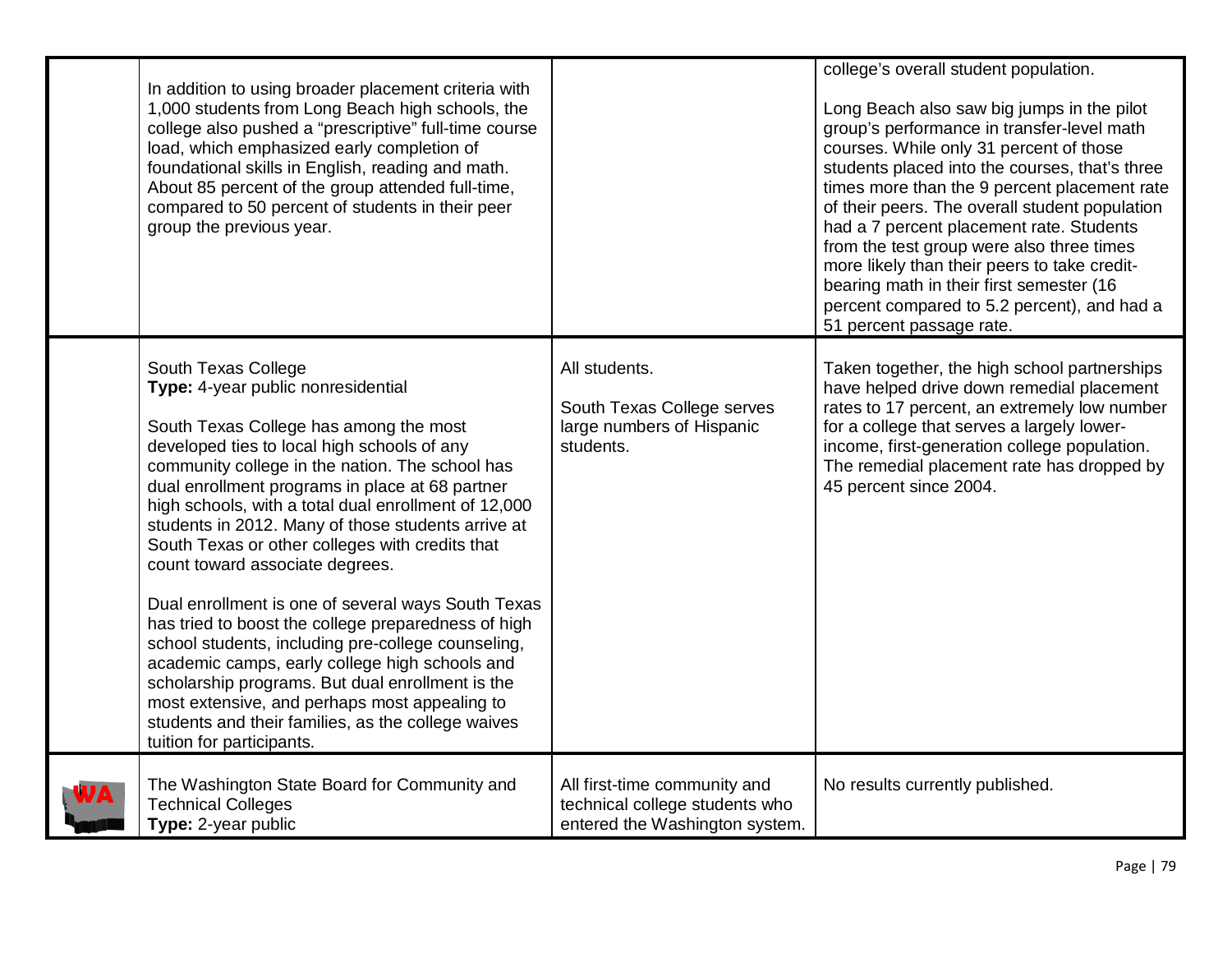| | | | |
|---|---|---|---|
| | In addition to using broader placement criteria with 1,000 students from Long Beach high schools, the college also pushed a "prescriptive" full-time course load, which emphasized early completion of foundational skills in English, reading and math. About 85 percent of the group attended full-time, compared to 50 percent of students in their peer group the previous year. | | college's overall student population.<br><br>Long Beach also saw big jumps in the pilot group's performance in transfer-level math courses. While only 31 percent of those students placed into the courses, that's three times more than the 9 percent placement rate of their peers. The overall student population had a 7 percent placement rate. Students from the test group were also three times more likely than their peers to take credit-bearing math in their first semester (16 percent compared to 5.2 percent), and had a 51 percent passage rate. |
| | South Texas College<br>**Type:** 4-year public nonresidential<br><br>South Texas College has among the most developed ties to local high schools of any community college in the nation. The school has dual enrollment programs in place at 68 partner high schools, with a total dual enrollment of 12,000 students in 2012. Many of those students arrive at South Texas or other colleges with credits that count toward associate degrees.<br><br>Dual enrollment is one of several ways South Texas has tried to boost the college preparedness of high school students, including pre-college counseling, academic camps, early college high schools and scholarship programs. But dual enrollment is the most extensive, and perhaps most appealing to students and their families, as the college waives tuition for participants. | All students.<br><br>South Texas College serves large numbers of Hispanic students. | Taken together, the high school partnerships have helped drive down remedial placement rates to 17 percent, an extremely low number for a college that serves a largely lower-income, first-generation college population. The remedial placement rate has dropped by 45 percent since 2004. |
| WA | The Washington State Board for Community and Technical Colleges<br>**Type:** 2-year public | All first-time community and technical college students who entered the Washington system. | No results currently published. |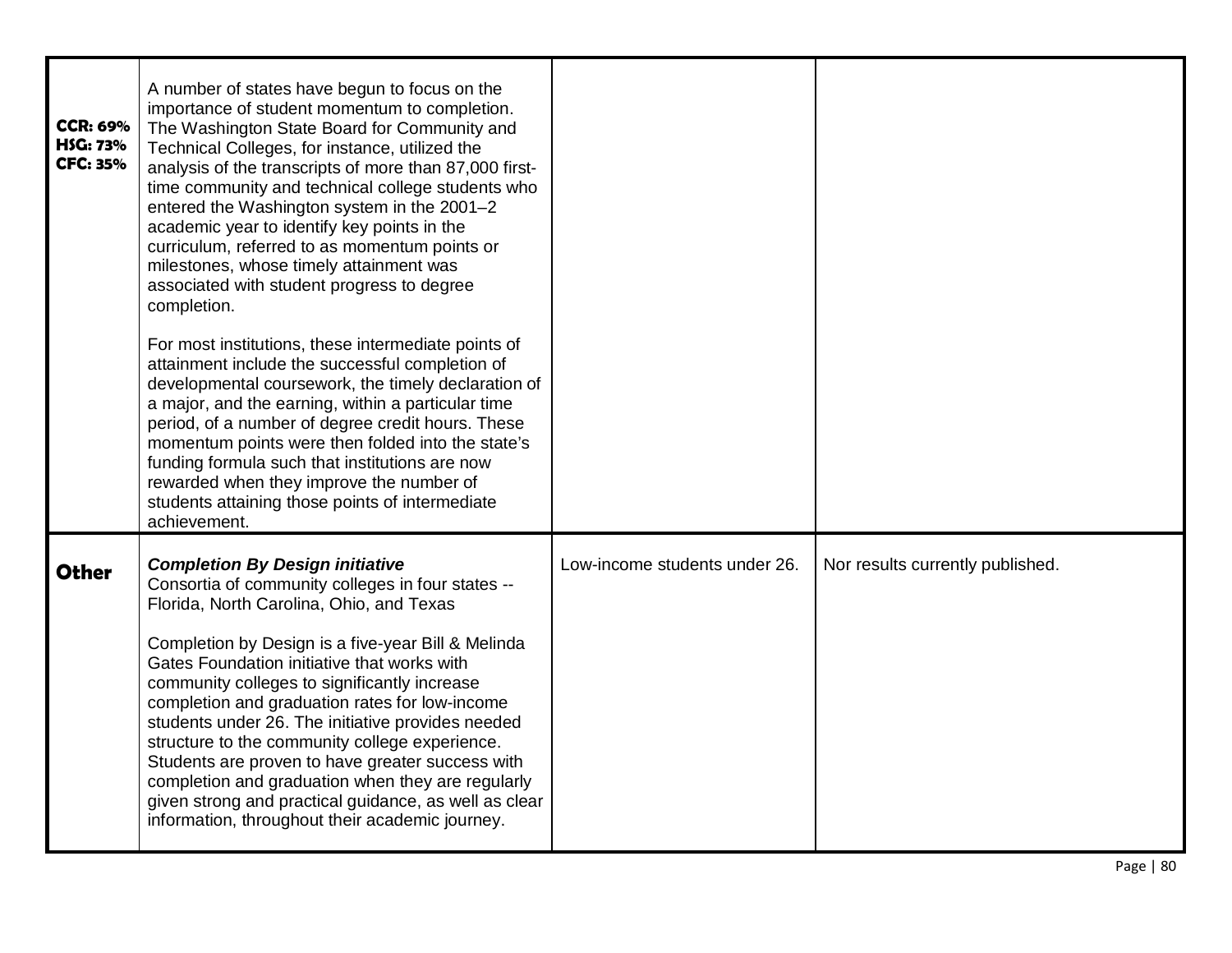| | | | |
|---|---|---|---|
| **CCR: 69%**<br>**HSG: 73%**<br>**CFC: 35%** | A number of states have begun to focus on the importance of student momentum to completion. The Washington State Board for Community and Technical Colleges, for instance, utilized the analysis of the transcripts of more than 87,000 first-time community and technical college students who entered the Washington system in the 2001–2 academic year to identify key points in the curriculum, referred to as momentum points or milestones, whose timely attainment was associated with student progress to degree completion.<br><br>For most institutions, these intermediate points of attainment include the successful completion of developmental coursework, the timely declaration of a major, and the earning, within a particular time period, of a number of degree credit hours. These momentum points were then folded into the state's funding formula such that institutions are now rewarded when they improve the number of students attaining those points of intermediate achievement. | | |
| **Other** | ***Completion By Design initiative***<br>Consortia of community colleges in four states -- Florida, North Carolina, Ohio, and Texas<br><br>Completion by Design is a five-year Bill & Melinda Gates Foundation initiative that works with community colleges to significantly increase completion and graduation rates for low-income students under 26. The initiative provides needed structure to the community college experience. Students are proven to have greater success with completion and graduation when they are regularly given strong and practical guidance, as well as clear information, throughout their academic journey. | Low-income students under 26. | Nor results currently published. |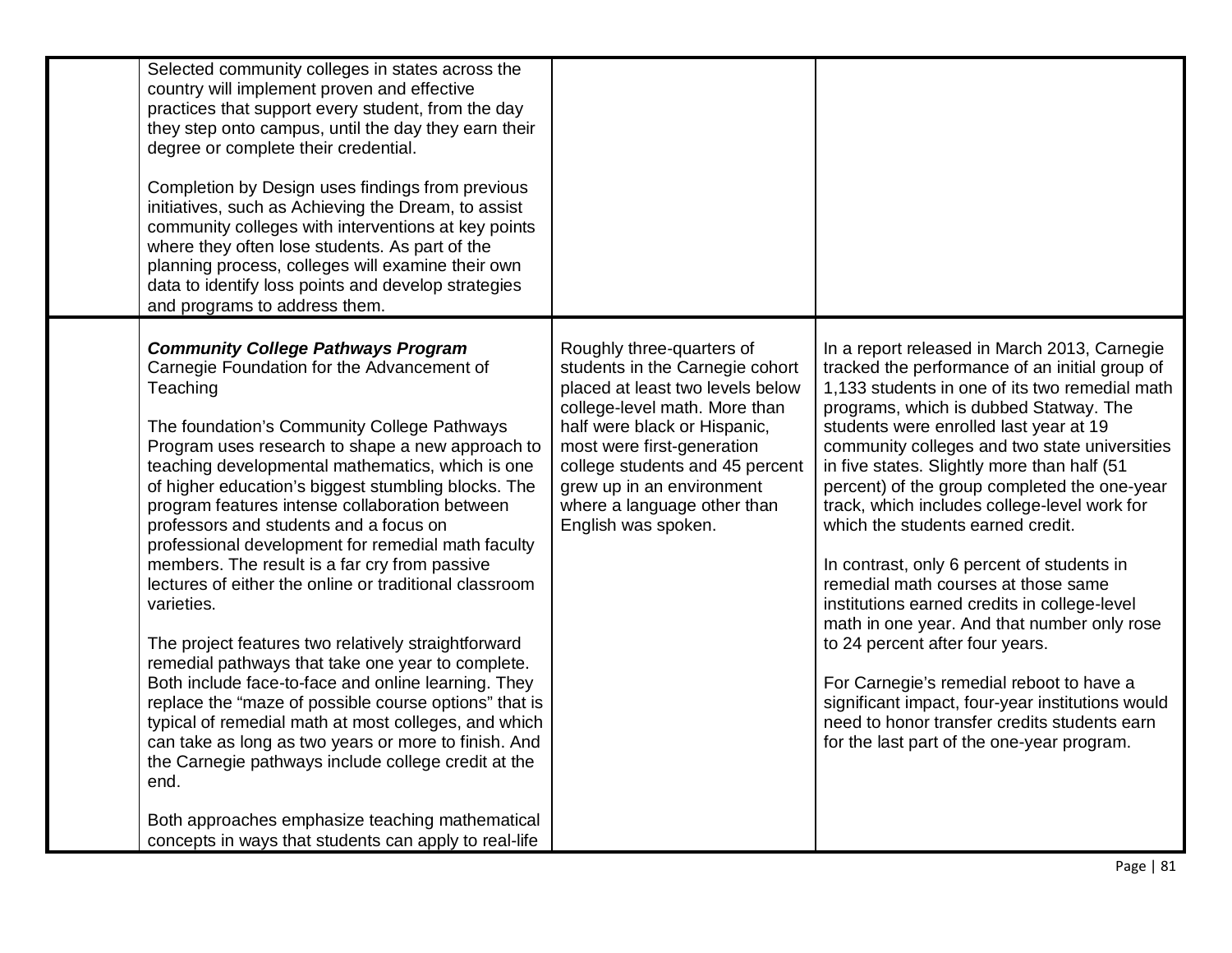| | | | |
|---|---|---|---|
| | Selected community colleges in states across the country will implement proven and effective practices that support every student, from the day they step onto campus, until the day they earn their degree or complete their credential.<br><br>Completion by Design uses findings from previous initiatives, such as Achieving the Dream, to assist community colleges with interventions at key points where they often lose students. As part of the planning process, colleges will examine their own data to identify loss points and develop strategies and programs to address them. | | |
| | ***Community College Pathways Program***<br>Carnegie Foundation for the Advancement of Teaching<br><br>The foundation's Community College Pathways Program uses research to shape a new approach to teaching developmental mathematics, which is one of higher education's biggest stumbling blocks. The program features intense collaboration between professors and students and a focus on professional development for remedial math faculty members. The result is a far cry from passive lectures of either the online or traditional classroom varieties.<br><br>The project features two relatively straightforward remedial pathways that take one year to complete. Both include face-to-face and online learning. They replace the "maze of possible course options" that is typical of remedial math at most colleges, and which can take as long as two years or more to finish. And the Carnegie pathways include college credit at the end.<br><br>Both approaches emphasize teaching mathematical concepts in ways that students can apply to real-life | Roughly three-quarters of students in the Carnegie cohort placed at least two levels below college-level math. More than half were black or Hispanic, most were first-generation college students and 45 percent grew up in an environment where a language other than English was spoken. | In a report released in March 2013, Carnegie tracked the performance of an initial group of 1,133 students in one of its two remedial math programs, which is dubbed Statway. The students were enrolled last year at 19 community colleges and two state universities in five states. Slightly more than half (51 percent) of the group completed the one-year track, which includes college-level work for which the students earned credit.<br><br>In contrast, only 6 percent of students in remedial math courses at those same institutions earned credits in college-level math in one year. And that number only rose to 24 percent after four years.<br><br>For Carnegie's remedial reboot to have a significant impact, four-year institutions would need to honor transfer credits students earn for the last part of the one-year program. |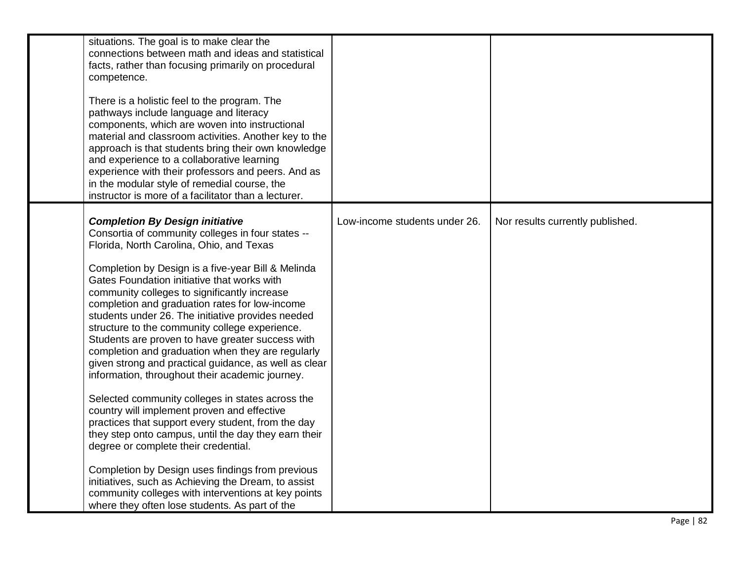| | | | |
|---|---|---|---|
| | situations. The goal is to make clear the connections between math and ideas and statistical facts, rather than focusing primarily on procedural competence.<br><br>There is a holistic feel to the program. The pathways include language and literacy components, which are woven into instructional material and classroom activities. Another key to the approach is that students bring their own knowledge and experience to a collaborative learning experience with their professors and peers. And as in the modular style of remedial course, the instructor is more of a facilitator than a lecturer. | | |
| | ***Completion By Design initiative***<br>Consortia of community colleges in four states -- Florida, North Carolina, Ohio, and Texas<br><br>Completion by Design is a five-year Bill & Melinda Gates Foundation initiative that works with community colleges to significantly increase completion and graduation rates for low-income students under 26. The initiative provides needed structure to the community college experience. Students are proven to have greater success with completion and graduation when they are regularly given strong and practical guidance, as well as clear information, throughout their academic journey.<br><br>Selected community colleges in states across the country will implement proven and effective practices that support every student, from the day they step onto campus, until the day they earn their degree or complete their credential.<br><br>Completion by Design uses findings from previous initiatives, such as Achieving the Dream, to assist community colleges with interventions at key points where they often lose students. As part of the | Low-income students under 26. | Nor results currently published. |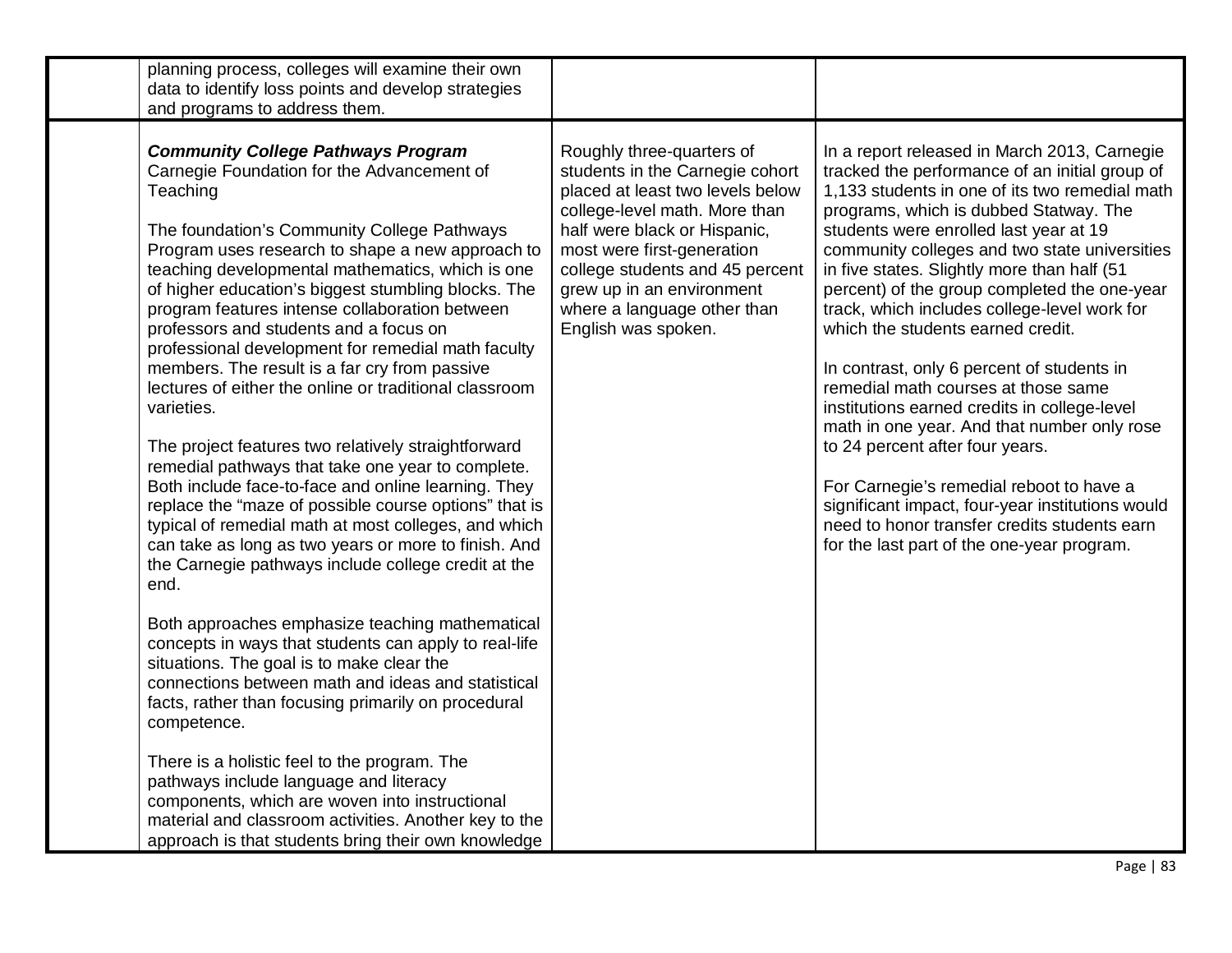| | | | |
|---|---|---|---|
| | planning process, colleges will examine their own data to identify loss points and develop strategies and programs to address them. | | |
| | ***Community College Pathways Program***<br>Carnegie Foundation for the Advancement of Teaching<br><br>The foundation's Community College Pathways Program uses research to shape a new approach to teaching developmental mathematics, which is one of higher education's biggest stumbling blocks. The program features intense collaboration between professors and students and a focus on professional development for remedial math faculty members. The result is a far cry from passive lectures of either the online or traditional classroom varieties.<br><br>The project features two relatively straightforward remedial pathways that take one year to complete. Both include face-to-face and online learning. They replace the "maze of possible course options" that is typical of remedial math at most colleges, and which can take as long as two years or more to finish. And the Carnegie pathways include college credit at the end.<br><br>Both approaches emphasize teaching mathematical concepts in ways that students can apply to real-life situations. The goal is to make clear the connections between math and ideas and statistical facts, rather than focusing primarily on procedural competence.<br><br>There is a holistic feel to the program. The pathways include language and literacy components, which are woven into instructional material and classroom activities. Another key to the approach is that students bring their own knowledge | Roughly three-quarters of students in the Carnegie cohort placed at least two levels below college-level math. More than half were black or Hispanic, most were first-generation college students and 45 percent grew up in an environment where a language other than English was spoken. | In a report released in March 2013, Carnegie tracked the performance of an initial group of 1,133 students in one of its two remedial math programs, which is dubbed Statway. The students were enrolled last year at 19 community colleges and two state universities in five states. Slightly more than half (51 percent) of the group completed the one-year track, which includes college-level work for which the students earned credit.<br><br>In contrast, only 6 percent of students in remedial math courses at those same institutions earned credits in college-level math in one year. And that number only rose to 24 percent after four years.<br><br>For Carnegie's remedial reboot to have a significant impact, four-year institutions would need to honor transfer credits students earn for the last part of the one-year program. |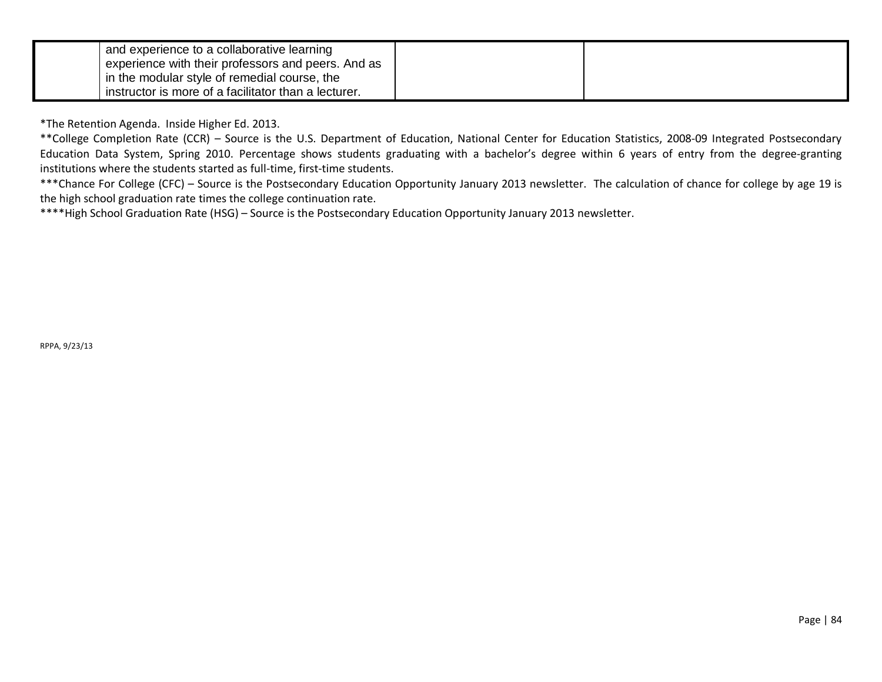| | | | |
|---|---|---|---|
| | and experience to a collaborative learning experience with their professors and peers. And as in the modular style of remedial course, the instructor is more of a facilitator than a lecturer. | | |

*The Retention Agenda. Inside Higher Ed. 2013.

**College Completion Rate (CCR) – Source is the U.S. Department of Education, National Center for Education Statistics, 2008-09 Integrated Postsecondary Education Data System, Spring 2010. Percentage shows students graduating with a bachelor's degree within 6 years of entry from the degree-granting institutions where the students started as full-time, first-time students.

***Chance For College (CFC) – Source is the Postsecondary Education Opportunity January 2013 newsletter. The calculation of chance for college by age 19 is the high school graduation rate times the college continuation rate.

****High School Graduation Rate (HSG) – Source is the Postsecondary Education Opportunity January 2013 newsletter.

RPPA, 9/23/13